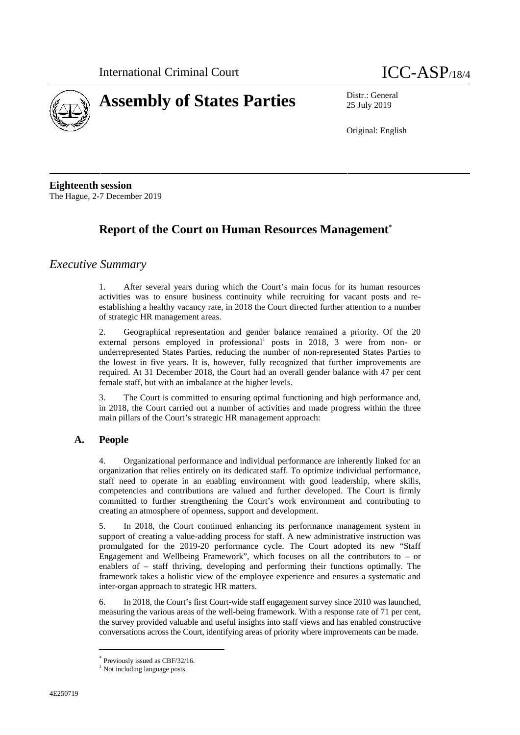International Criminal Court ICC-ASP/18/4

# Assembly of States Parties

Distr.: General
25 July 2019

Original: English

**Eighteenth session**
The Hague, 2-7 December 2019

## Report of the Court on Human Resources Management[*]

## *Executive Summary*

1. After several years during which the Court's main focus for its human resources activities was to ensure business continuity while recruiting for vacant posts and re-establishing a healthy vacancy rate, in 2018 the Court directed further attention to a number of strategic HR management areas.

2. Geographical representation and gender balance remained a priority. Of the 20 external persons employed in professional[1] posts in 2018, 3 were from non- or underrepresented States Parties, reducing the number of non-represented States Parties to the lowest in five years. It is, however, fully recognized that further improvements are required. At 31 December 2018, the Court had an overall gender balance with 47 per cent female staff, but with an imbalance at the higher levels.

3. The Court is committed to ensuring optimal functioning and high performance and, in 2018, the Court carried out a number of activities and made progress within the three main pillars of the Court's strategic HR management approach:

### A. People

4. Organizational performance and individual performance are inherently linked for an organization that relies entirely on its dedicated staff. To optimize individual performance, staff need to operate in an enabling environment with good leadership, where skills, competencies and contributions are valued and further developed. The Court is firmly committed to further strengthening the Court's work environment and contributing to creating an atmosphere of openness, support and development.

5. In 2018, the Court continued enhancing its performance management system in support of creating a value-adding process for staff. A new administrative instruction was promulgated for the 2019-20 performance cycle. The Court adopted its new "Staff Engagement and Wellbeing Framework", which focuses on all the contributors to – or enablers of – staff thriving, developing and performing their functions optimally. The framework takes a holistic view of the employee experience and ensures a systematic and inter-organ approach to strategic HR matters.

6. In 2018, the Court's first Court-wide staff engagement survey since 2010 was launched, measuring the various areas of the well-being framework. With a response rate of 71 per cent, the survey provided valuable and useful insights into staff views and has enabled constructive conversations across the Court, identifying areas of priority where improvements can be made.

---

[*] Previously issued as CBF/32/16.
[1] Not including language posts.

4E250719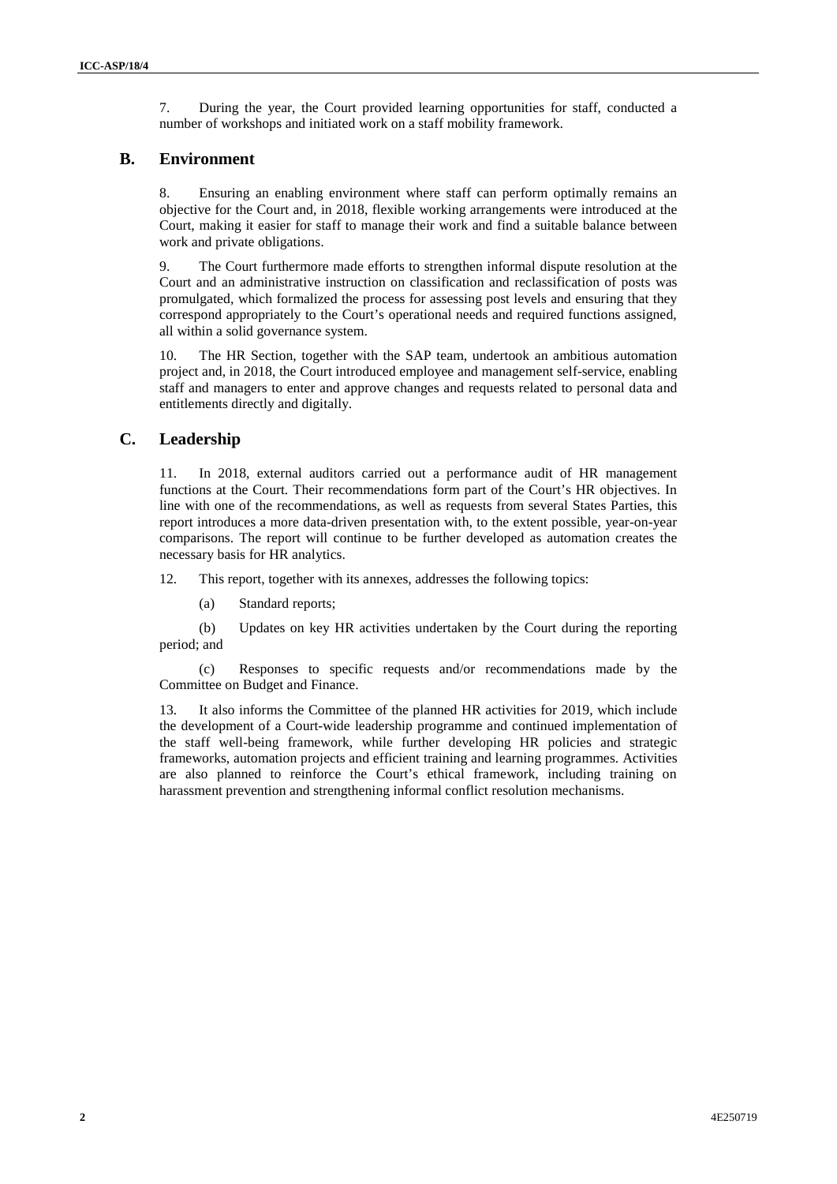7. During the year, the Court provided learning opportunities for staff, conducted a number of workshops and initiated work on a staff mobility framework.

## B. Environment

8. Ensuring an enabling environment where staff can perform optimally remains an objective for the Court and, in 2018, flexible working arrangements were introduced at the Court, making it easier for staff to manage their work and find a suitable balance between work and private obligations.

9. The Court furthermore made efforts to strengthen informal dispute resolution at the Court and an administrative instruction on classification and reclassification of posts was promulgated, which formalized the process for assessing post levels and ensuring that they correspond appropriately to the Court's operational needs and required functions assigned, all within a solid governance system.

10. The HR Section, together with the SAP team, undertook an ambitious automation project and, in 2018, the Court introduced employee and management self-service, enabling staff and managers to enter and approve changes and requests related to personal data and entitlements directly and digitally.

## C. Leadership

11. In 2018, external auditors carried out a performance audit of HR management functions at the Court. Their recommendations form part of the Court's HR objectives. In line with one of the recommendations, as well as requests from several States Parties, this report introduces a more data-driven presentation with, to the extent possible, year-on-year comparisons. The report will continue to be further developed as automation creates the necessary basis for HR analytics.

12. This report, together with its annexes, addresses the following topics:

(a) Standard reports;

(b) Updates on key HR activities undertaken by the Court during the reporting period; and

(c) Responses to specific requests and/or recommendations made by the Committee on Budget and Finance.

13. It also informs the Committee of the planned HR activities for 2019, which include the development of a Court-wide leadership programme and continued implementation of the staff well-being framework, while further developing HR policies and strategic frameworks, automation projects and efficient training and learning programmes. Activities are also planned to reinforce the Court's ethical framework, including training on harassment prevention and strengthening informal conflict resolution mechanisms.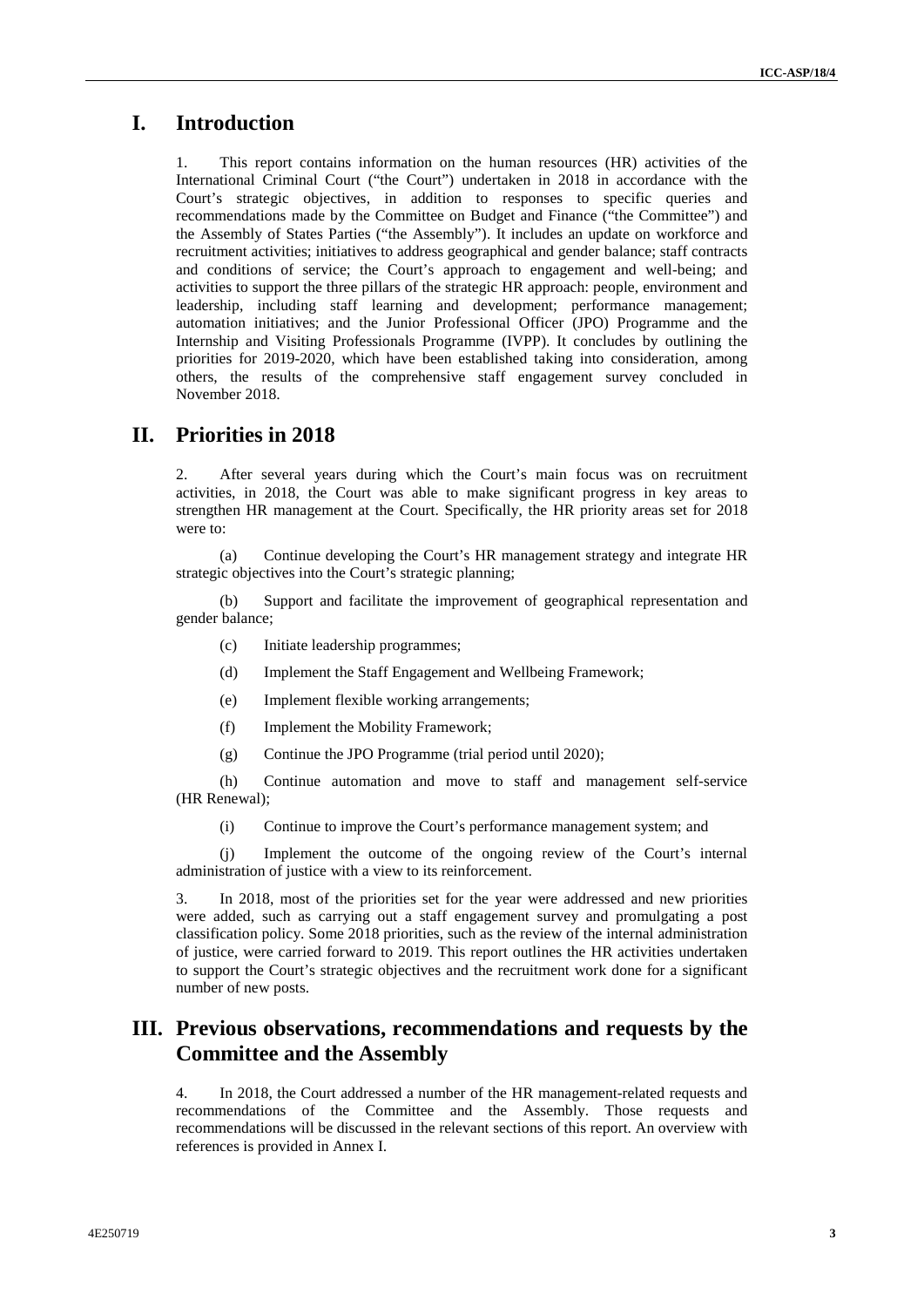# I. Introduction

1. This report contains information on the human resources (HR) activities of the International Criminal Court ("the Court") undertaken in 2018 in accordance with the Court's strategic objectives, in addition to responses to specific queries and recommendations made by the Committee on Budget and Finance ("the Committee") and the Assembly of States Parties ("the Assembly"). It includes an update on workforce and recruitment activities; initiatives to address geographical and gender balance; staff contracts and conditions of service; the Court's approach to engagement and well-being; and activities to support the three pillars of the strategic HR approach: people, environment and leadership, including staff learning and development; performance management; automation initiatives; and the Junior Professional Officer (JPO) Programme and the Internship and Visiting Professionals Programme (IVPP). It concludes by outlining the priorities for 2019-2020, which have been established taking into consideration, among others, the results of the comprehensive staff engagement survey concluded in November 2018.

# II. Priorities in 2018

2. After several years during which the Court's main focus was on recruitment activities, in 2018, the Court was able to make significant progress in key areas to strengthen HR management at the Court. Specifically, the HR priority areas set for 2018 were to:

(a) Continue developing the Court's HR management strategy and integrate HR strategic objectives into the Court's strategic planning;

(b) Support and facilitate the improvement of geographical representation and gender balance;

(c) Initiate leadership programmes;

(d) Implement the Staff Engagement and Wellbeing Framework;

(e) Implement flexible working arrangements;

(f) Implement the Mobility Framework;

(g) Continue the JPO Programme (trial period until 2020);

(h) Continue automation and move to staff and management self-service (HR Renewal);

(i) Continue to improve the Court's performance management system; and

(j) Implement the outcome of the ongoing review of the Court's internal administration of justice with a view to its reinforcement.

3. In 2018, most of the priorities set for the year were addressed and new priorities were added, such as carrying out a staff engagement survey and promulgating a post classification policy. Some 2018 priorities, such as the review of the internal administration of justice, were carried forward to 2019. This report outlines the HR activities undertaken to support the Court's strategic objectives and the recruitment work done for a significant number of new posts.

# III. Previous observations, recommendations and requests by the Committee and the Assembly

4. In 2018, the Court addressed a number of the HR management-related requests and recommendations of the Committee and the Assembly. Those requests and recommendations will be discussed in the relevant sections of this report. An overview with references is provided in Annex I.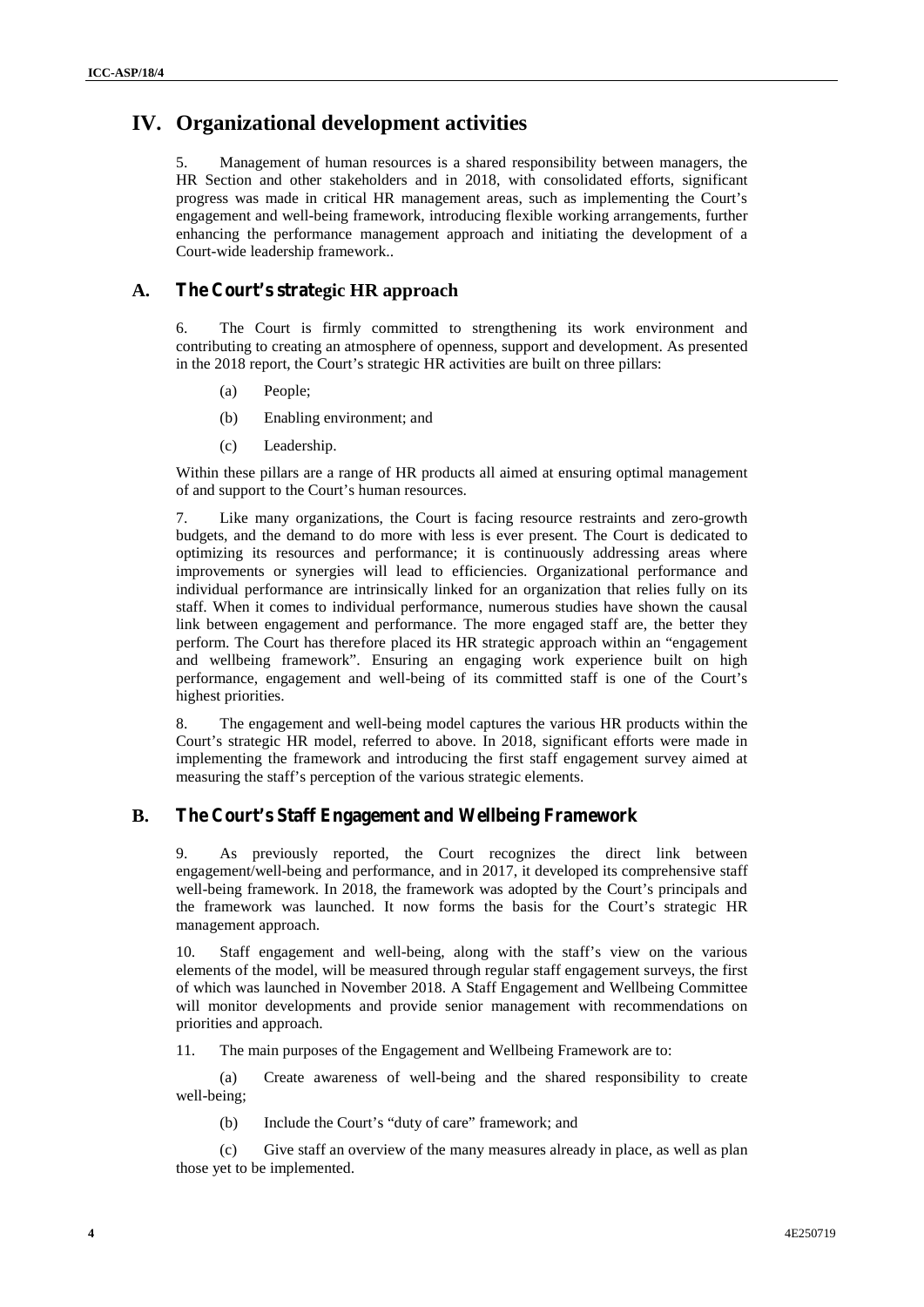# IV. Organizational development activities

5. Management of human resources is a shared responsibility between managers, the HR Section and other stakeholders and in 2018, with consolidated efforts, significant progress was made in critical HR management areas, such as implementing the Court's engagement and well-being framework, introducing flexible working arrangements, further enhancing the performance management approach and initiating the development of a Court-wide leadership framework..

## A. The Court's strategic HR approach

6. The Court is firmly committed to strengthening its work environment and contributing to creating an atmosphere of openness, support and development. As presented in the 2018 report, the Court's strategic HR activities are built on three pillars:

(a) People;

(b) Enabling environment; and

(c) Leadership.

Within these pillars are a range of HR products all aimed at ensuring optimal management of and support to the Court's human resources.

7. Like many organizations, the Court is facing resource restraints and zero-growth budgets, and the demand to do more with less is ever present. The Court is dedicated to optimizing its resources and performance; it is continuously addressing areas where improvements or synergies will lead to efficiencies. Organizational performance and individual performance are intrinsically linked for an organization that relies fully on its staff. When it comes to individual performance, numerous studies have shown the causal link between engagement and performance. The more engaged staff are, the better they perform. The Court has therefore placed its HR strategic approach within an "engagement and wellbeing framework". Ensuring an engaging work experience built on high performance, engagement and well-being of its committed staff is one of the Court's highest priorities.

8. The engagement and well-being model captures the various HR products within the Court's strategic HR model, referred to above. In 2018, significant efforts were made in implementing the framework and introducing the first staff engagement survey aimed at measuring the staff's perception of the various strategic elements.

## B. The Court's Staff Engagement and Wellbeing Framework

9. As previously reported, the Court recognizes the direct link between engagement/well-being and performance, and in 2017, it developed its comprehensive staff well-being framework. In 2018, the framework was adopted by the Court's principals and the framework was launched. It now forms the basis for the Court's strategic HR management approach.

10. Staff engagement and well-being, along with the staff's view on the various elements of the model, will be measured through regular staff engagement surveys, the first of which was launched in November 2018. A Staff Engagement and Wellbeing Committee will monitor developments and provide senior management with recommendations on priorities and approach.

11. The main purposes of the Engagement and Wellbeing Framework are to:

(a) Create awareness of well-being and the shared responsibility to create well-being;

(b) Include the Court's "duty of care" framework; and

(c) Give staff an overview of the many measures already in place, as well as plan those yet to be implemented.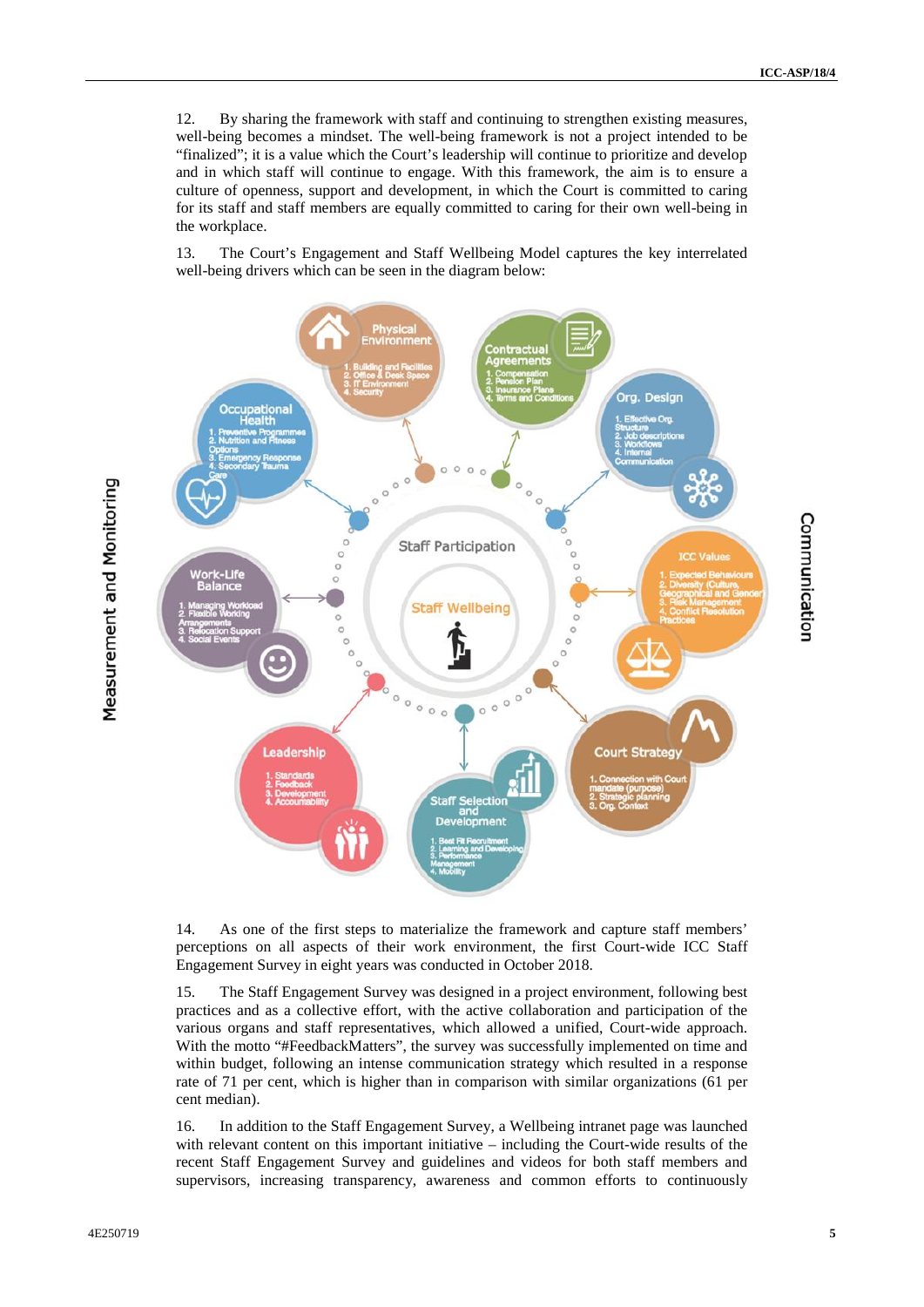12. By sharing the framework with staff and continuing to strengthen existing measures, well-being becomes a mindset. The well-being framework is not a project intended to be "finalized"; it is a value which the Court's leadership will continue to prioritize and develop and in which staff will continue to engage. With this framework, the aim is to ensure a culture of openness, support and development, in which the Court is committed to caring for its staff and staff members are equally committed to caring for their own well-being in the workplace.

13. The Court's Engagement and Staff Wellbeing Model captures the key interrelated well-being drivers which can be seen in the diagram below:

Measurement and Monitoring

Communication

Staff Participation

Staff Wellbeing

**Physical Environment**
1. Building and Facilities
2. Office & Desk Space
3. IT Environment
4. Security

**Contractual Agreements**
1. Compensation
2. Pension Plan
3. Insurance Plans
4. Terms and Conditions

**Org. Design**
1. Effective Org. Structure
2. Job descriptions
3. Workflows
4. Internal Communication

**ICC Values**
1. Expected Behaviours
2. Diversity (Culture, Geographical and Gender)
3. Risk Management
4. Conflict Resolution Practices

**Court Strategy**
1. Connection with Court mandate (purpose)
2. Strategic planning
3. Org. Context

**Staff Selection and Development**
1. Best Fit Recruitment
2. Learning and Developing
3. Performance Management
4. Mobility

**Leadership**
1. Standards
2. Feedback
3. Development
4. Accountability

**Work-Life Balance**
1. Managing Workload
2. Flexible Working Arrangements
3. Relocation Support
4. Social Events

**Occupational Health**
1. Preventive Programmes
2. Nutrition and Fitness Options
3. Emergency Response
4. Secondary Trauma Care

14. As one of the first steps to materialize the framework and capture staff members' perceptions on all aspects of their work environment, the first Court-wide ICC Staff Engagement Survey in eight years was conducted in October 2018.

15. The Staff Engagement Survey was designed in a project environment, following best practices and as a collective effort, with the active collaboration and participation of the various organs and staff representatives, which allowed a unified, Court-wide approach. With the motto "#FeedbackMatters", the survey was successfully implemented on time and within budget, following an intense communication strategy which resulted in a response rate of 71 per cent, which is higher than in comparison with similar organizations (61 per cent median).

16. In addition to the Staff Engagement Survey, a Wellbeing intranet page was launched with relevant content on this important initiative – including the Court-wide results of the recent Staff Engagement Survey and guidelines and videos for both staff members and supervisors, increasing transparency, awareness and common efforts to continuously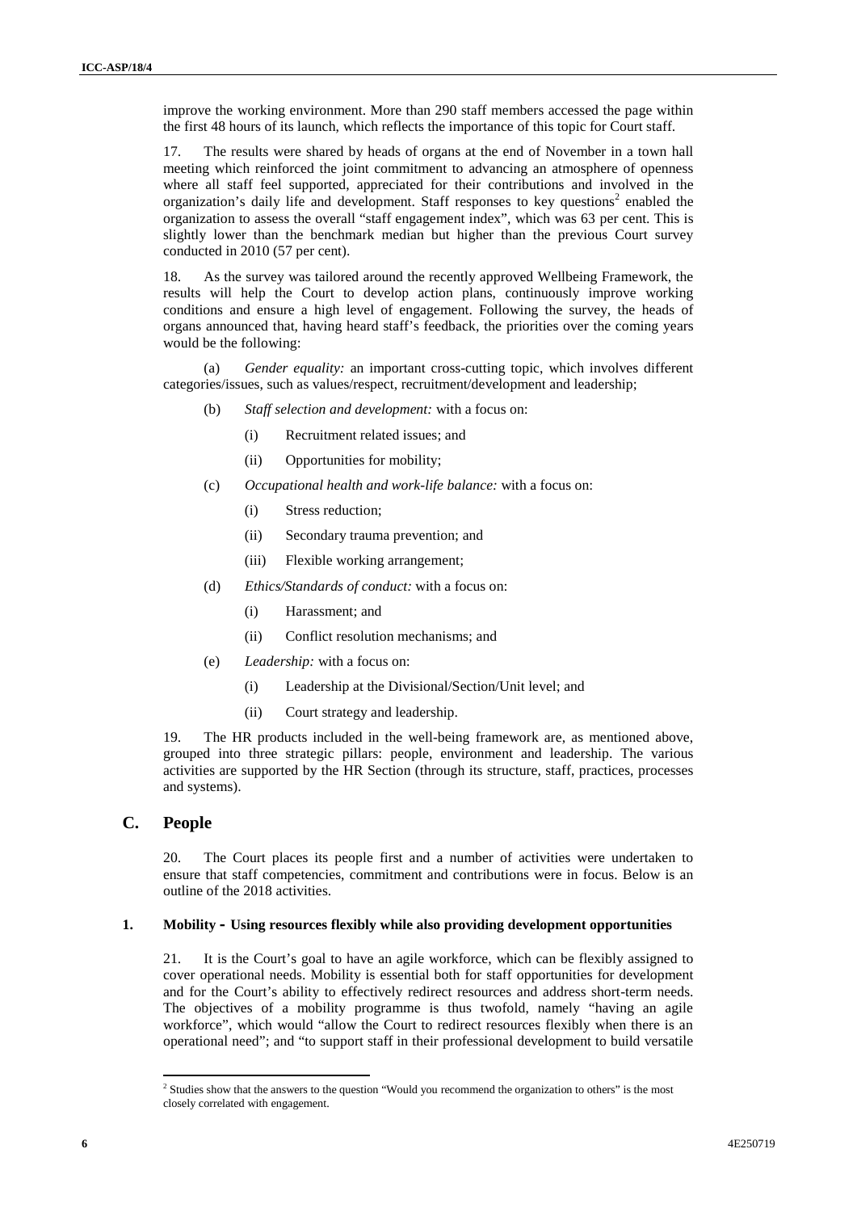improve the working environment. More than 290 staff members accessed the page within the first 48 hours of its launch, which reflects the importance of this topic for Court staff.

17. The results were shared by heads of organs at the end of November in a town hall meeting which reinforced the joint commitment to advancing an atmosphere of openness where all staff feel supported, appreciated for their contributions and involved in the organization's daily life and development. Staff responses to key questions[2] enabled the organization to assess the overall "staff engagement index", which was 63 per cent. This is slightly lower than the benchmark median but higher than the previous Court survey conducted in 2010 (57 per cent).

18. As the survey was tailored around the recently approved Wellbeing Framework, the results will help the Court to develop action plans, continuously improve working conditions and ensure a high level of engagement. Following the survey, the heads of organs announced that, having heard staff's feedback, the priorities over the coming years would be the following:

(a) *Gender equality:* an important cross-cutting topic, which involves different categories/issues, such as values/respect, recruitment/development and leadership;

(b) *Staff selection and development:* with a focus on:

- (i) Recruitment related issues; and
- (ii) Opportunities for mobility;

(c) *Occupational health and work-life balance:* with a focus on:

- (i) Stress reduction;
- (ii) Secondary trauma prevention; and
- (iii) Flexible working arrangement;

(d) *Ethics/Standards of conduct:* with a focus on:

- (i) Harassment; and
- (ii) Conflict resolution mechanisms; and

(e) *Leadership:* with a focus on:

- (i) Leadership at the Divisional/Section/Unit level; and
- (ii) Court strategy and leadership.

19. The HR products included in the well-being framework are, as mentioned above, grouped into three strategic pillars: people, environment and leadership. The various activities are supported by the HR Section (through its structure, staff, practices, processes and systems).

## C. People

20. The Court places its people first and a number of activities were undertaken to ensure that staff competencies, commitment and contributions were in focus. Below is an outline of the 2018 activities.

### 1. Mobility - Using resources flexibly while also providing development opportunities

21. It is the Court's goal to have an agile workforce, which can be flexibly assigned to cover operational needs. Mobility is essential both for staff opportunities for development and for the Court's ability to effectively redirect resources and address short-term needs. The objectives of a mobility programme is thus twofold, namely "having an agile workforce", which would "allow the Court to redirect resources flexibly when there is an operational need"; and "to support staff in their professional development to build versatile

[2] Studies show that the answers to the question "Would you recommend the organization to others" is the most closely correlated with engagement.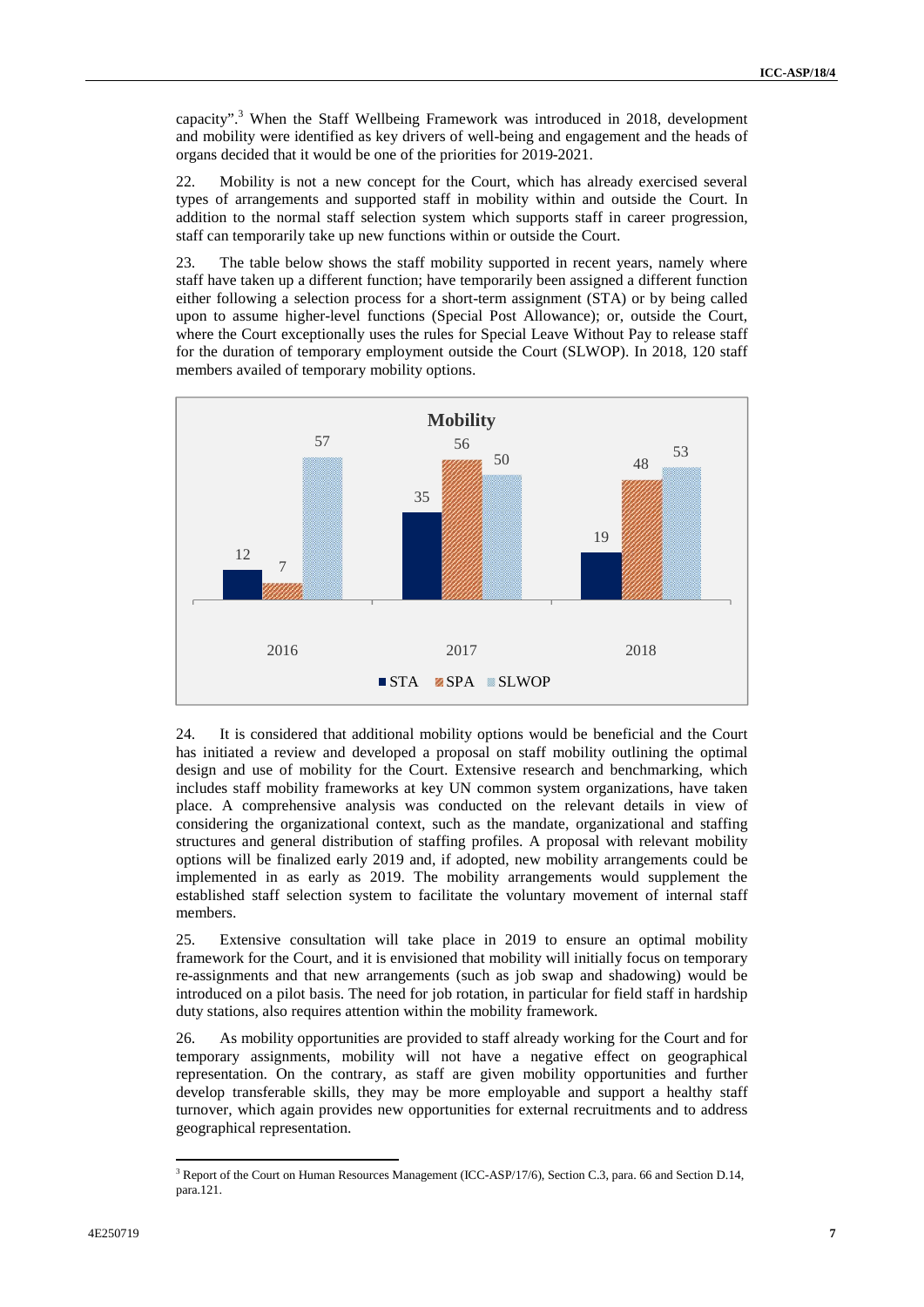capacity".[3] When the Staff Wellbeing Framework was introduced in 2018, development and mobility were identified as key drivers of well-being and engagement and the heads of organs decided that it would be one of the priorities for 2019-2021.

22. Mobility is not a new concept for the Court, which has already exercised several types of arrangements and supported staff in mobility within and outside the Court. In addition to the normal staff selection system which supports staff in career progression, staff can temporarily take up new functions within or outside the Court.

23. The table below shows the staff mobility supported in recent years, namely where staff have taken up a different function; have temporarily been assigned a different function either following a selection process for a short-term assignment (STA) or by being called upon to assume higher-level functions (Special Post Allowance); or, outside the Court, where the Court exceptionally uses the rules for Special Leave Without Pay to release staff for the duration of temporary employment outside the Court (SLWOP). In 2018, 120 staff members availed of temporary mobility options.

**Mobility**

| | STA | SPA | SLWOP |
|---|---|---|---|
| 2016 | 12 | 7 | 57 |
| 2017 | 35 | 56 | 50 |
| 2018 | 19 | 48 | 53 |

24. It is considered that additional mobility options would be beneficial and the Court has initiated a review and developed a proposal on staff mobility outlining the optimal design and use of mobility for the Court. Extensive research and benchmarking, which includes staff mobility frameworks at key UN common system organizations, have taken place. A comprehensive analysis was conducted on the relevant details in view of considering the organizational context, such as the mandate, organizational and staffing structures and general distribution of staffing profiles. A proposal with relevant mobility options will be finalized early 2019 and, if adopted, new mobility arrangements could be implemented in as early as 2019. The mobility arrangements would supplement the established staff selection system to facilitate the voluntary movement of internal staff members.

25. Extensive consultation will take place in 2019 to ensure an optimal mobility framework for the Court, and it is envisioned that mobility will initially focus on temporary re-assignments and that new arrangements (such as job swap and shadowing) would be introduced on a pilot basis. The need for job rotation, in particular for field staff in hardship duty stations, also requires attention within the mobility framework.

26. As mobility opportunities are provided to staff already working for the Court and for temporary assignments, mobility will not have a negative effect on geographical representation. On the contrary, as staff are given mobility opportunities and further develop transferable skills, they may be more employable and support a healthy staff turnover, which again provides new opportunities for external recruitments and to address geographical representation.

[3] Report of the Court on Human Resources Management (ICC-ASP/17/6), Section C.3, para. 66 and Section D.14, para.121.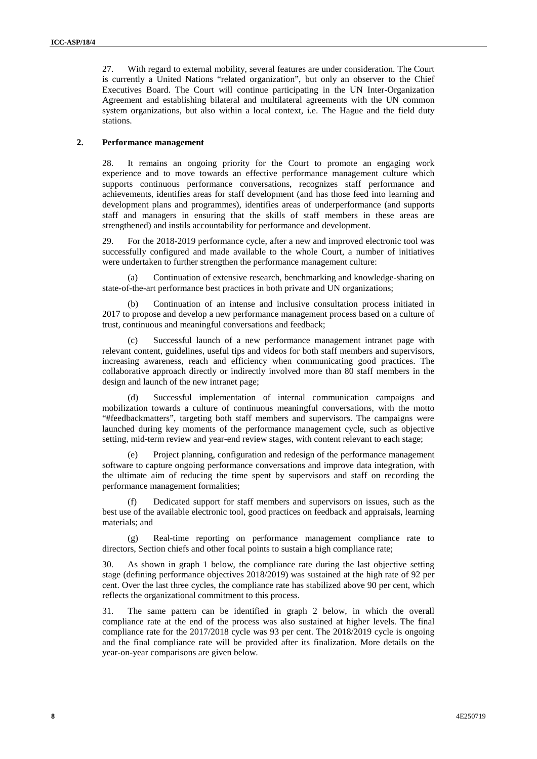27. With regard to external mobility, several features are under consideration. The Court is currently a United Nations "related organization", but only an observer to the Chief Executives Board. The Court will continue participating in the UN Inter-Organization Agreement and establishing bilateral and multilateral agreements with the UN common system organizations, but also within a local context, i.e. The Hague and the field duty stations.

### 2. Performance management

28. It remains an ongoing priority for the Court to promote an engaging work experience and to move towards an effective performance management culture which supports continuous performance conversations, recognizes staff performance and achievements, identifies areas for staff development (and has those feed into learning and development plans and programmes), identifies areas of underperformance (and supports staff and managers in ensuring that the skills of staff members in these areas are strengthened) and instils accountability for performance and development.

29. For the 2018-2019 performance cycle, after a new and improved electronic tool was successfully configured and made available to the whole Court, a number of initiatives were undertaken to further strengthen the performance management culture:

(a) Continuation of extensive research, benchmarking and knowledge-sharing on state-of-the-art performance best practices in both private and UN organizations;

(b) Continuation of an intense and inclusive consultation process initiated in 2017 to propose and develop a new performance management process based on a culture of trust, continuous and meaningful conversations and feedback;

(c) Successful launch of a new performance management intranet page with relevant content, guidelines, useful tips and videos for both staff members and supervisors, increasing awareness, reach and efficiency when communicating good practices. The collaborative approach directly or indirectly involved more than 80 staff members in the design and launch of the new intranet page;

(d) Successful implementation of internal communication campaigns and mobilization towards a culture of continuous meaningful conversations, with the motto "#feedbackmatters", targeting both staff members and supervisors. The campaigns were launched during key moments of the performance management cycle, such as objective setting, mid-term review and year-end review stages, with content relevant to each stage;

(e) Project planning, configuration and redesign of the performance management software to capture ongoing performance conversations and improve data integration, with the ultimate aim of reducing the time spent by supervisors and staff on recording the performance management formalities;

(f) Dedicated support for staff members and supervisors on issues, such as the best use of the available electronic tool, good practices on feedback and appraisals, learning materials; and

(g) Real-time reporting on performance management compliance rate to directors, Section chiefs and other focal points to sustain a high compliance rate;

30. As shown in graph 1 below, the compliance rate during the last objective setting stage (defining performance objectives 2018/2019) was sustained at the high rate of 92 per cent. Over the last three cycles, the compliance rate has stabilized above 90 per cent, which reflects the organizational commitment to this process.

31. The same pattern can be identified in graph 2 below, in which the overall compliance rate at the end of the process was also sustained at higher levels. The final compliance rate for the 2017/2018 cycle was 93 per cent. The 2018/2019 cycle is ongoing and the final compliance rate will be provided after its finalization. More details on the year-on-year comparisons are given below.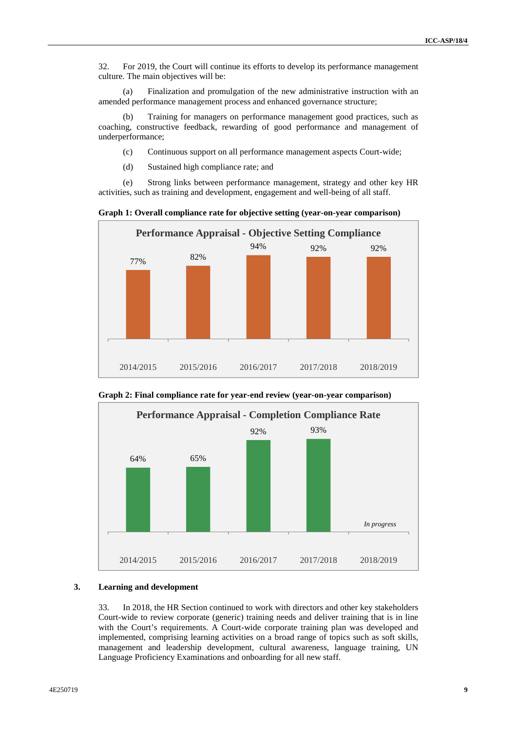32. For 2019, the Court will continue its efforts to develop its performance management culture. The main objectives will be:

(a) Finalization and promulgation of the new administrative instruction with an amended performance management process and enhanced governance structure;

(b) Training for managers on performance management good practices, such as coaching, constructive feedback, rewarding of good performance and management of underperformance;

(c) Continuous support on all performance management aspects Court-wide;

(d) Sustained high compliance rate; and

(e) Strong links between performance management, strategy and other key HR activities, such as training and development, engagement and well-being of all staff.

**Graph 1: Overall compliance rate for objective setting (year-on-year comparison)**

**Performance Appraisal - Objective Setting Compliance**

| 2014/2015 | 2015/2016 | 2016/2017 | 2017/2018 | 2018/2019 |
| --- | --- | --- | --- | --- |
| 77% | 82% | 94% | 92% | 92% |

**Graph 2: Final compliance rate for year-end review (year-on-year comparison)**

**Performance Appraisal - Completion Compliance Rate**

| 2014/2015 | 2015/2016 | 2016/2017 | 2017/2018 | 2018/2019 |
| --- | --- | --- | --- | --- |
| 64% | 65% | 92% | 93% | *In progress* |

### 3. Learning and development

33. In 2018, the HR Section continued to work with directors and other key stakeholders Court-wide to review corporate (generic) training needs and deliver training that is in line with the Court's requirements. A Court-wide corporate training plan was developed and implemented, comprising learning activities on a broad range of topics such as soft skills, management and leadership development, cultural awareness, language training, UN Language Proficiency Examinations and onboarding for all new staff.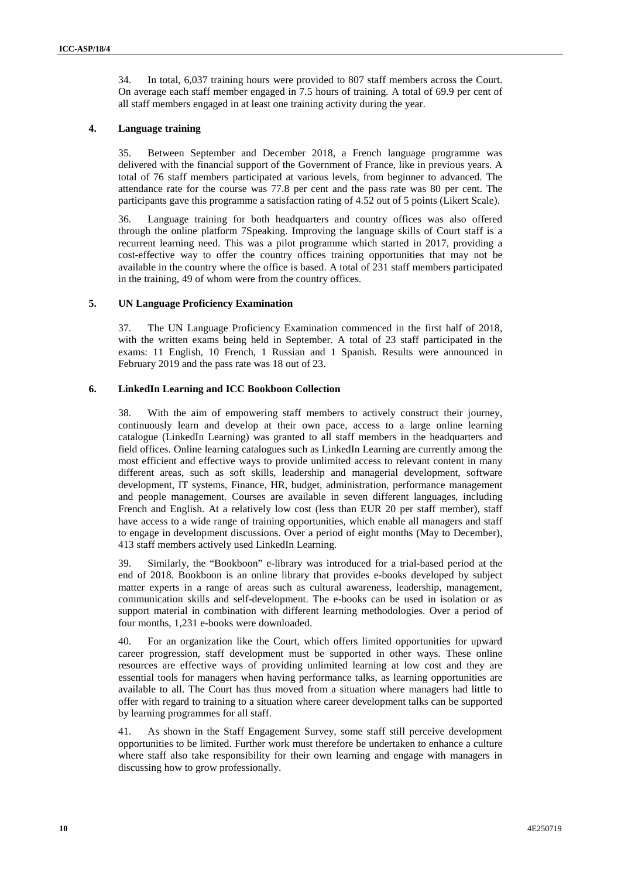34. In total, 6,037 training hours were provided to 807 staff members across the Court. On average each staff member engaged in 7.5 hours of training. A total of 69.9 per cent of all staff members engaged in at least one training activity during the year.

### 4. Language training

35. Between September and December 2018, a French language programme was delivered with the financial support of the Government of France, like in previous years. A total of 76 staff members participated at various levels, from beginner to advanced. The attendance rate for the course was 77.8 per cent and the pass rate was 80 per cent. The participants gave this programme a satisfaction rating of 4.52 out of 5 points (Likert Scale).

36. Language training for both headquarters and country offices was also offered through the online platform 7Speaking. Improving the language skills of Court staff is a recurrent learning need. This was a pilot programme which started in 2017, providing a cost-effective way to offer the country offices training opportunities that may not be available in the country where the office is based. A total of 231 staff members participated in the training, 49 of whom were from the country offices.

### 5. UN Language Proficiency Examination

37. The UN Language Proficiency Examination commenced in the first half of 2018, with the written exams being held in September. A total of 23 staff participated in the exams: 11 English, 10 French, 1 Russian and 1 Spanish. Results were announced in February 2019 and the pass rate was 18 out of 23.

### 6. LinkedIn Learning and ICC Bookboon Collection

38. With the aim of empowering staff members to actively construct their journey, continuously learn and develop at their own pace, access to a large online learning catalogue (LinkedIn Learning) was granted to all staff members in the headquarters and field offices. Online learning catalogues such as LinkedIn Learning are currently among the most efficient and effective ways to provide unlimited access to relevant content in many different areas, such as soft skills, leadership and managerial development, software development, IT systems, Finance, HR, budget, administration, performance management and people management. Courses are available in seven different languages, including French and English. At a relatively low cost (less than EUR 20 per staff member), staff have access to a wide range of training opportunities, which enable all managers and staff to engage in development discussions. Over a period of eight months (May to December), 413 staff members actively used LinkedIn Learning.

39. Similarly, the "Bookboon" e-library was introduced for a trial-based period at the end of 2018. Bookboon is an online library that provides e-books developed by subject matter experts in a range of areas such as cultural awareness, leadership, management, communication skills and self-development. The e-books can be used in isolation or as support material in combination with different learning methodologies. Over a period of four months, 1,231 e-books were downloaded.

40. For an organization like the Court, which offers limited opportunities for upward career progression, staff development must be supported in other ways. These online resources are effective ways of providing unlimited learning at low cost and they are essential tools for managers when having performance talks, as learning opportunities are available to all. The Court has thus moved from a situation where managers had little to offer with regard to training to a situation where career development talks can be supported by learning programmes for all staff.

41. As shown in the Staff Engagement Survey, some staff still perceive development opportunities to be limited. Further work must therefore be undertaken to enhance a culture where staff also take responsibility for their own learning and engage with managers in discussing how to grow professionally.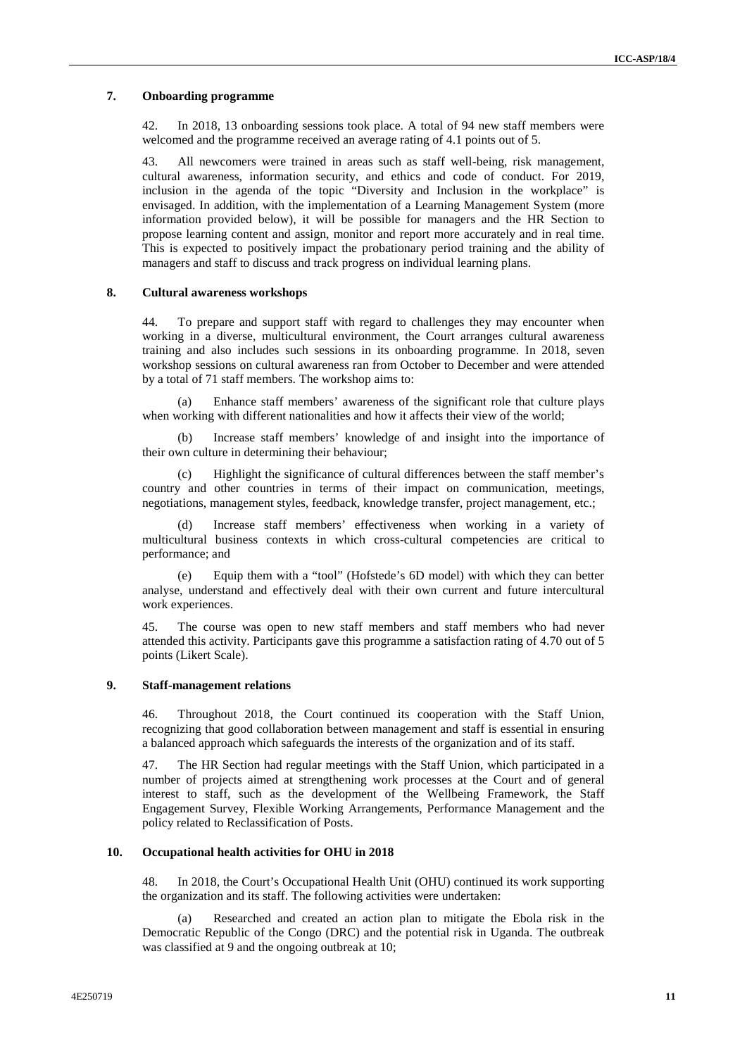### 7. Onboarding programme

42. In 2018, 13 onboarding sessions took place. A total of 94 new staff members were welcomed and the programme received an average rating of 4.1 points out of 5.

43. All newcomers were trained in areas such as staff well-being, risk management, cultural awareness, information security, and ethics and code of conduct. For 2019, inclusion in the agenda of the topic "Diversity and Inclusion in the workplace" is envisaged. In addition, with the implementation of a Learning Management System (more information provided below), it will be possible for managers and the HR Section to propose learning content and assign, monitor and report more accurately and in real time. This is expected to positively impact the probationary period training and the ability of managers and staff to discuss and track progress on individual learning plans.

### 8. Cultural awareness workshops

44. To prepare and support staff with regard to challenges they may encounter when working in a diverse, multicultural environment, the Court arranges cultural awareness training and also includes such sessions in its onboarding programme. In 2018, seven workshop sessions on cultural awareness ran from October to December and were attended by a total of 71 staff members. The workshop aims to:

(a) Enhance staff members' awareness of the significant role that culture plays when working with different nationalities and how it affects their view of the world;

(b) Increase staff members' knowledge of and insight into the importance of their own culture in determining their behaviour;

(c) Highlight the significance of cultural differences between the staff member's country and other countries in terms of their impact on communication, meetings, negotiations, management styles, feedback, knowledge transfer, project management, etc.;

(d) Increase staff members' effectiveness when working in a variety of multicultural business contexts in which cross-cultural competencies are critical to performance; and

(e) Equip them with a "tool" (Hofstede's 6D model) with which they can better analyse, understand and effectively deal with their own current and future intercultural work experiences.

45. The course was open to new staff members and staff members who had never attended this activity. Participants gave this programme a satisfaction rating of 4.70 out of 5 points (Likert Scale).

### 9. Staff-management relations

46. Throughout 2018, the Court continued its cooperation with the Staff Union, recognizing that good collaboration between management and staff is essential in ensuring a balanced approach which safeguards the interests of the organization and of its staff.

47. The HR Section had regular meetings with the Staff Union, which participated in a number of projects aimed at strengthening work processes at the Court and of general interest to staff, such as the development of the Wellbeing Framework, the Staff Engagement Survey, Flexible Working Arrangements, Performance Management and the policy related to Reclassification of Posts.

### 10. Occupational health activities for OHU in 2018

48. In 2018, the Court's Occupational Health Unit (OHU) continued its work supporting the organization and its staff. The following activities were undertaken:

(a) Researched and created an action plan to mitigate the Ebola risk in the Democratic Republic of the Congo (DRC) and the potential risk in Uganda. The outbreak was classified at 9 and the ongoing outbreak at 10;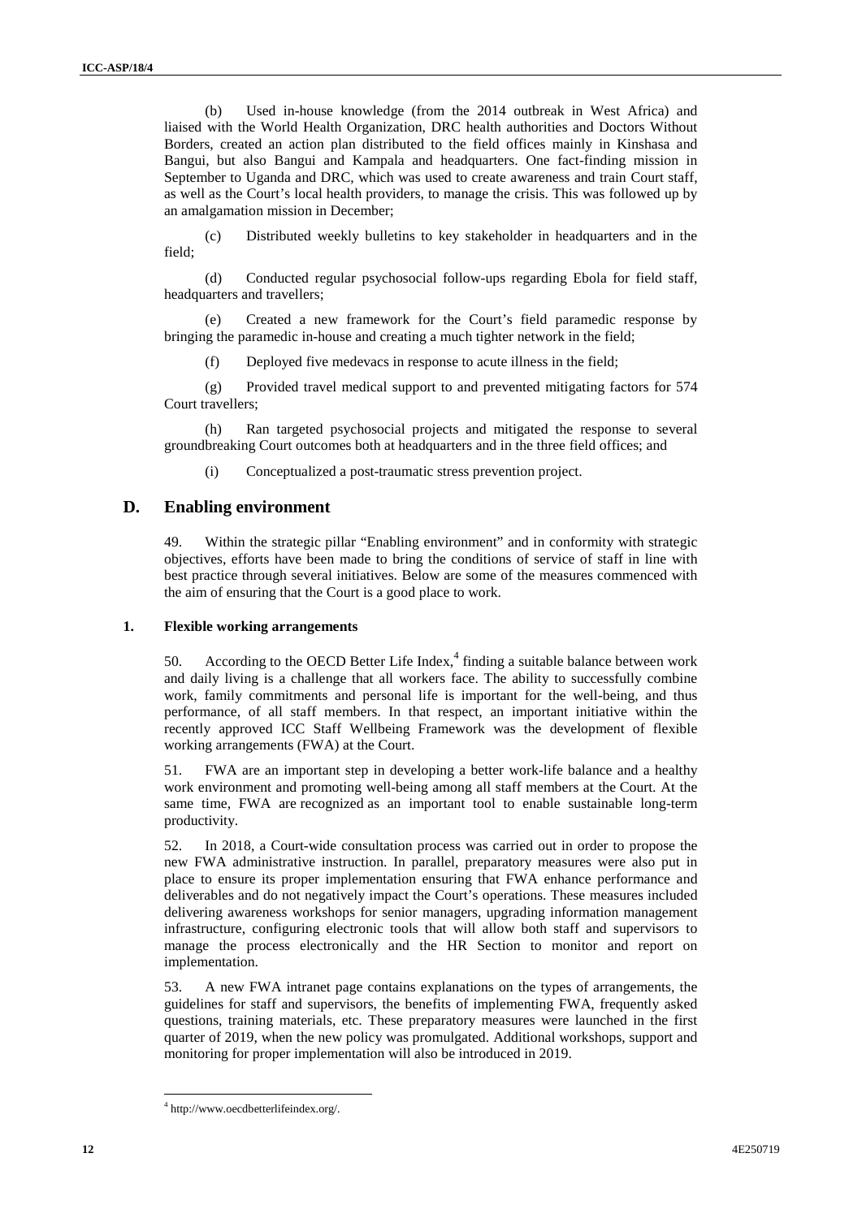(b) Used in-house knowledge (from the 2014 outbreak in West Africa) and liaised with the World Health Organization, DRC health authorities and Doctors Without Borders, created an action plan distributed to the field offices mainly in Kinshasa and Bangui, but also Bangui and Kampala and headquarters. One fact-finding mission in September to Uganda and DRC, which was used to create awareness and train Court staff, as well as the Court's local health providers, to manage the crisis. This was followed up by an amalgamation mission in December;

(c) Distributed weekly bulletins to key stakeholder in headquarters and in the field;

(d) Conducted regular psychosocial follow-ups regarding Ebola for field staff, headquarters and travellers;

(e) Created a new framework for the Court's field paramedic response by bringing the paramedic in-house and creating a much tighter network in the field;

(f) Deployed five medevacs in response to acute illness in the field;

(g) Provided travel medical support to and prevented mitigating factors for 574 Court travellers;

(h) Ran targeted psychosocial projects and mitigated the response to several groundbreaking Court outcomes both at headquarters and in the three field offices; and

(i) Conceptualized a post-traumatic stress prevention project.

## D. Enabling environment

49. Within the strategic pillar "Enabling environment" and in conformity with strategic objectives, efforts have been made to bring the conditions of service of staff in line with best practice through several initiatives. Below are some of the measures commenced with the aim of ensuring that the Court is a good place to work.

### 1. Flexible working arrangements

50. According to the OECD Better Life Index,[4] finding a suitable balance between work and daily living is a challenge that all workers face. The ability to successfully combine work, family commitments and personal life is important for the well-being, and thus performance, of all staff members. In that respect, an important initiative within the recently approved ICC Staff Wellbeing Framework was the development of flexible working arrangements (FWA) at the Court.

51. FWA are an important step in developing a better work-life balance and a healthy work environment and promoting well-being among all staff members at the Court. At the same time, FWA are recognized as an important tool to enable sustainable long-term productivity.

52. In 2018, a Court-wide consultation process was carried out in order to propose the new FWA administrative instruction. In parallel, preparatory measures were also put in place to ensure its proper implementation ensuring that FWA enhance performance and deliverables and do not negatively impact the Court's operations. These measures included delivering awareness workshops for senior managers, upgrading information management infrastructure, configuring electronic tools that will allow both staff and supervisors to manage the process electronically and the HR Section to monitor and report on implementation.

53. A new FWA intranet page contains explanations on the types of arrangements, the guidelines for staff and supervisors, the benefits of implementing FWA, frequently asked questions, training materials, etc. These preparatory measures were launched in the first quarter of 2019, when the new policy was promulgated. Additional workshops, support and monitoring for proper implementation will also be introduced in 2019.

[4] http://www.oecdbetterlifeindex.org/.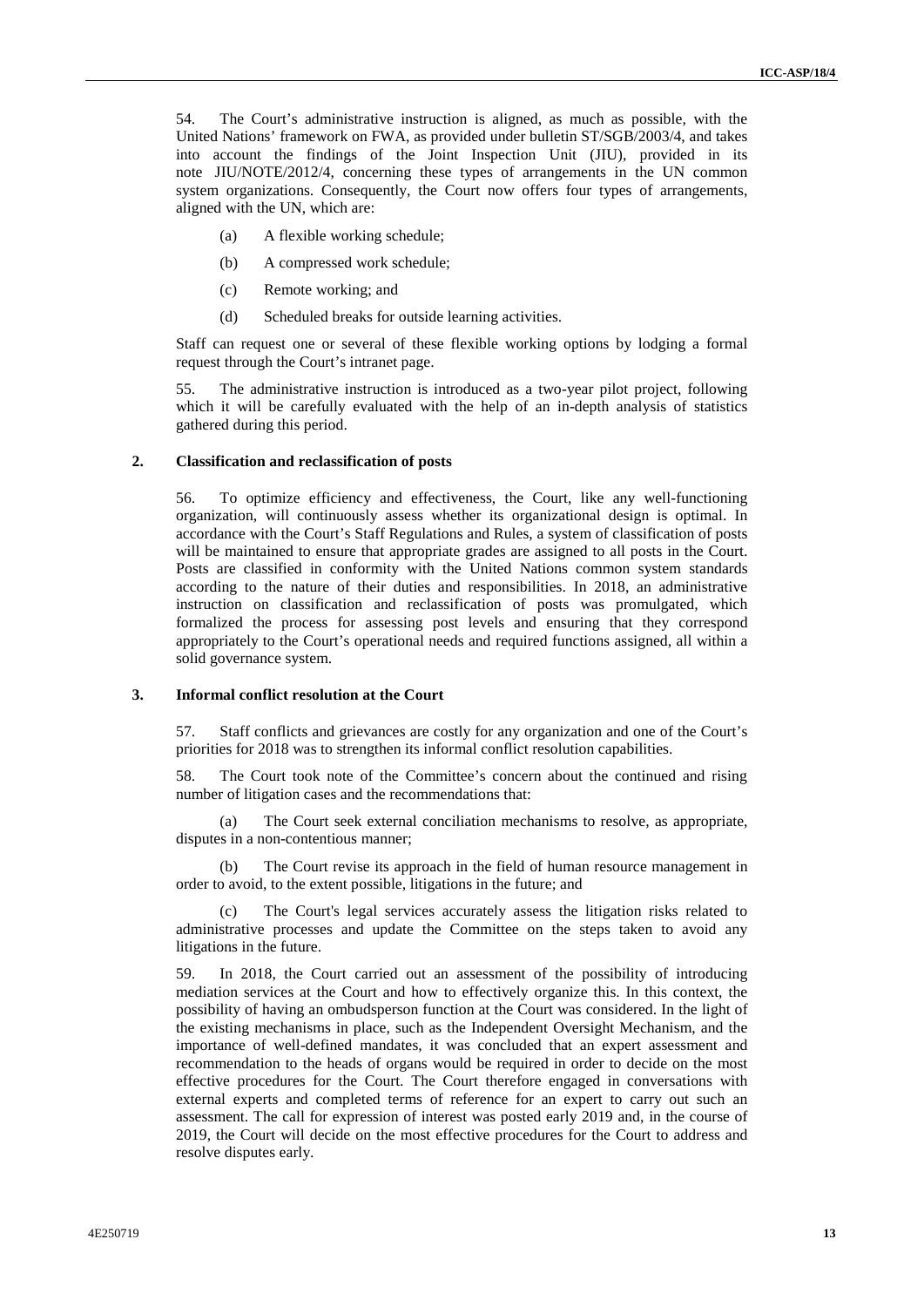54. The Court's administrative instruction is aligned, as much as possible, with the United Nations' framework on FWA, as provided under bulletin ST/SGB/2003/4, and takes into account the findings of the Joint Inspection Unit (JIU), provided in its note JIU/NOTE/2012/4, concerning these types of arrangements in the UN common system organizations. Consequently, the Court now offers four types of arrangements, aligned with the UN, which are:

(a) A flexible working schedule;

(b) A compressed work schedule;

(c) Remote working; and

(d) Scheduled breaks for outside learning activities.

Staff can request one or several of these flexible working options by lodging a formal request through the Court's intranet page.

55. The administrative instruction is introduced as a two-year pilot project, following which it will be carefully evaluated with the help of an in-depth analysis of statistics gathered during this period.

### 2. Classification and reclassification of posts

56. To optimize efficiency and effectiveness, the Court, like any well-functioning organization, will continuously assess whether its organizational design is optimal. In accordance with the Court's Staff Regulations and Rules, a system of classification of posts will be maintained to ensure that appropriate grades are assigned to all posts in the Court. Posts are classified in conformity with the United Nations common system standards according to the nature of their duties and responsibilities. In 2018, an administrative instruction on classification and reclassification of posts was promulgated, which formalized the process for assessing post levels and ensuring that they correspond appropriately to the Court's operational needs and required functions assigned, all within a solid governance system.

### 3. Informal conflict resolution at the Court

57. Staff conflicts and grievances are costly for any organization and one of the Court's priorities for 2018 was to strengthen its informal conflict resolution capabilities.

58. The Court took note of the Committee's concern about the continued and rising number of litigation cases and the recommendations that:

(a) The Court seek external conciliation mechanisms to resolve, as appropriate, disputes in a non-contentious manner;

(b) The Court revise its approach in the field of human resource management in order to avoid, to the extent possible, litigations in the future; and

(c) The Court's legal services accurately assess the litigation risks related to administrative processes and update the Committee on the steps taken to avoid any litigations in the future.

59. In 2018, the Court carried out an assessment of the possibility of introducing mediation services at the Court and how to effectively organize this. In this context, the possibility of having an ombudsperson function at the Court was considered. In the light of the existing mechanisms in place, such as the Independent Oversight Mechanism, and the importance of well-defined mandates, it was concluded that an expert assessment and recommendation to the heads of organs would be required in order to decide on the most effective procedures for the Court. The Court therefore engaged in conversations with external experts and completed terms of reference for an expert to carry out such an assessment. The call for expression of interest was posted early 2019 and, in the course of 2019, the Court will decide on the most effective procedures for the Court to address and resolve disputes early.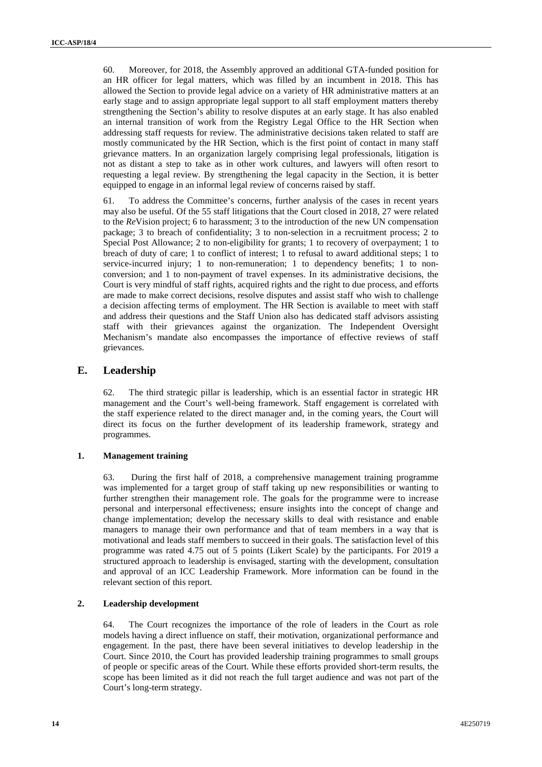60. Moreover, for 2018, the Assembly approved an additional GTA-funded position for an HR officer for legal matters, which was filled by an incumbent in 2018. This has allowed the Section to provide legal advice on a variety of HR administrative matters at an early stage and to assign appropriate legal support to all staff employment matters thereby strengthening the Section's ability to resolve disputes at an early stage. It has also enabled an internal transition of work from the Registry Legal Office to the HR Section when addressing staff requests for review. The administrative decisions taken related to staff are mostly communicated by the HR Section, which is the first point of contact in many staff grievance matters. In an organization largely comprising legal professionals, litigation is not as distant a step to take as in other work cultures, and lawyers will often resort to requesting a legal review. By strengthening the legal capacity in the Section, it is better equipped to engage in an informal legal review of concerns raised by staff.

61. To address the Committee's concerns, further analysis of the cases in recent years may also be useful. Of the 55 staff litigations that the Court closed in 2018, 27 were related to the *Re*Vision project; 6 to harassment; 3 to the introduction of the new UN compensation package; 3 to breach of confidentiality; 3 to non-selection in a recruitment process; 2 to Special Post Allowance; 2 to non-eligibility for grants; 1 to recovery of overpayment; 1 to breach of duty of care; 1 to conflict of interest; 1 to refusal to award additional steps; 1 to service-incurred injury; 1 to non-remuneration; 1 to dependency benefits; 1 to non-conversion; and 1 to non-payment of travel expenses. In its administrative decisions, the Court is very mindful of staff rights, acquired rights and the right to due process, and efforts are made to make correct decisions, resolve disputes and assist staff who wish to challenge a decision affecting terms of employment. The HR Section is available to meet with staff and address their questions and the Staff Union also has dedicated staff advisors assisting staff with their grievances against the organization. The Independent Oversight Mechanism's mandate also encompasses the importance of effective reviews of staff grievances.

## E. Leadership

62. The third strategic pillar is leadership, which is an essential factor in strategic HR management and the Court's well-being framework. Staff engagement is correlated with the staff experience related to the direct manager and, in the coming years, the Court will direct its focus on the further development of its leadership framework, strategy and programmes.

### 1. Management training

63. During the first half of 2018, a comprehensive management training programme was implemented for a target group of staff taking up new responsibilities or wanting to further strengthen their management role. The goals for the programme were to increase personal and interpersonal effectiveness; ensure insights into the concept of change and change implementation; develop the necessary skills to deal with resistance and enable managers to manage their own performance and that of team members in a way that is motivational and leads staff members to succeed in their goals. The satisfaction level of this programme was rated 4.75 out of 5 points (Likert Scale) by the participants. For 2019 a structured approach to leadership is envisaged, starting with the development, consultation and approval of an ICC Leadership Framework. More information can be found in the relevant section of this report.

### 2. Leadership development

64. The Court recognizes the importance of the role of leaders in the Court as role models having a direct influence on staff, their motivation, organizational performance and engagement. In the past, there have been several initiatives to develop leadership in the Court. Since 2010, the Court has provided leadership training programmes to small groups of people or specific areas of the Court. While these efforts provided short-term results, the scope has been limited as it did not reach the full target audience and was not part of the Court's long-term strategy.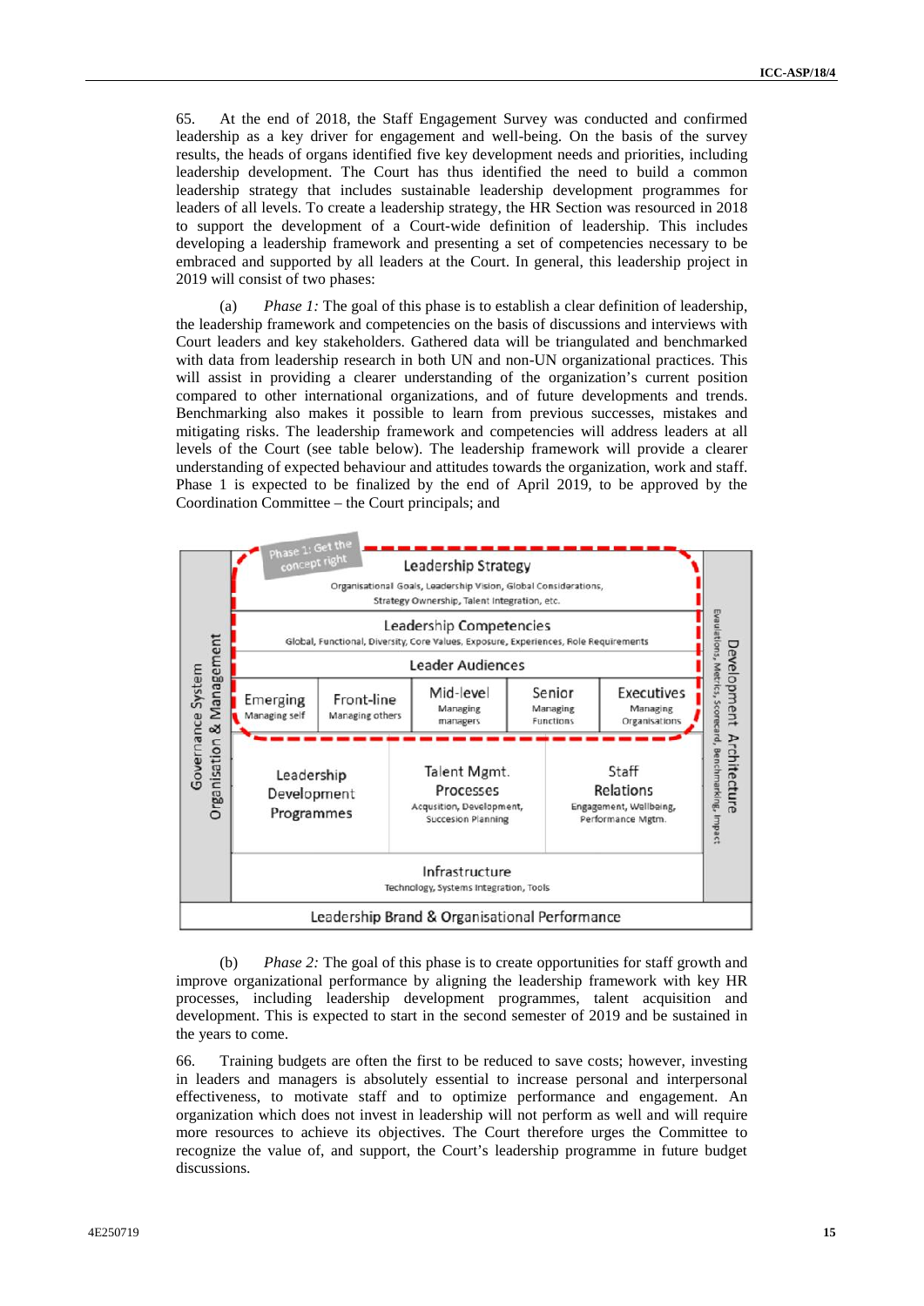65. At the end of 2018, the Staff Engagement Survey was conducted and confirmed leadership as a key driver for engagement and well-being. On the basis of the survey results, the heads of organs identified five key development needs and priorities, including leadership development. The Court has thus identified the need to build a common leadership strategy that includes sustainable leadership development programmes for leaders of all levels. To create a leadership strategy, the HR Section was resourced in 2018 to support the development of a Court-wide definition of leadership. This includes developing a leadership framework and presenting a set of competencies necessary to be embraced and supported by all leaders at the Court. In general, this leadership project in 2019 will consist of two phases:

(a) *Phase 1:* The goal of this phase is to establish a clear definition of leadership, the leadership framework and competencies on the basis of discussions and interviews with Court leaders and key stakeholders. Gathered data will be triangulated and benchmarked with data from leadership research in both UN and non-UN organizational practices. This will assist in providing a clearer understanding of the organization's current position compared to other international organizations, and of future developments and trends. Benchmarking also makes it possible to learn from previous successes, mistakes and mitigating risks. The leadership framework and competencies will address leaders at all levels of the Court (see table below). The leadership framework will provide a clearer understanding of expected behaviour and attitudes towards the organization, work and staff. Phase 1 is expected to be finalized by the end of April 2019, to be approved by the Coordination Committee – the Court principals; and

Governance System / Organisation & Management

Phase 1: Get the concept right

**Leadership Strategy**
Organisational Goals, Leadership Vision, Global Considerations, Strategy Ownership, Talent Integration, etc.

**Leadership Competencies**
Global, Functional, Diversity, Core Values, Exposure, Experiences, Role Requirements

**Leader Audiences**

| Emerging | Front-line | Mid-level | Senior | Executives |
|---|---|---|---|---|
| Managing self | Managing others | Managing managers | Managing Functions | Managing Organisations |

| Leadership Development Programmes | Talent Mgmt. Processes | Staff Relations |
|---|---|---|
| | Acqusition, Development, Succesion Planning | Engagement, Wellbeing, Performance Mgtm. |

**Infrastructure**
Technology, Systems Integration, Tools

Development Architecture / Evaluations, Metrics, Scorecard, Benchmarking, Impact

Leadership Brand & Organisational Performance

(b) *Phase 2:* The goal of this phase is to create opportunities for staff growth and improve organizational performance by aligning the leadership framework with key HR processes, including leadership development programmes, talent acquisition and development. This is expected to start in the second semester of 2019 and be sustained in the years to come.

66. Training budgets are often the first to be reduced to save costs; however, investing in leaders and managers is absolutely essential to increase personal and interpersonal effectiveness, to motivate staff and to optimize performance and engagement. An organization which does not invest in leadership will not perform as well and will require more resources to achieve its objectives. The Court therefore urges the Committee to recognize the value of, and support, the Court's leadership programme in future budget discussions.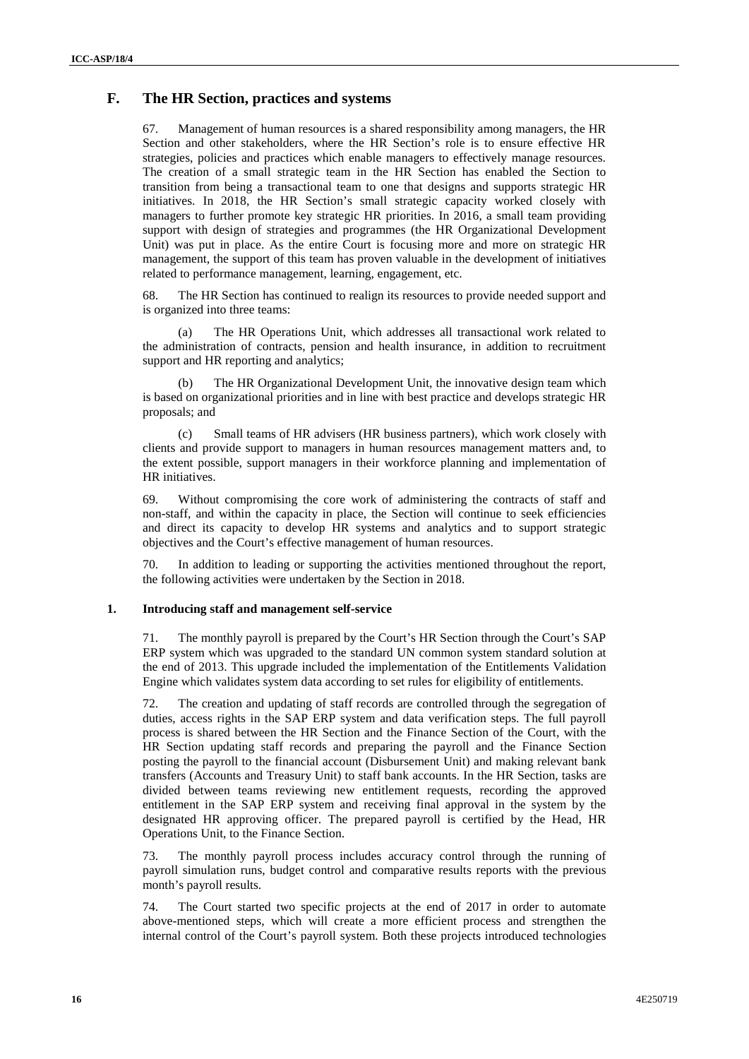## F. The HR Section, practices and systems

67. Management of human resources is a shared responsibility among managers, the HR Section and other stakeholders, where the HR Section's role is to ensure effective HR strategies, policies and practices which enable managers to effectively manage resources. The creation of a small strategic team in the HR Section has enabled the Section to transition from being a transactional team to one that designs and supports strategic HR initiatives. In 2018, the HR Section's small strategic capacity worked closely with managers to further promote key strategic HR priorities. In 2016, a small team providing support with design of strategies and programmes (the HR Organizational Development Unit) was put in place. As the entire Court is focusing more and more on strategic HR management, the support of this team has proven valuable in the development of initiatives related to performance management, learning, engagement, etc.

68. The HR Section has continued to realign its resources to provide needed support and is organized into three teams:

(a) The HR Operations Unit, which addresses all transactional work related to the administration of contracts, pension and health insurance, in addition to recruitment support and HR reporting and analytics;

(b) The HR Organizational Development Unit, the innovative design team which is based on organizational priorities and in line with best practice and develops strategic HR proposals; and

(c) Small teams of HR advisers (HR business partners), which work closely with clients and provide support to managers in human resources management matters and, to the extent possible, support managers in their workforce planning and implementation of HR initiatives.

69. Without compromising the core work of administering the contracts of staff and non-staff, and within the capacity in place, the Section will continue to seek efficiencies and direct its capacity to develop HR systems and analytics and to support strategic objectives and the Court's effective management of human resources.

70. In addition to leading or supporting the activities mentioned throughout the report, the following activities were undertaken by the Section in 2018.

### 1. Introducing staff and management self-service

71. The monthly payroll is prepared by the Court's HR Section through the Court's SAP ERP system which was upgraded to the standard UN common system standard solution at the end of 2013. This upgrade included the implementation of the Entitlements Validation Engine which validates system data according to set rules for eligibility of entitlements.

72. The creation and updating of staff records are controlled through the segregation of duties, access rights in the SAP ERP system and data verification steps. The full payroll process is shared between the HR Section and the Finance Section of the Court, with the HR Section updating staff records and preparing the payroll and the Finance Section posting the payroll to the financial account (Disbursement Unit) and making relevant bank transfers (Accounts and Treasury Unit) to staff bank accounts. In the HR Section, tasks are divided between teams reviewing new entitlement requests, recording the approved entitlement in the SAP ERP system and receiving final approval in the system by the designated HR approving officer. The prepared payroll is certified by the Head, HR Operations Unit, to the Finance Section.

73. The monthly payroll process includes accuracy control through the running of payroll simulation runs, budget control and comparative results reports with the previous month's payroll results.

74. The Court started two specific projects at the end of 2017 in order to automate above-mentioned steps, which will create a more efficient process and strengthen the internal control of the Court's payroll system. Both these projects introduced technologies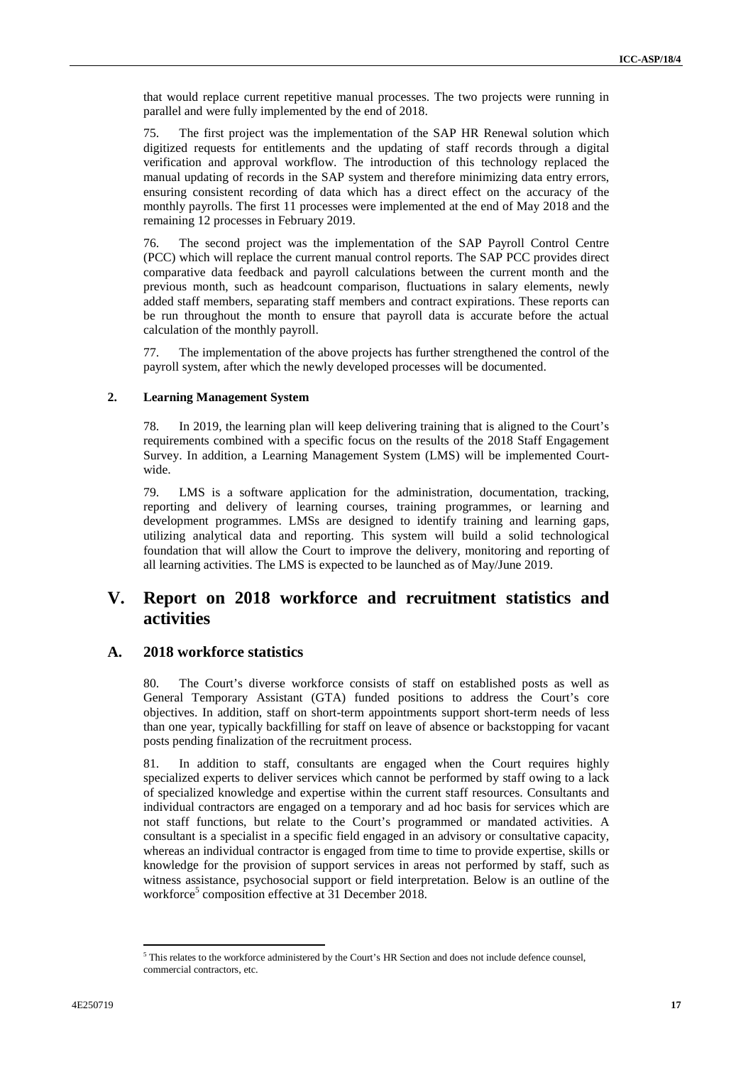that would replace current repetitive manual processes. The two projects were running in parallel and were fully implemented by the end of 2018.

75. The first project was the implementation of the SAP HR Renewal solution which digitized requests for entitlements and the updating of staff records through a digital verification and approval workflow. The introduction of this technology replaced the manual updating of records in the SAP system and therefore minimizing data entry errors, ensuring consistent recording of data which has a direct effect on the accuracy of the monthly payrolls. The first 11 processes were implemented at the end of May 2018 and the remaining 12 processes in February 2019.

76. The second project was the implementation of the SAP Payroll Control Centre (PCC) which will replace the current manual control reports. The SAP PCC provides direct comparative data feedback and payroll calculations between the current month and the previous month, such as headcount comparison, fluctuations in salary elements, newly added staff members, separating staff members and contract expirations. These reports can be run throughout the month to ensure that payroll data is accurate before the actual calculation of the monthly payroll.

77. The implementation of the above projects has further strengthened the control of the payroll system, after which the newly developed processes will be documented.

### 2. Learning Management System

78. In 2019, the learning plan will keep delivering training that is aligned to the Court's requirements combined with a specific focus on the results of the 2018 Staff Engagement Survey. In addition, a Learning Management System (LMS) will be implemented Court-wide.

79. LMS is a software application for the administration, documentation, tracking, reporting and delivery of learning courses, training programmes, or learning and development programmes. LMSs are designed to identify training and learning gaps, utilizing analytical data and reporting. This system will build a solid technological foundation that will allow the Court to improve the delivery, monitoring and reporting of all learning activities. The LMS is expected to be launched as of May/June 2019.

# V. Report on 2018 workforce and recruitment statistics and activities

## A. 2018 workforce statistics

80. The Court's diverse workforce consists of staff on established posts as well as General Temporary Assistant (GTA) funded positions to address the Court's core objectives. In addition, staff on short-term appointments support short-term needs of less than one year, typically backfilling for staff on leave of absence or backstopping for vacant posts pending finalization of the recruitment process.

81. In addition to staff, consultants are engaged when the Court requires highly specialized experts to deliver services which cannot be performed by staff owing to a lack of specialized knowledge and expertise within the current staff resources. Consultants and individual contractors are engaged on a temporary and ad hoc basis for services which are not staff functions, but relate to the Court's programmed or mandated activities. A consultant is a specialist in a specific field engaged in an advisory or consultative capacity, whereas an individual contractor is engaged from time to time to provide expertise, skills or knowledge for the provision of support services in areas not performed by staff, such as witness assistance, psychosocial support or field interpretation. Below is an outline of the workforce[5] composition effective at 31 December 2018.

[5] This relates to the workforce administered by the Court's HR Section and does not include defence counsel, commercial contractors, etc.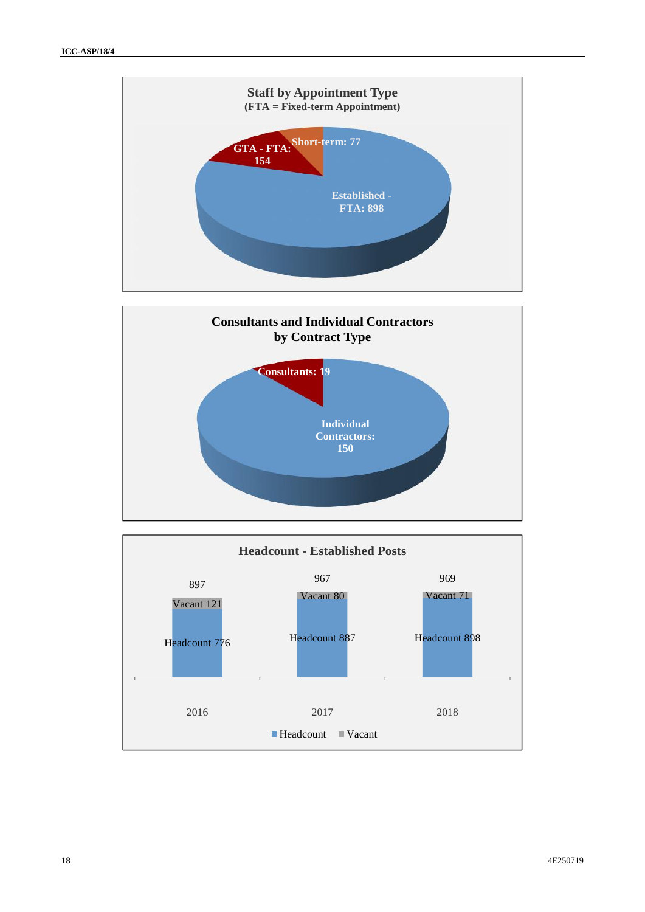**Staff by Appointment Type**
**(FTA = Fixed-term Appointment)**

| Appointment Type | Number |
|---|---|
| Established - FTA | 898 |
| GTA - FTA | 154 |
| Short-term | 77 |

**Consultants and Individual Contractors by Contract Type**

| Contract Type | Number |
|---|---|
| Individual Contractors | 150 |
| Consultants | 19 |

**Headcount - Established Posts**

| Year | Headcount | Vacant | Total |
|---|---|---|---|
| 2016 | 776 | 121 | 897 |
| 2017 | 887 | 80 | 967 |
| 2018 | 898 | 71 | 969 |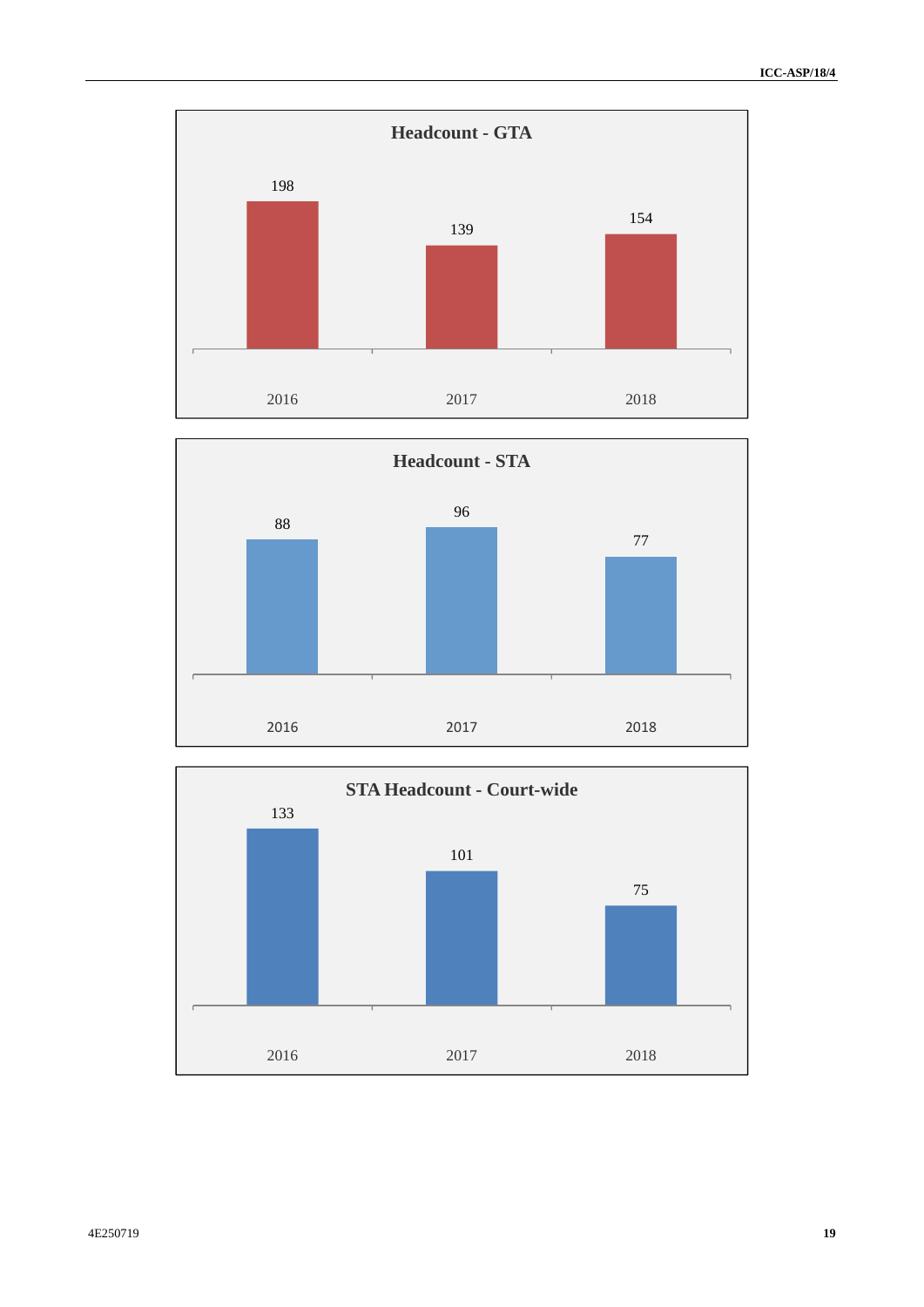**Headcount - GTA**

| 2016 | 2017 | 2018 |
| --- | --- | --- |
| 198 | 139 | 154 |

**Headcount - STA**

| 2016 | 2017 | 2018 |
| --- | --- | --- |
| 88 | 96 | 77 |

**STA Headcount - Court-wide**

| 2016 | 2017 | 2018 |
| --- | --- | --- |
| 133 | 101 | 75 |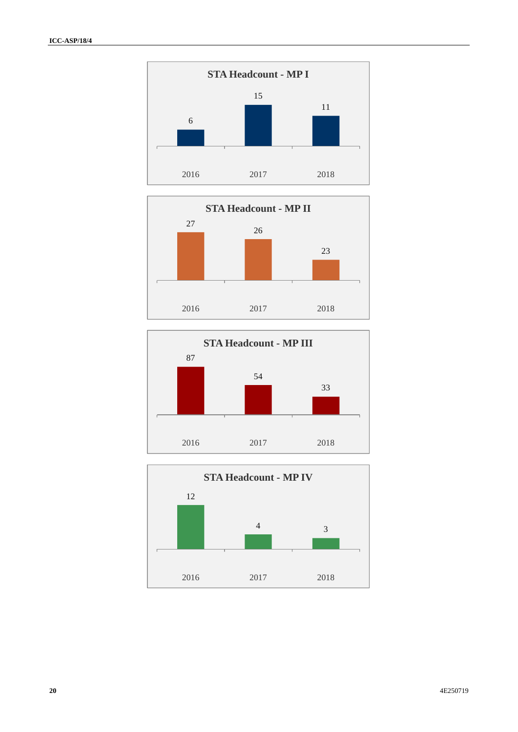**STA Headcount - MP I**

| 2016 | 2017 | 2018 |
| --- | --- | --- |
| 6 | 15 | 11 |

**STA Headcount - MP II**

| 2016 | 2017 | 2018 |
| --- | --- | --- |
| 27 | 26 | 23 |

**STA Headcount - MP III**

| 2016 | 2017 | 2018 |
| --- | --- | --- |
| 87 | 54 | 33 |

**STA Headcount - MP IV**

| 2016 | 2017 | 2018 |
| --- | --- | --- |
| 12 | 4 | 3 |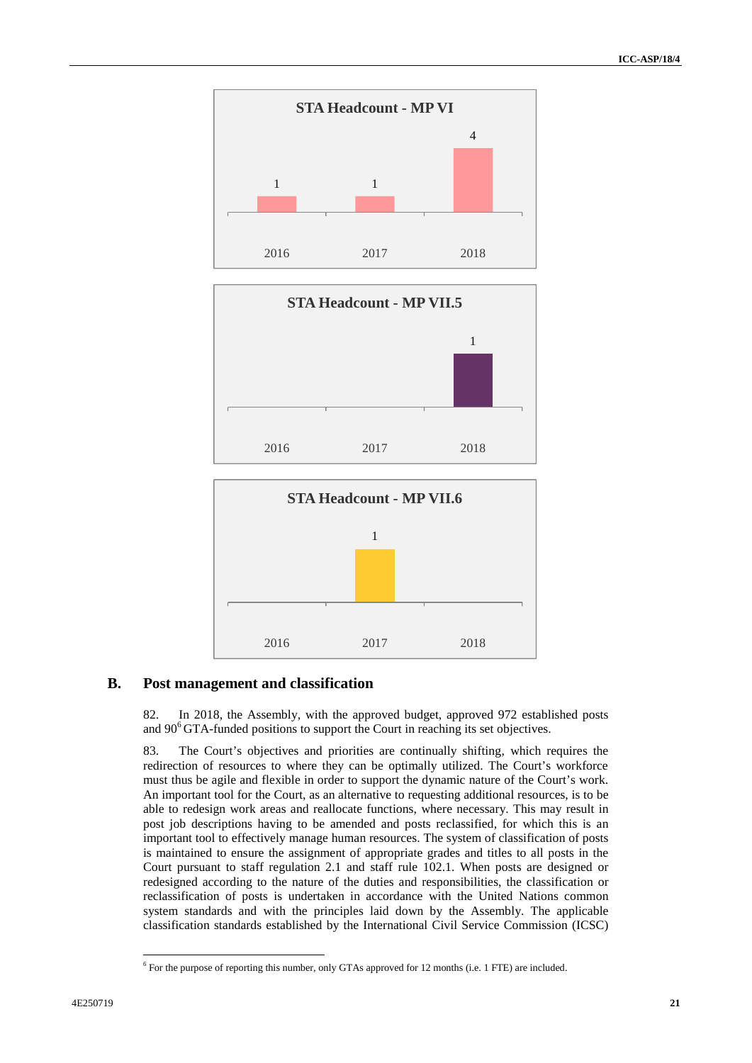**STA Headcount - MP VI**

| 2016 | 2017 | 2018 |
|---|---|---|
| 1 | 1 | 4 |

**STA Headcount - MP VII.5**

| 2016 | 2017 | 2018 |
|---|---|---|
| | | 1 |

**STA Headcount - MP VII.6**

| 2016 | 2017 | 2018 |
|---|---|---|
| | 1 | |

## B. Post management and classification

82. In 2018, the Assembly, with the approved budget, approved 972 established posts and 90[6] GTA-funded positions to support the Court in reaching its set objectives.

83. The Court's objectives and priorities are continually shifting, which requires the redirection of resources to where they can be optimally utilized. The Court's workforce must thus be agile and flexible in order to support the dynamic nature of the Court's work. An important tool for the Court, as an alternative to requesting additional resources, is to be able to redesign work areas and reallocate functions, where necessary. This may result in post job descriptions having to be amended and posts reclassified, for which this is an important tool to effectively manage human resources. The system of classification of posts is maintained to ensure the assignment of appropriate grades and titles to all posts in the Court pursuant to staff regulation 2.1 and staff rule 102.1. When posts are designed or redesigned according to the nature of the duties and responsibilities, the classification or reclassification of posts is undertaken in accordance with the United Nations common system standards and with the principles laid down by the Assembly. The applicable classification standards established by the International Civil Service Commission (ICSC)

[6] For the purpose of reporting this number, only GTAs approved for 12 months (i.e. 1 FTE) are included.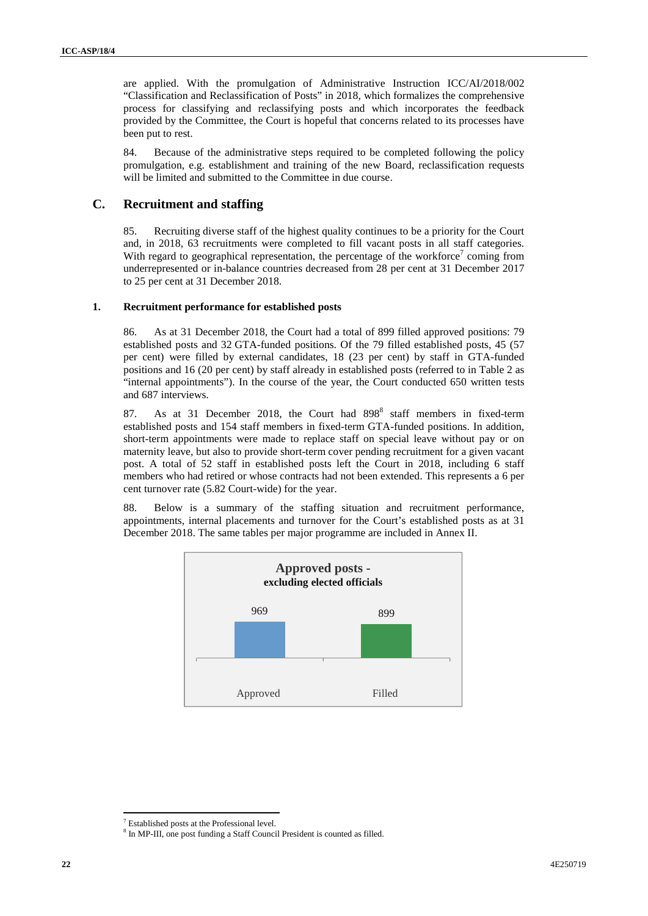are applied. With the promulgation of Administrative Instruction ICC/AI/2018/002 "Classification and Reclassification of Posts" in 2018, which formalizes the comprehensive process for classifying and reclassifying posts and which incorporates the feedback provided by the Committee, the Court is hopeful that concerns related to its processes have been put to rest.

84. Because of the administrative steps required to be completed following the policy promulgation, e.g. establishment and training of the new Board, reclassification requests will be limited and submitted to the Committee in due course.

## C. Recruitment and staffing

85. Recruiting diverse staff of the highest quality continues to be a priority for the Court and, in 2018, 63 recruitments were completed to fill vacant posts in all staff categories. With regard to geographical representation, the percentage of the workforce[7] coming from underrepresented or in-balance countries decreased from 28 per cent at 31 December 2017 to 25 per cent at 31 December 2018.

### 1. Recruitment performance for established posts

86. As at 31 December 2018, the Court had a total of 899 filled approved positions: 79 established posts and 32 GTA-funded positions. Of the 79 filled established posts, 45 (57 per cent) were filled by external candidates, 18 (23 per cent) by staff in GTA-funded positions and 16 (20 per cent) by staff already in established posts (referred to in Table 2 as "internal appointments"). In the course of the year, the Court conducted 650 written tests and 687 interviews.

87. As at 31 December 2018, the Court had 898[8] staff members in fixed-term established posts and 154 staff members in fixed-term GTA-funded positions. In addition, short-term appointments were made to replace staff on special leave without pay or on maternity leave, but also to provide short-term cover pending recruitment for a given vacant post. A total of 52 staff in established posts left the Court in 2018, including 6 staff members who had retired or whose contracts had not been extended. This represents a 6 per cent turnover rate (5.82 Court-wide) for the year.

88. Below is a summary of the staffing situation and recruitment performance, appointments, internal placements and turnover for the Court's established posts as at 31 December 2018. The same tables per major programme are included in Annex II.

**Approved posts - excluding elected officials**

| | Approved | Filled |
|---|---|---|
| | 969 | 899 |

[7] Established posts at the Professional level.

[8] In MP-III, one post funding a Staff Council President is counted as filled.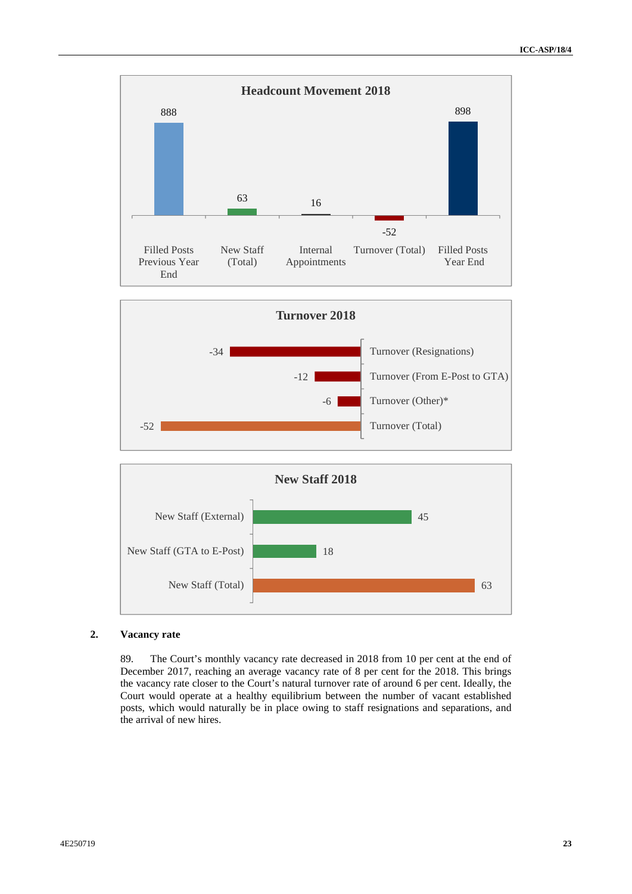**Headcount Movement 2018**

| | Value |
|---|---|
| Filled Posts Previous Year End | 888 |
| New Staff (Total) | 63 |
| Internal Appointments | 16 |
| Turnover (Total) | -52 |
| Filled Posts Year End | 898 |

**Turnover 2018**

| | Value |
|---|---|
| Turnover (Resignations) | -34 |
| Turnover (From E-Post to GTA) | -12 |
| Turnover (Other)* | -6 |
| Turnover (Total) | -52 |

**New Staff 2018**

| | Value |
|---|---|
| New Staff (External) | 45 |
| New Staff (GTA to E-Post) | 18 |
| New Staff (Total) | 63 |

## 2. Vacancy rate

89. The Court's monthly vacancy rate decreased in 2018 from 10 per cent at the end of December 2017, reaching an average vacancy rate of 8 per cent for the 2018. This brings the vacancy rate closer to the Court's natural turnover rate of around 6 per cent. Ideally, the Court would operate at a healthy equilibrium between the number of vacant established posts, which would naturally be in place owing to staff resignations and separations, and the arrival of new hires.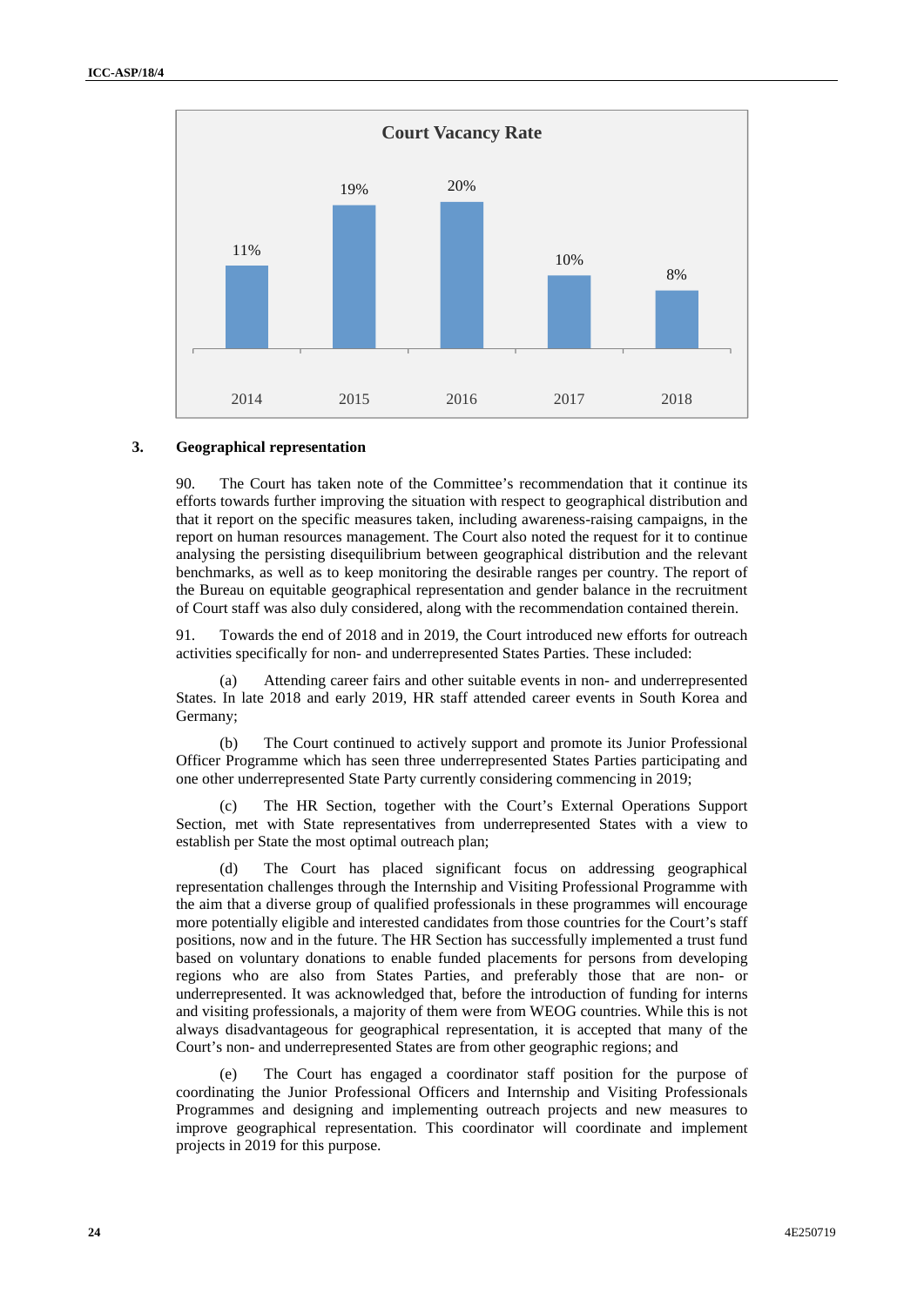**Court Vacancy Rate**

| 2014 | 2015 | 2016 | 2017 | 2018 |
|---|---|---|---|---|
| 11% | 19% | 20% | 10% | 8% |

### 3. Geographical representation

90. The Court has taken note of the Committee's recommendation that it continue its efforts towards further improving the situation with respect to geographical distribution and that it report on the specific measures taken, including awareness-raising campaigns, in the report on human resources management. The Court also noted the request for it to continue analysing the persisting disequilibrium between geographical distribution and the relevant benchmarks, as well as to keep monitoring the desirable ranges per country. The report of the Bureau on equitable geographical representation and gender balance in the recruitment of Court staff was also duly considered, along with the recommendation contained therein.

91. Towards the end of 2018 and in 2019, the Court introduced new efforts for outreach activities specifically for non- and underrepresented States Parties. These included:

(a) Attending career fairs and other suitable events in non- and underrepresented States. In late 2018 and early 2019, HR staff attended career events in South Korea and Germany;

(b) The Court continued to actively support and promote its Junior Professional Officer Programme which has seen three underrepresented States Parties participating and one other underrepresented State Party currently considering commencing in 2019;

(c) The HR Section, together with the Court's External Operations Support Section, met with State representatives from underrepresented States with a view to establish per State the most optimal outreach plan;

(d) The Court has placed significant focus on addressing geographical representation challenges through the Internship and Visiting Professional Programme with the aim that a diverse group of qualified professionals in these programmes will encourage more potentially eligible and interested candidates from those countries for the Court's staff positions, now and in the future. The HR Section has successfully implemented a trust fund based on voluntary donations to enable funded placements for persons from developing regions who are also from States Parties, and preferably those that are non- or underrepresented. It was acknowledged that, before the introduction of funding for interns and visiting professionals, a majority of them were from WEOG countries. While this is not always disadvantageous for geographical representation, it is accepted that many of the Court's non- and underrepresented States are from other geographic regions; and

(e) The Court has engaged a coordinator staff position for the purpose of coordinating the Junior Professional Officers and Internship and Visiting Professionals Programmes and designing and implementing outreach projects and new measures to improve geographical representation. This coordinator will coordinate and implement projects in 2019 for this purpose.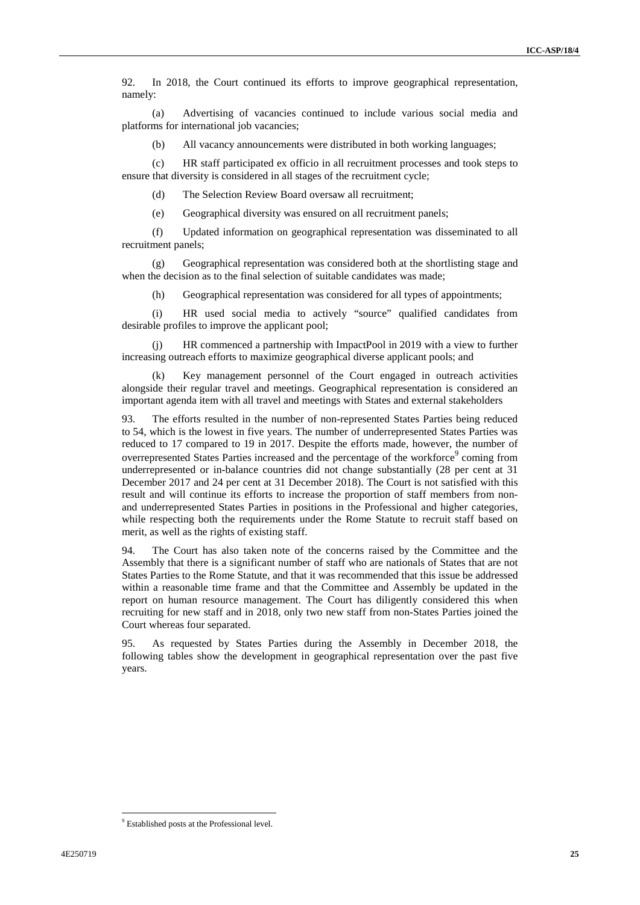92. In 2018, the Court continued its efforts to improve geographical representation, namely:

(a) Advertising of vacancies continued to include various social media and platforms for international job vacancies;

(b) All vacancy announcements were distributed in both working languages;

(c) HR staff participated ex officio in all recruitment processes and took steps to ensure that diversity is considered in all stages of the recruitment cycle;

(d) The Selection Review Board oversaw all recruitment;

(e) Geographical diversity was ensured on all recruitment panels;

(f) Updated information on geographical representation was disseminated to all recruitment panels;

(g) Geographical representation was considered both at the shortlisting stage and when the decision as to the final selection of suitable candidates was made;

(h) Geographical representation was considered for all types of appointments;

(i) HR used social media to actively "source" qualified candidates from desirable profiles to improve the applicant pool;

(j) HR commenced a partnership with ImpactPool in 2019 with a view to further increasing outreach efforts to maximize geographical diverse applicant pools; and

(k) Key management personnel of the Court engaged in outreach activities alongside their regular travel and meetings. Geographical representation is considered an important agenda item with all travel and meetings with States and external stakeholders

93. The efforts resulted in the number of non-represented States Parties being reduced to 54, which is the lowest in five years. The number of underrepresented States Parties was reduced to 17 compared to 19 in 2017. Despite the efforts made, however, the number of overrepresented States Parties increased and the percentage of the workforce[9] coming from underrepresented or in-balance countries did not change substantially (28 per cent at 31 December 2017 and 24 per cent at 31 December 2018). The Court is not satisfied with this result and will continue its efforts to increase the proportion of staff members from non- and underrepresented States Parties in positions in the Professional and higher categories, while respecting both the requirements under the Rome Statute to recruit staff based on merit, as well as the rights of existing staff.

94. The Court has also taken note of the concerns raised by the Committee and the Assembly that there is a significant number of staff who are nationals of States that are not States Parties to the Rome Statute, and that it was recommended that this issue be addressed within a reasonable time frame and that the Committee and Assembly be updated in the report on human resource management. The Court has diligently considered this when recruiting for new staff and in 2018, only two new staff from non-States Parties joined the Court whereas four separated.

95. As requested by States Parties during the Assembly in December 2018, the following tables show the development in geographical representation over the past five years.

[9] Established posts at the Professional level.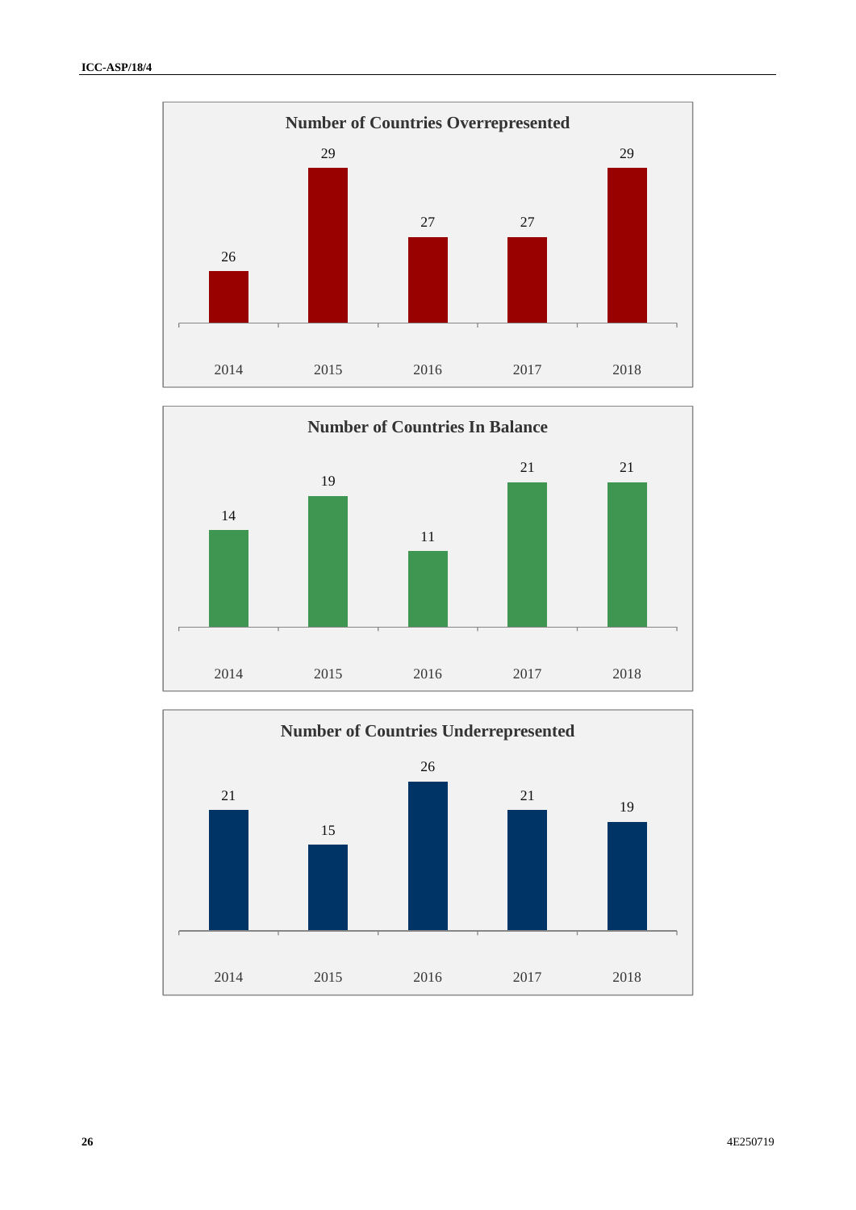**Number of Countries Overrepresented**

| 2014 | 2015 | 2016 | 2017 | 2018 |
|---|---|---|---|---|
| 26 | 29 | 27 | 27 | 29 |

**Number of Countries In Balance**

| 2014 | 2015 | 2016 | 2017 | 2018 |
|---|---|---|---|---|
| 14 | 19 | 11 | 21 | 21 |

**Number of Countries Underrepresented**

| 2014 | 2015 | 2016 | 2017 | 2018 |
|---|---|---|---|---|
| 21 | 15 | 26 | 21 | 19 |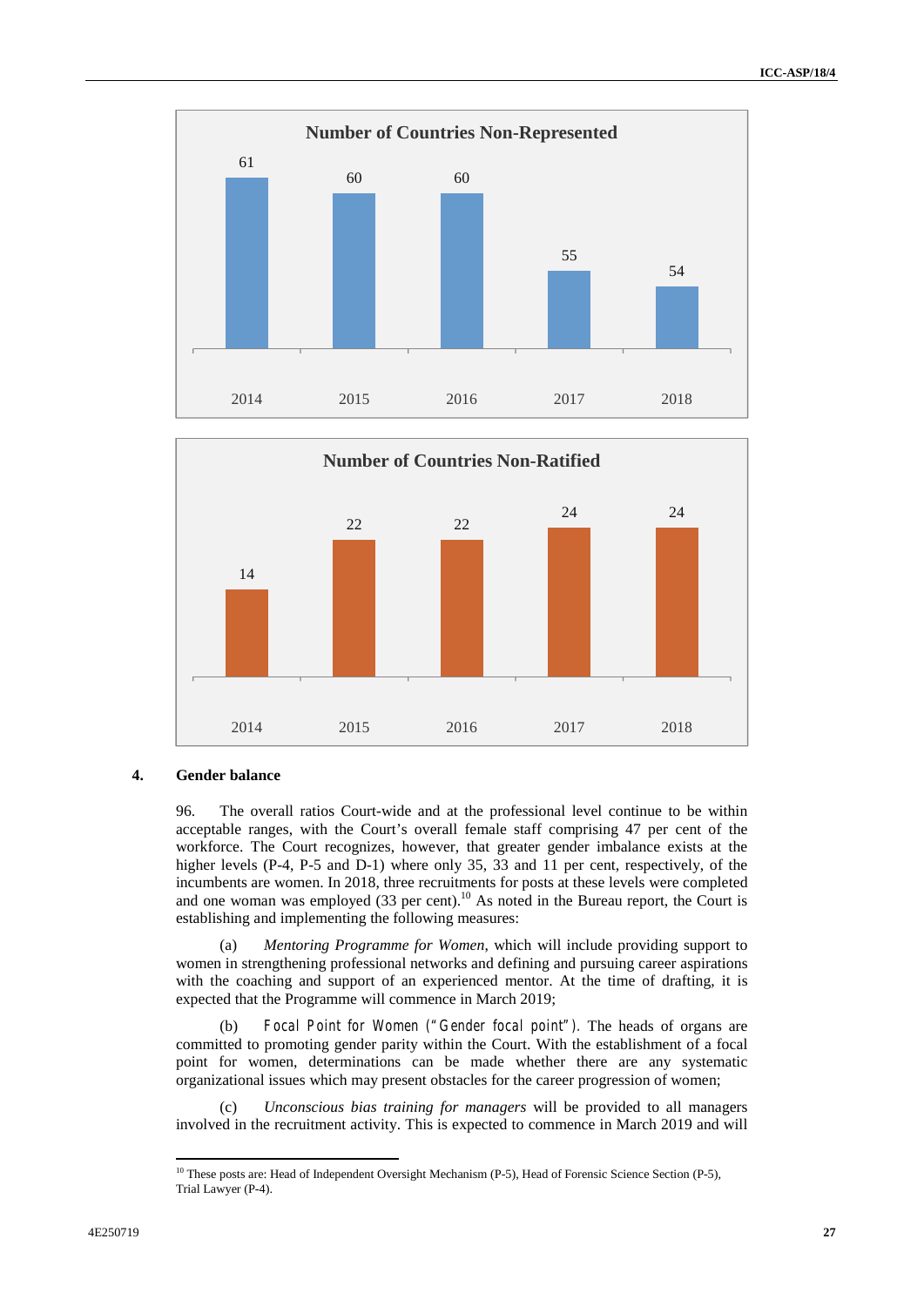**Number of Countries Non-Represented**

| 2014 | 2015 | 2016 | 2017 | 2018 |
|---|---|---|---|---|
| 61 | 60 | 60 | 55 | 54 |

**Number of Countries Non-Ratified**

| 2014 | 2015 | 2016 | 2017 | 2018 |
|---|---|---|---|---|
| 14 | 22 | 22 | 24 | 24 |

### 4. Gender balance

96. The overall ratios Court-wide and at the professional level continue to be within acceptable ranges, with the Court's overall female staff comprising 47 per cent of the workforce. The Court recognizes, however, that greater gender imbalance exists at the higher levels (P-4, P-5 and D-1) where only 35, 33 and 11 per cent, respectively, of the incumbents are women. In 2018, three recruitments for posts at these levels were completed and one woman was employed (33 per cent).[10] As noted in the Bureau report, the Court is establishing and implementing the following measures:

(a) *Mentoring Programme for Women*, which will include providing support to women in strengthening professional networks and defining and pursuing career aspirations with the coaching and support of an experienced mentor. At the time of drafting, it is expected that the Programme will commence in March 2019;

(b) *Focal Point for Women ("Gender focal point")*. The heads of organs are committed to promoting gender parity within the Court. With the establishment of a focal point for women, determinations can be made whether there are any systematic organizational issues which may present obstacles for the career progression of women;

(c) *Unconscious bias training for managers* will be provided to all managers involved in the recruitment activity. This is expected to commence in March 2019 and will

[10] These posts are: Head of Independent Oversight Mechanism (P-5), Head of Forensic Science Section (P-5), Trial Lawyer (P-4).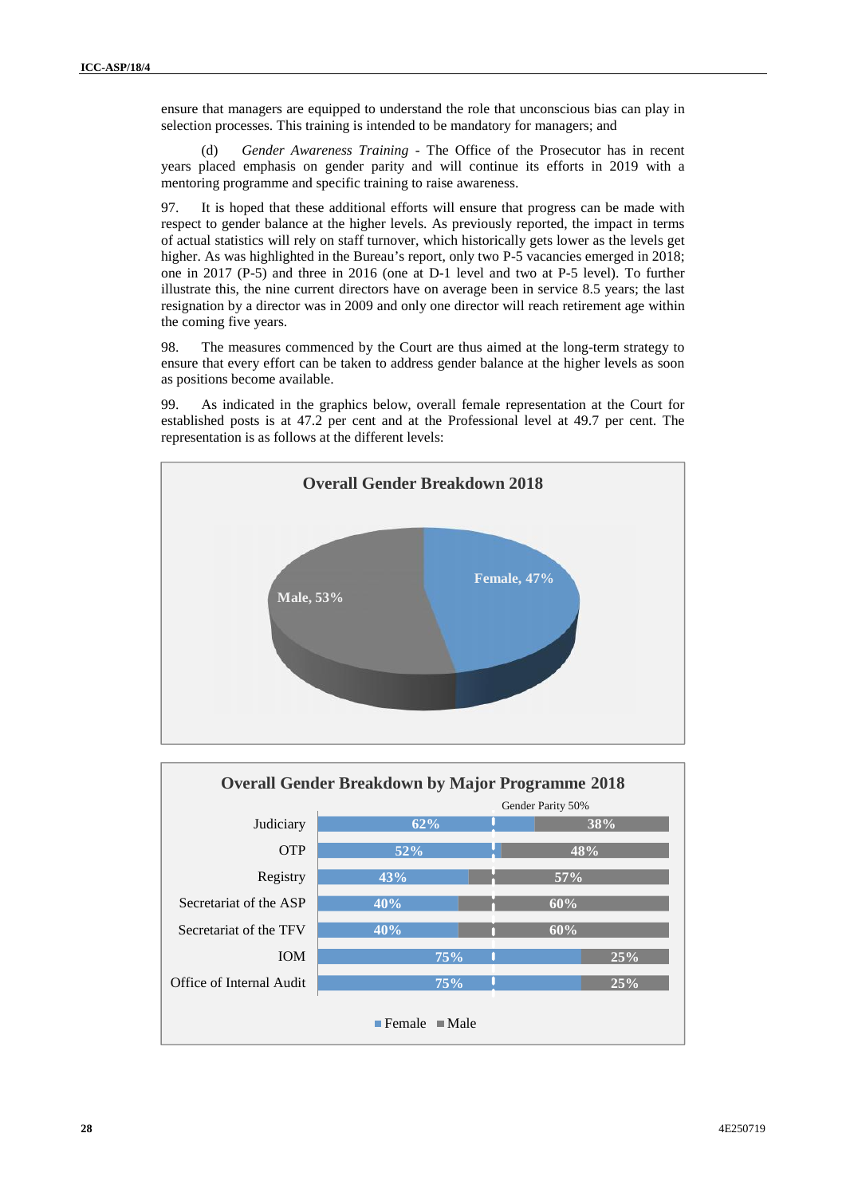ensure that managers are equipped to understand the role that unconscious bias can play in selection processes. This training is intended to be mandatory for managers; and

(d) *Gender Awareness Training* - The Office of the Prosecutor has in recent years placed emphasis on gender parity and will continue its efforts in 2019 with a mentoring programme and specific training to raise awareness.

97. It is hoped that these additional efforts will ensure that progress can be made with respect to gender balance at the higher levels. As previously reported, the impact in terms of actual statistics will rely on staff turnover, which historically gets lower as the levels get higher. As was highlighted in the Bureau's report, only two P-5 vacancies emerged in 2018; one in 2017 (P-5) and three in 2016 (one at D-1 level and two at P-5 level). To further illustrate this, the nine current directors have on average been in service 8.5 years; the last resignation by a director was in 2009 and only one director will reach retirement age within the coming five years.

98. The measures commenced by the Court are thus aimed at the long-term strategy to ensure that every effort can be taken to address gender balance at the higher levels as soon as positions become available.

99. As indicated in the graphics below, overall female representation at the Court for established posts is at 47.2 per cent and at the Professional level at 49.7 per cent. The representation is as follows at the different levels:

**Overall Gender Breakdown 2018**

| | Share |
|---|---|
| Female | 47% |
| Male | 53% |

**Overall Gender Breakdown by Major Programme 2018**

Gender Parity 50%

| Major Programme | Female | Male |
|---|---|---|
| Judiciary | 62% | 38% |
| OTP | 52% | 48% |
| Registry | 43% | 57% |
| Secretariat of the ASP | 40% | 60% |
| Secretariat of the TFV | 40% | 60% |
| IOM | 75% | 25% |
| Office of Internal Audit | 75% | 25% |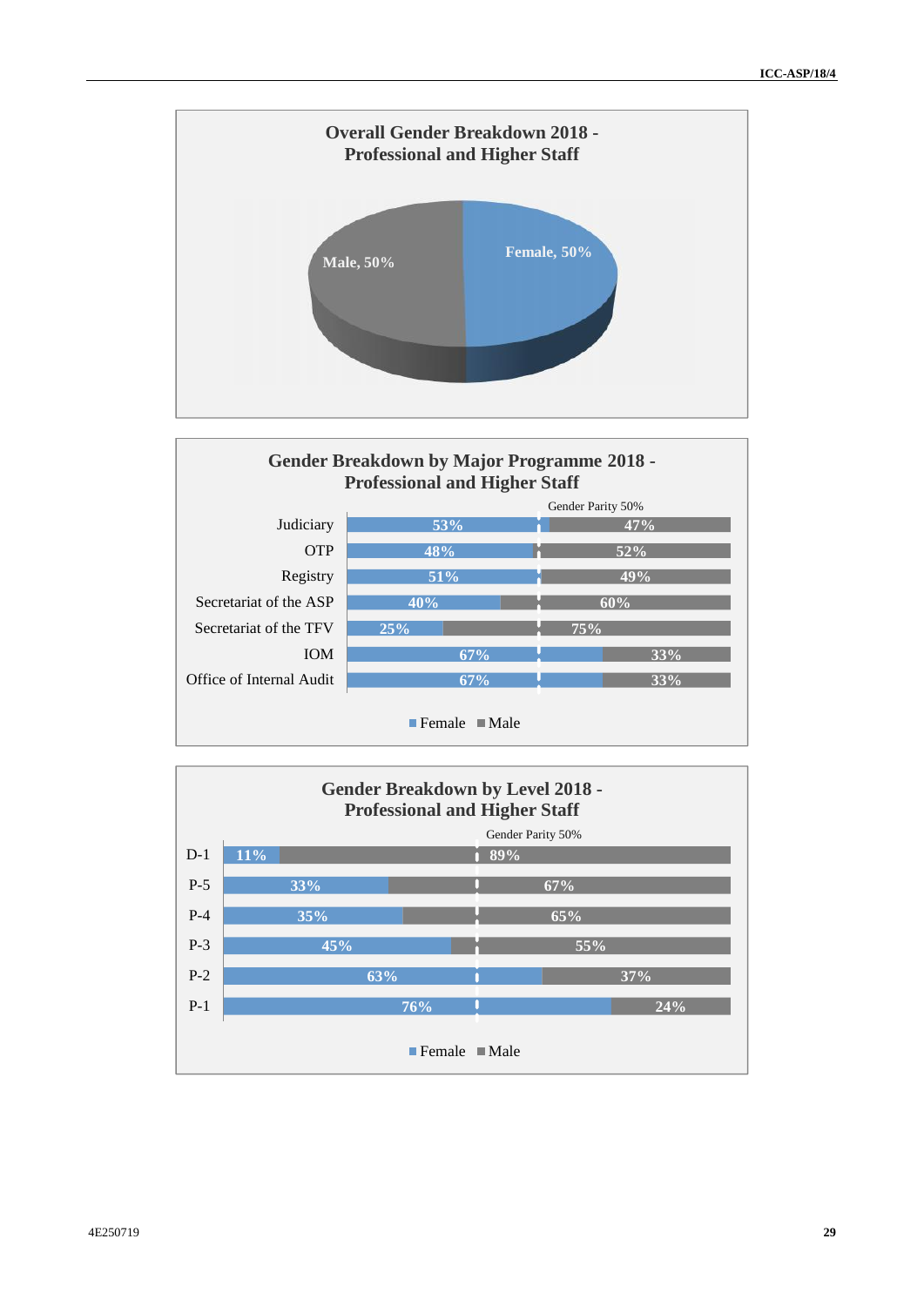**Overall Gender Breakdown 2018 - Professional and Higher Staff**

| Gender | Share |
|---|---|
| Male | 50% |
| Female | 50% |

**Gender Breakdown by Major Programme 2018 - Professional and Higher Staff**

Gender Parity 50%

| Major Programme | Female | Male |
|---|---|---|
| Judiciary | 53% | 47% |
| OTP | 48% | 52% |
| Registry | 51% | 49% |
| Secretariat of the ASP | 40% | 60% |
| Secretariat of the TFV | 25% | 75% |
| IOM | 67% | 33% |
| Office of Internal Audit | 67% | 33% |

**Gender Breakdown by Level 2018 - Professional and Higher Staff**

Gender Parity 50%

| Level | Female | Male |
|---|---|---|
| D-1 | 11% | 89% |
| P-5 | 33% | 67% |
| P-4 | 35% | 65% |
| P-3 | 45% | 55% |
| P-2 | 63% | 37% |
| P-1 | 76% | 24% |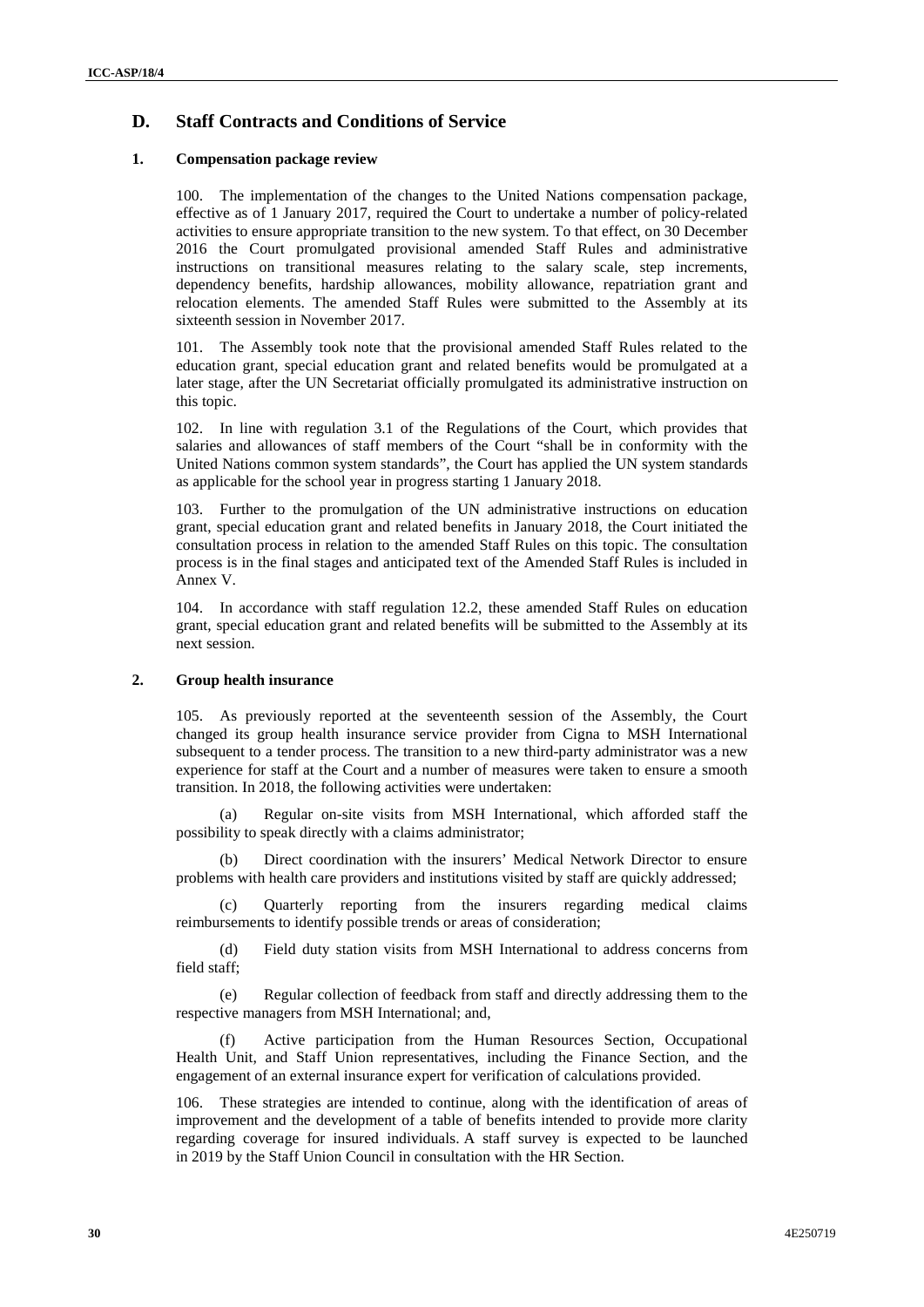## D. Staff Contracts and Conditions of Service

### 1. Compensation package review

100. The implementation of the changes to the United Nations compensation package, effective as of 1 January 2017, required the Court to undertake a number of policy-related activities to ensure appropriate transition to the new system. To that effect, on 30 December 2016 the Court promulgated provisional amended Staff Rules and administrative instructions on transitional measures relating to the salary scale, step increments, dependency benefits, hardship allowances, mobility allowance, repatriation grant and relocation elements. The amended Staff Rules were submitted to the Assembly at its sixteenth session in November 2017.

101. The Assembly took note that the provisional amended Staff Rules related to the education grant, special education grant and related benefits would be promulgated at a later stage, after the UN Secretariat officially promulgated its administrative instruction on this topic.

102. In line with regulation 3.1 of the Regulations of the Court, which provides that salaries and allowances of staff members of the Court "shall be in conformity with the United Nations common system standards", the Court has applied the UN system standards as applicable for the school year in progress starting 1 January 2018.

103. Further to the promulgation of the UN administrative instructions on education grant, special education grant and related benefits in January 2018, the Court initiated the consultation process in relation to the amended Staff Rules on this topic. The consultation process is in the final stages and anticipated text of the Amended Staff Rules is included in Annex V.

104. In accordance with staff regulation 12.2, these amended Staff Rules on education grant, special education grant and related benefits will be submitted to the Assembly at its next session.

### 2. Group health insurance

105. As previously reported at the seventeenth session of the Assembly, the Court changed its group health insurance service provider from Cigna to MSH International subsequent to a tender process. The transition to a new third-party administrator was a new experience for staff at the Court and a number of measures were taken to ensure a smooth transition. In 2018, the following activities were undertaken:

(a) Regular on-site visits from MSH International, which afforded staff the possibility to speak directly with a claims administrator;

(b) Direct coordination with the insurers' Medical Network Director to ensure problems with health care providers and institutions visited by staff are quickly addressed;

(c) Quarterly reporting from the insurers regarding medical claims reimbursements to identify possible trends or areas of consideration;

(d) Field duty station visits from MSH International to address concerns from field staff;

(e) Regular collection of feedback from staff and directly addressing them to the respective managers from MSH International; and,

(f) Active participation from the Human Resources Section, Occupational Health Unit, and Staff Union representatives, including the Finance Section, and the engagement of an external insurance expert for verification of calculations provided.

106. These strategies are intended to continue, along with the identification of areas of improvement and the development of a table of benefits intended to provide more clarity regarding coverage for insured individuals. A staff survey is expected to be launched in 2019 by the Staff Union Council in consultation with the HR Section.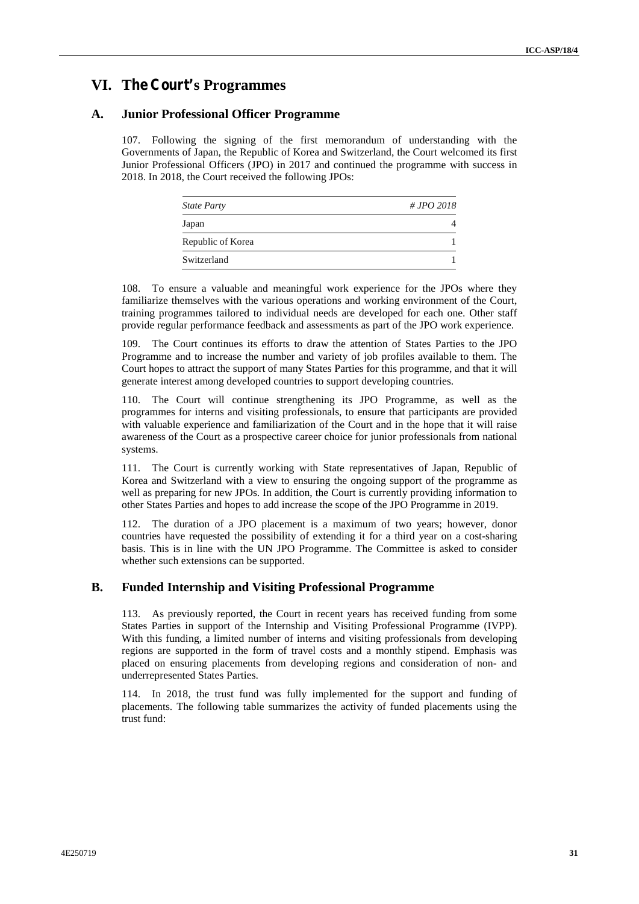# VI. The Court's Programmes

## A. Junior Professional Officer Programme

107. Following the signing of the first memorandum of understanding with the Governments of Japan, the Republic of Korea and Switzerland, the Court welcomed its first Junior Professional Officers (JPO) in 2017 and continued the programme with success in 2018. In 2018, the Court received the following JPOs:

| *State Party* | *# JPO 2018* |
| --- | --- |
| Japan | 4 |
| Republic of Korea | 1 |
| Switzerland | 1 |

108. To ensure a valuable and meaningful work experience for the JPOs where they familiarize themselves with the various operations and working environment of the Court, training programmes tailored to individual needs are developed for each one. Other staff provide regular performance feedback and assessments as part of the JPO work experience.

109. The Court continues its efforts to draw the attention of States Parties to the JPO Programme and to increase the number and variety of job profiles available to them. The Court hopes to attract the support of many States Parties for this programme, and that it will generate interest among developed countries to support developing countries.

110. The Court will continue strengthening its JPO Programme, as well as the programmes for interns and visiting professionals, to ensure that participants are provided with valuable experience and familiarization of the Court and in the hope that it will raise awareness of the Court as a prospective career choice for junior professionals from national systems.

111. The Court is currently working with State representatives of Japan, Republic of Korea and Switzerland with a view to ensuring the ongoing support of the programme as well as preparing for new JPOs. In addition, the Court is currently providing information to other States Parties and hopes to add increase the scope of the JPO Programme in 2019.

112. The duration of a JPO placement is a maximum of two years; however, donor countries have requested the possibility of extending it for a third year on a cost-sharing basis. This is in line with the UN JPO Programme. The Committee is asked to consider whether such extensions can be supported.

## B. Funded Internship and Visiting Professional Programme

113. As previously reported, the Court in recent years has received funding from some States Parties in support of the Internship and Visiting Professional Programme (IVPP). With this funding, a limited number of interns and visiting professionals from developing regions are supported in the form of travel costs and a monthly stipend. Emphasis was placed on ensuring placements from developing regions and consideration of non- and underrepresented States Parties.

114. In 2018, the trust fund was fully implemented for the support and funding of placements. The following table summarizes the activity of funded placements using the trust fund: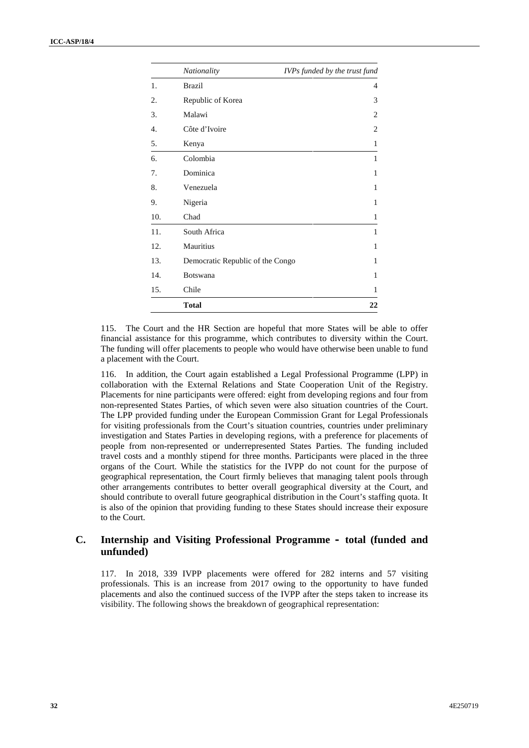|  | *Nationality* | *IVPs funded by the trust fund* |
| --- | --- | --- |
| 1. | Brazil | 4 |
| 2. | Republic of Korea | 3 |
| 3. | Malawi | 2 |
| 4. | Côte d'Ivoire | 2 |
| 5. | Kenya | 1 |
| 6. | Colombia | 1 |
| 7. | Dominica | 1 |
| 8. | Venezuela | 1 |
| 9. | Nigeria | 1 |
| 10. | Chad | 1 |
| 11. | South Africa | 1 |
| 12. | Mauritius | 1 |
| 13. | Democratic Republic of the Congo | 1 |
| 14. | Botswana | 1 |
| 15. | Chile | 1 |
|  | **Total** | **22** |

115. The Court and the HR Section are hopeful that more States will be able to offer financial assistance for this programme, which contributes to diversity within the Court. The funding will offer placements to people who would have otherwise been unable to fund a placement with the Court.

116. In addition, the Court again established a Legal Professional Programme (LPP) in collaboration with the External Relations and State Cooperation Unit of the Registry. Placements for nine participants were offered: eight from developing regions and four from non-represented States Parties, of which seven were also situation countries of the Court. The LPP provided funding under the European Commission Grant for Legal Professionals for visiting professionals from the Court's situation countries, countries under preliminary investigation and States Parties in developing regions, with a preference for placements of people from non-represented or underrepresented States Parties. The funding included travel costs and a monthly stipend for three months. Participants were placed in the three organs of the Court. While the statistics for the IVPP do not count for the purpose of geographical representation, the Court firmly believes that managing talent pools through other arrangements contributes to better overall geographical diversity at the Court, and should contribute to overall future geographical distribution in the Court's staffing quota. It is also of the opinion that providing funding to these States should increase their exposure to the Court.

## C. Internship and Visiting Professional Programme - total (funded and unfunded)

117. In 2018, 339 IVPP placements were offered for 282 interns and 57 visiting professionals. This is an increase from 2017 owing to the opportunity to have funded placements and also the continued success of the IVPP after the steps taken to increase its visibility. The following shows the breakdown of geographical representation: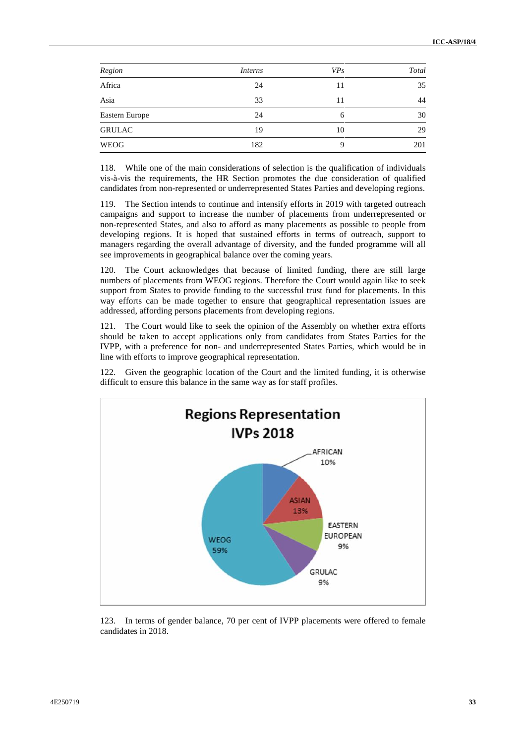| *Region* | *Interns* | *VPs* | *Total* |
|---|---|---|---|
| Africa | 24 | 11 | 35 |
| Asia | 33 | 11 | 44 |
| Eastern Europe | 24 | 6 | 30 |
| GRULAC | 19 | 10 | 29 |
| WEOG | 182 | 9 | 201 |

118. While one of the main considerations of selection is the qualification of individuals vis-à-vis the requirements, the HR Section promotes the due consideration of qualified candidates from non-represented or underrepresented States Parties and developing regions.

119. The Section intends to continue and intensify efforts in 2019 with targeted outreach campaigns and support to increase the number of placements from underrepresented or non-represented States, and also to afford as many placements as possible to people from developing regions. It is hoped that sustained efforts in terms of outreach, support to managers regarding the overall advantage of diversity, and the funded programme will all see improvements in geographical balance over the coming years.

120. The Court acknowledges that because of limited funding, there are still large numbers of placements from WEOG regions. Therefore the Court would again like to seek support from States to provide funding to the successful trust fund for placements. In this way efforts can be made together to ensure that geographical representation issues are addressed, affording persons placements from developing regions.

121. The Court would like to seek the opinion of the Assembly on whether extra efforts should be taken to accept applications only from candidates from States Parties for the IVPP, with a preference for non- and underrepresented States Parties, which would be in line with efforts to improve geographical representation.

122. Given the geographic location of the Court and the limited funding, it is otherwise difficult to ensure this balance in the same way as for staff profiles.

**Regions Representation IVPs 2018**

AFRICAN 10%; ASIAN 13%; EASTERN EUROPEAN 9%; GRULAC 9%; WEOG 59%

123. In terms of gender balance, 70 per cent of IVPP placements were offered to female candidates in 2018.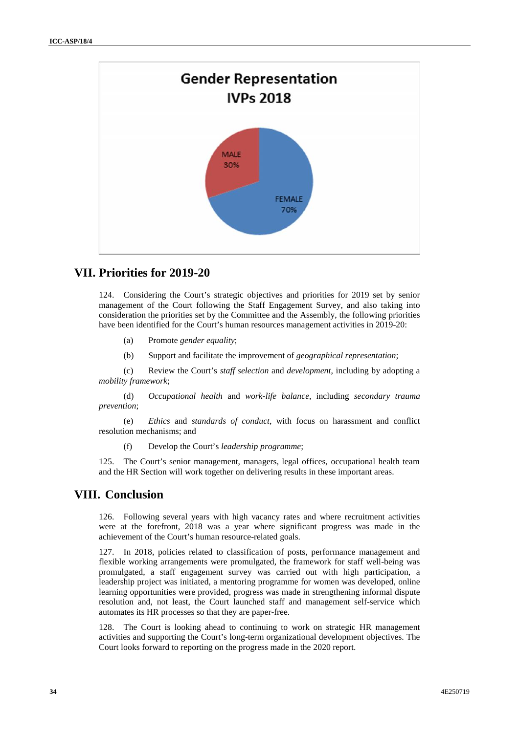Gender Representation IVPs 2018

MALE 30%

FEMALE 70%

## VII. Priorities for 2019-20

124. Considering the Court's strategic objectives and priorities for 2019 set by senior management of the Court following the Staff Engagement Survey, and also taking into consideration the priorities set by the Committee and the Assembly, the following priorities have been identified for the Court's human resources management activities in 2019-20:

(a) Promote *gender equality*;

(b) Support and facilitate the improvement of *geographical representation*;

(c) Review the Court's *staff selection* and *development,* including by adopting a *mobility framework*;

(d) *Occupational health* and *work-life balance*, including *secondary trauma prevention*;

(e) *Ethics* and *standards of conduct*, with focus on harassment and conflict resolution mechanisms; and

(f) Develop the Court's *leadership programme*;

125. The Court's senior management, managers, legal offices, occupational health team and the HR Section will work together on delivering results in these important areas.

## VIII. Conclusion

126. Following several years with high vacancy rates and where recruitment activities were at the forefront, 2018 was a year where significant progress was made in the achievement of the Court's human resource-related goals.

127. In 2018, policies related to classification of posts, performance management and flexible working arrangements were promulgated, the framework for staff well-being was promulgated, a staff engagement survey was carried out with high participation, a leadership project was initiated, a mentoring programme for women was developed, online learning opportunities were provided, progress was made in strengthening informal dispute resolution and, not least, the Court launched staff and management self-service which automates its HR processes so that they are paper-free.

128. The Court is looking ahead to continuing to work on strategic HR management activities and supporting the Court's long-term organizational development objectives. The Court looks forward to reporting on the progress made in the 2020 report.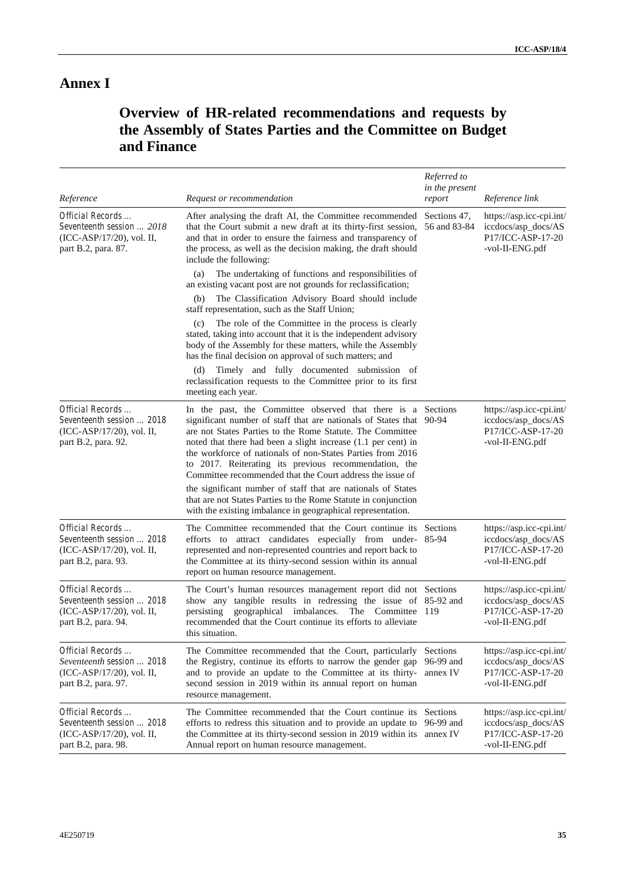# Annex I

## Overview of HR-related recommendations and requests by the Assembly of States Parties and the Committee on Budget and Finance

| *Reference* | *Request or recommendation* | *Referred to in the present report* | *Reference link* |
|---|---|---|---|
| *Official Records … Seventeenth session … 2018* (ICC-ASP/17/20), vol. II, part B.2, para. 87. | After analysing the draft AI, the Committee recommended that the Court submit a new draft at its thirty-first session, and that in order to ensure the fairness and transparency of the process, as well as the decision making, the draft should include the following:<br>(a) The undertaking of functions and responsibilities of an existing vacant post are not grounds for reclassification;<br>(b) The Classification Advisory Board should include staff representation, such as the Staff Union;<br>(c) The role of the Committee in the process is clearly stated, taking into account that it is the independent advisory body of the Assembly for these matters, while the Assembly has the final decision on approval of such matters; and<br>(d) Timely and fully documented submission of reclassification requests to the Committee prior to its first meeting each year. | Sections 47, 56 and 83-84 | https://asp.icc-cpi.int/iccdocs/asp_docs/ASP17/ICC-ASP-17-20-vol-II-ENG.pdf |
| *Official Records … Seventeenth session … 2018* (ICC-ASP/17/20), vol. II, part B.2, para. 92. | In the past, the Committee observed that there is a significant number of staff that are nationals of States that are not States Parties to the Rome Statute. The Committee noted that there had been a slight increase (1.1 per cent) in the workforce of nationals of non-States Parties from 2016 to 2017. Reiterating its previous recommendation, the Committee recommended that the Court address the issue of the significant number of staff that are nationals of States that are not States Parties to the Rome Statute in conjunction with the existing imbalance in geographical representation. | Sections 90-94 | https://asp.icc-cpi.int/iccdocs/asp_docs/ASP17/ICC-ASP-17-20-vol-II-ENG.pdf |
| *Official Records … Seventeenth session … 2018* (ICC-ASP/17/20), vol. II, part B.2, para. 93. | The Committee recommended that the Court continue its efforts to attract candidates especially from under-represented and non-represented countries and report back to the Committee at its thirty-second session within its annual report on human resource management. | Sections 85-94 | https://asp.icc-cpi.int/iccdocs/asp_docs/ASP17/ICC-ASP-17-20-vol-II-ENG.pdf |
| *Official Records … Seventeenth session … 2018* (ICC-ASP/17/20), vol. II, part B.2, para. 94. | The Court's human resources management report did not show any tangible results in redressing the issue of persisting geographical imbalances. The Committee recommended that the Court continue its efforts to alleviate this situation. | Sections 85-92 and 119 | https://asp.icc-cpi.int/iccdocs/asp_docs/ASP17/ICC-ASP-17-20-vol-II-ENG.pdf |
| *Official Records … Seventeenth session … 2018* (ICC-ASP/17/20), vol. II, part B.2, para. 97. | The Committee recommended that the Court, particularly the Registry, continue its efforts to narrow the gender gap and to provide an update to the Committee at its thirty-second session in 2019 within its annual report on human resource management. | Sections 96-99 and annex IV | https://asp.icc-cpi.int/iccdocs/asp_docs/ASP17/ICC-ASP-17-20-vol-II-ENG.pdf |
| *Official Records … Seventeenth session … 2018* (ICC-ASP/17/20), vol. II, part B.2, para. 98. | The Committee recommended that the Court continue its efforts to redress this situation and to provide an update to the Committee at its thirty-second session in 2019 within its Annual report on human resource management. | Sections 96-99 and annex IV | https://asp.icc-cpi.int/iccdocs/asp_docs/ASP17/ICC-ASP-17-20-vol-II-ENG.pdf |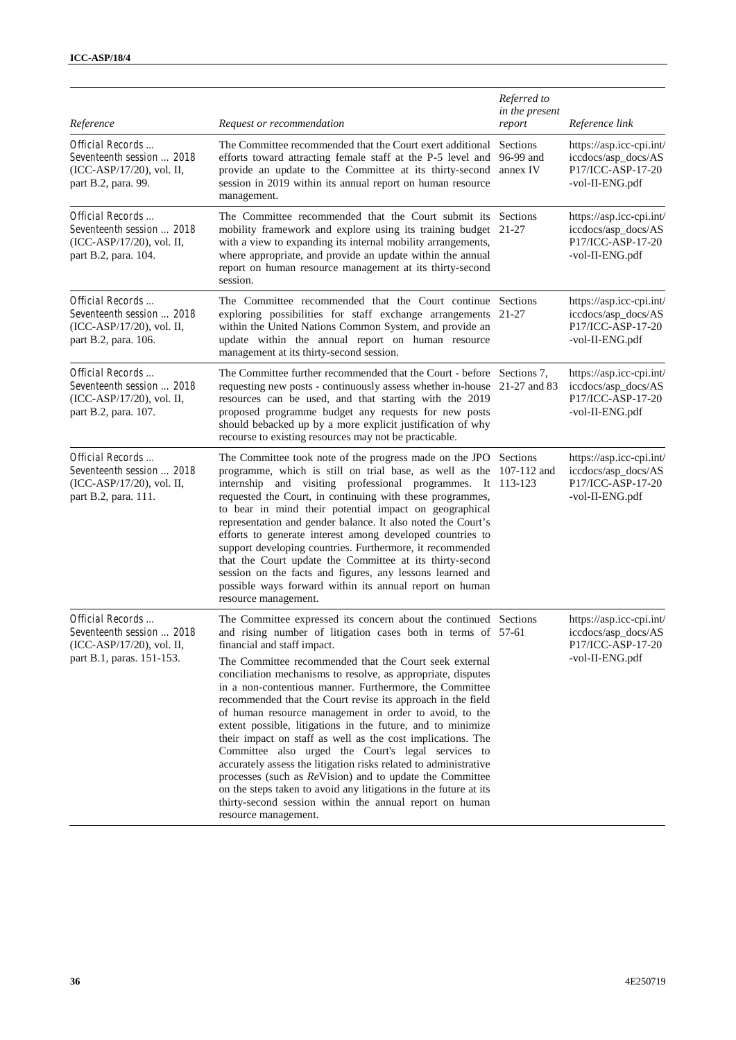| Reference | Request or recommendation | Referred to in the present report | Reference link |
|---|---|---|---|
| *Official Records ... Seventeenth session ... 2018* (ICC-ASP/17/20), vol. II, part B.2, para. 99. | The Committee recommended that the Court exert additional efforts toward attracting female staff at the P-5 level and provide an update to the Committee at its thirty-second session in 2019 within its annual report on human resource management. | Sections 96-99 and annex IV | https://asp.icc-cpi.int/iccdocs/asp_docs/ASP17/ICC-ASP-17-20-vol-II-ENG.pdf |
| *Official Records ... Seventeenth session ... 2018* (ICC-ASP/17/20), vol. II, part B.2, para. 104. | The Committee recommended that the Court submit its mobility framework and explore using its training budget with a view to expanding its internal mobility arrangements, where appropriate, and provide an update within the annual report on human resource management at its thirty-second session. | Sections 21-27 | https://asp.icc-cpi.int/iccdocs/asp_docs/ASP17/ICC-ASP-17-20-vol-II-ENG.pdf |
| *Official Records ... Seventeenth session ... 2018* (ICC-ASP/17/20), vol. II, part B.2, para. 106. | The Committee recommended that the Court continue exploring possibilities for staff exchange arrangements within the United Nations Common System, and provide an update within the annual report on human resource management at its thirty-second session. | Sections 21-27 | https://asp.icc-cpi.int/iccdocs/asp_docs/ASP17/ICC-ASP-17-20-vol-II-ENG.pdf |
| *Official Records ... Seventeenth session ... 2018* (ICC-ASP/17/20), vol. II, part B.2, para. 107. | The Committee further recommended that the Court - before requesting new posts - continuously assess whether in-house resources can be used, and that starting with the 2019 proposed programme budget any requests for new posts should bebacked up by a more explicit justification of why recourse to existing resources may not be practicable. | Sections 7, 21-27 and 83 | https://asp.icc-cpi.int/iccdocs/asp_docs/ASP17/ICC-ASP-17-20-vol-II-ENG.pdf |
| *Official Records ... Seventeenth session ... 2018* (ICC-ASP/17/20), vol. II, part B.2, para. 111. | The Committee took note of the progress made on the JPO programme, which is still on trial base, as well as the internship and visiting professional programmes. It requested the Court, in continuing with these programmes, to bear in mind their potential impact on geographical representation and gender balance. It also noted the Court's efforts to generate interest among developed countries to support developing countries. Furthermore, it recommended that the Court update the Committee at its thirty-second session on the facts and figures, any lessons learned and possible ways forward within its annual report on human resource management. | Sections 107-112 and 113-123 | https://asp.icc-cpi.int/iccdocs/asp_docs/ASP17/ICC-ASP-17-20-vol-II-ENG.pdf |
| *Official Records ... Seventeenth session ... 2018* (ICC-ASP/17/20), vol. II, part B.1, paras. 151-153. | The Committee expressed its concern about the continued and rising number of litigation cases both in terms of financial and staff impact.<br><br>The Committee recommended that the Court seek external conciliation mechanisms to resolve, as appropriate, disputes in a non-contentious manner. Furthermore, the Committee recommended that the Court revise its approach in the field of human resource management in order to avoid, to the extent possible, litigations in the future, and to minimize their impact on staff as well as the cost implications. The Committee also urged the Court's legal services to accurately assess the litigation risks related to administrative processes (such as *Re*Vision) and to update the Committee on the steps taken to avoid any litigations in the future at its thirty-second session within the annual report on human resource management. | Sections 57-61 | https://asp.icc-cpi.int/iccdocs/asp_docs/ASP17/ICC-ASP-17-20-vol-II-ENG.pdf |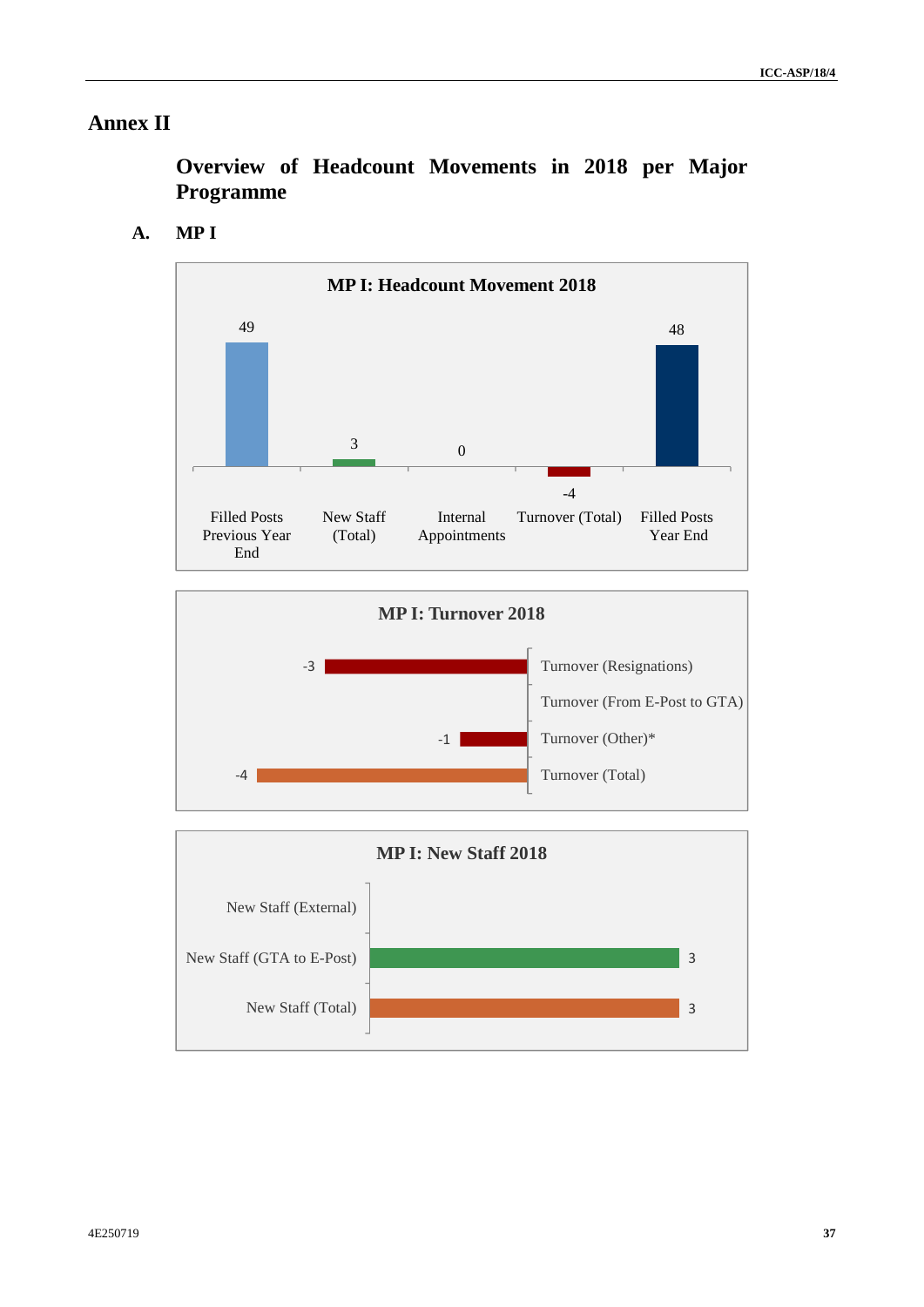# Annex II

## Overview of Headcount Movements in 2018 per Major Programme

### A. MP I

**MP I: Headcount Movement 2018**

| Filled Posts Previous Year End | New Staff (Total) | Internal Appointments | Turnover (Total) | Filled Posts Year End |
|---|---|---|---|---|
| 49 | 3 | 0 | -4 | 48 |

**MP I: Turnover 2018**

| Category | Value |
|---|---|
| Turnover (Resignations) | -3 |
| Turnover (From E-Post to GTA) | |
| Turnover (Other)* | -1 |
| Turnover (Total) | -4 |

**MP I: New Staff 2018**

| Category | Value |
|---|---|
| New Staff (External) | |
| New Staff (GTA to E-Post) | 3 |
| New Staff (Total) | 3 |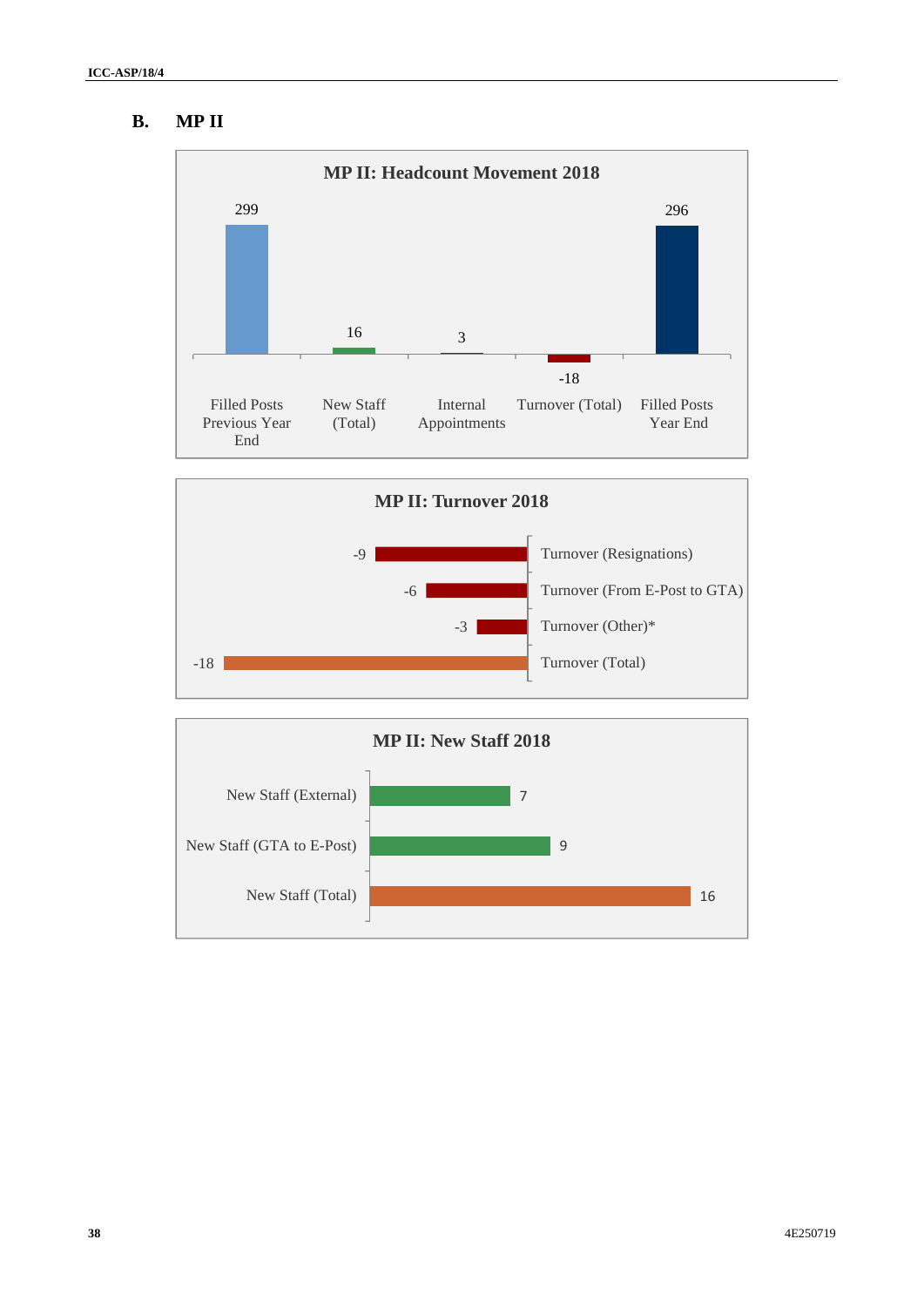## B. MP II

**MP II: Headcount Movement 2018**

| Filled Posts Previous Year End | New Staff (Total) | Internal Appointments | Turnover (Total) | Filled Posts Year End |
|---|---|---|---|---|
| 299 | 16 | 3 | -18 | 296 |

**MP II: Turnover 2018**

| Category | Value |
|---|---|
| Turnover (Resignations) | -9 |
| Turnover (From E-Post to GTA) | -6 |
| Turnover (Other)* | -3 |
| Turnover (Total) | -18 |

**MP II: New Staff 2018**

| Category | Value |
|---|---|
| New Staff (External) | 7 |
| New Staff (GTA to E-Post) | 9 |
| New Staff (Total) | 16 |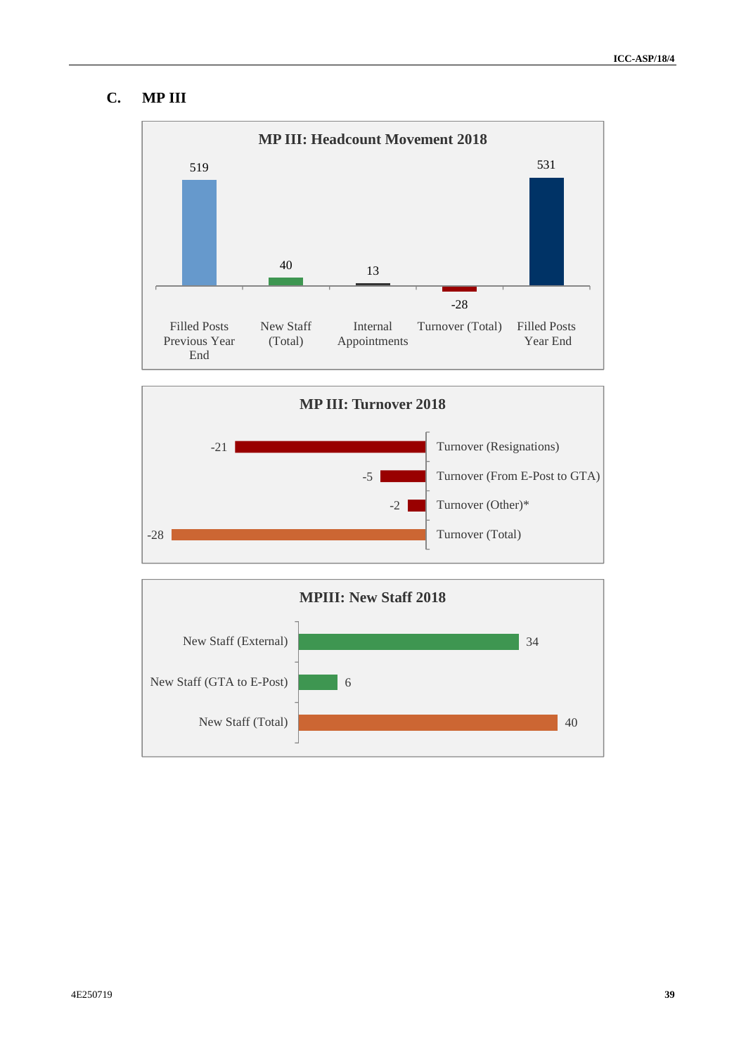## C. MP III

**MP III: Headcount Movement 2018**

| Filled Posts Previous Year End | New Staff (Total) | Internal Appointments | Turnover (Total) | Filled Posts Year End |
|---|---|---|---|---|
| 519 | 40 | 13 | -28 | 531 |

**MP III: Turnover 2018**

| Category | Value |
|---|---|
| Turnover (Resignations) | -21 |
| Turnover (From E-Post to GTA) | -5 |
| Turnover (Other)* | -2 |
| Turnover (Total) | -28 |

**MPIII: New Staff 2018**

| Category | Value |
|---|---|
| New Staff (External) | 34 |
| New Staff (GTA to E-Post) | 6 |
| New Staff (Total) | 40 |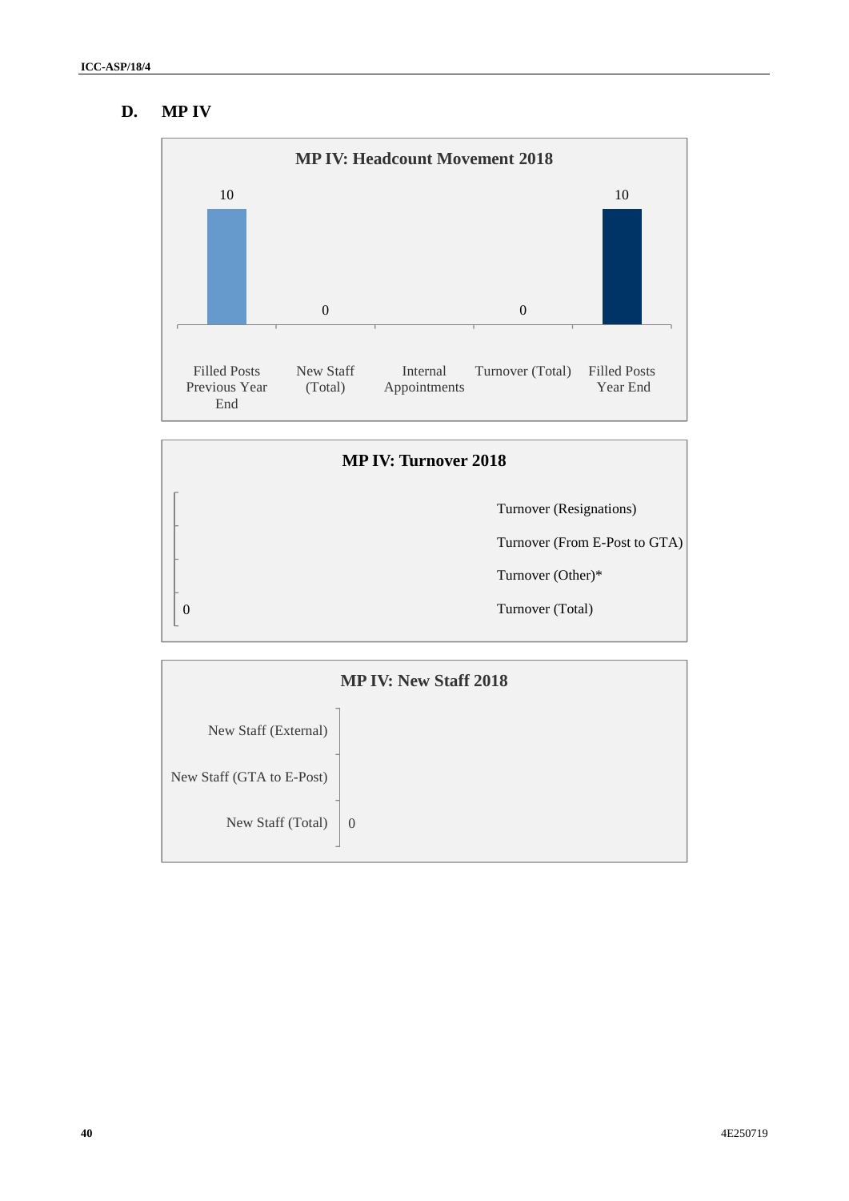## D. MP IV

**MP IV: Headcount Movement 2018**

| Filled Posts Previous Year End | New Staff (Total) | Internal Appointments | Turnover (Total) | Filled Posts Year End |
|---|---|---|---|---|
| 10 | 0 | | 0 | 10 |

**MP IV: Turnover 2018**

| Category | Value |
|---|---|
| Turnover (Resignations) | |
| Turnover (From E-Post to GTA) | |
| Turnover (Other)* | |
| Turnover (Total) | 0 |

**MP IV: New Staff 2018**

| Category | Value |
|---|---|
| New Staff (External) | |
| New Staff (GTA to E-Post) | |
| New Staff (Total) | 0 |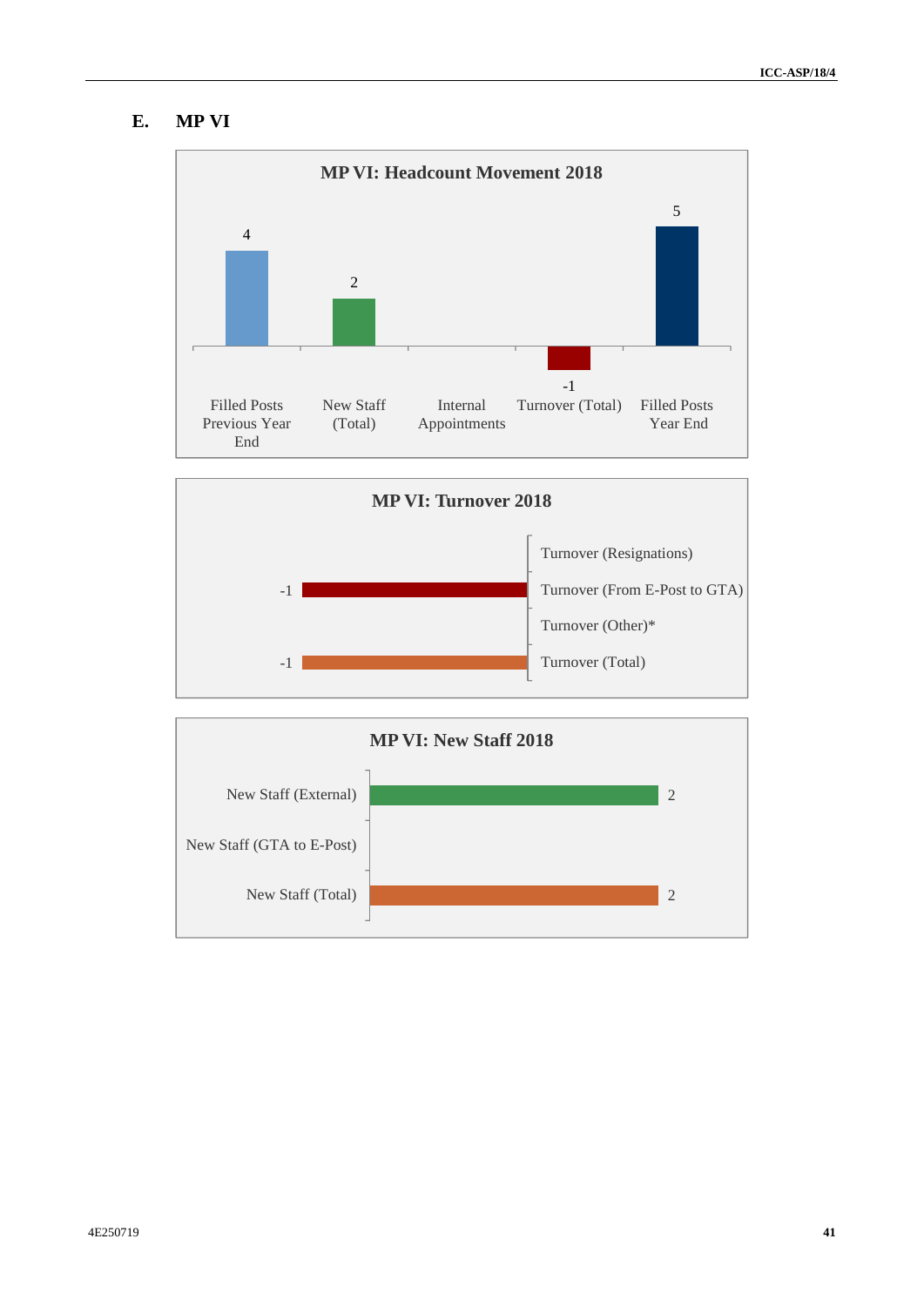## E. MP VI

**MP VI: Headcount Movement 2018**

| Filled Posts Previous Year End | New Staff (Total) | Internal Appointments | Turnover (Total) | Filled Posts Year End |
|---|---|---|---|---|
| 4 | 2 | | -1 | 5 |

**MP VI: Turnover 2018**

| Category | Value |
|---|---|
| Turnover (Resignations) | |
| Turnover (From E-Post to GTA) | -1 |
| Turnover (Other)* | |
| Turnover (Total) | -1 |

**MP VI: New Staff 2018**

| Category | Value |
|---|---|
| New Staff (External) | 2 |
| New Staff (GTA to E-Post) | |
| New Staff (Total) | 2 |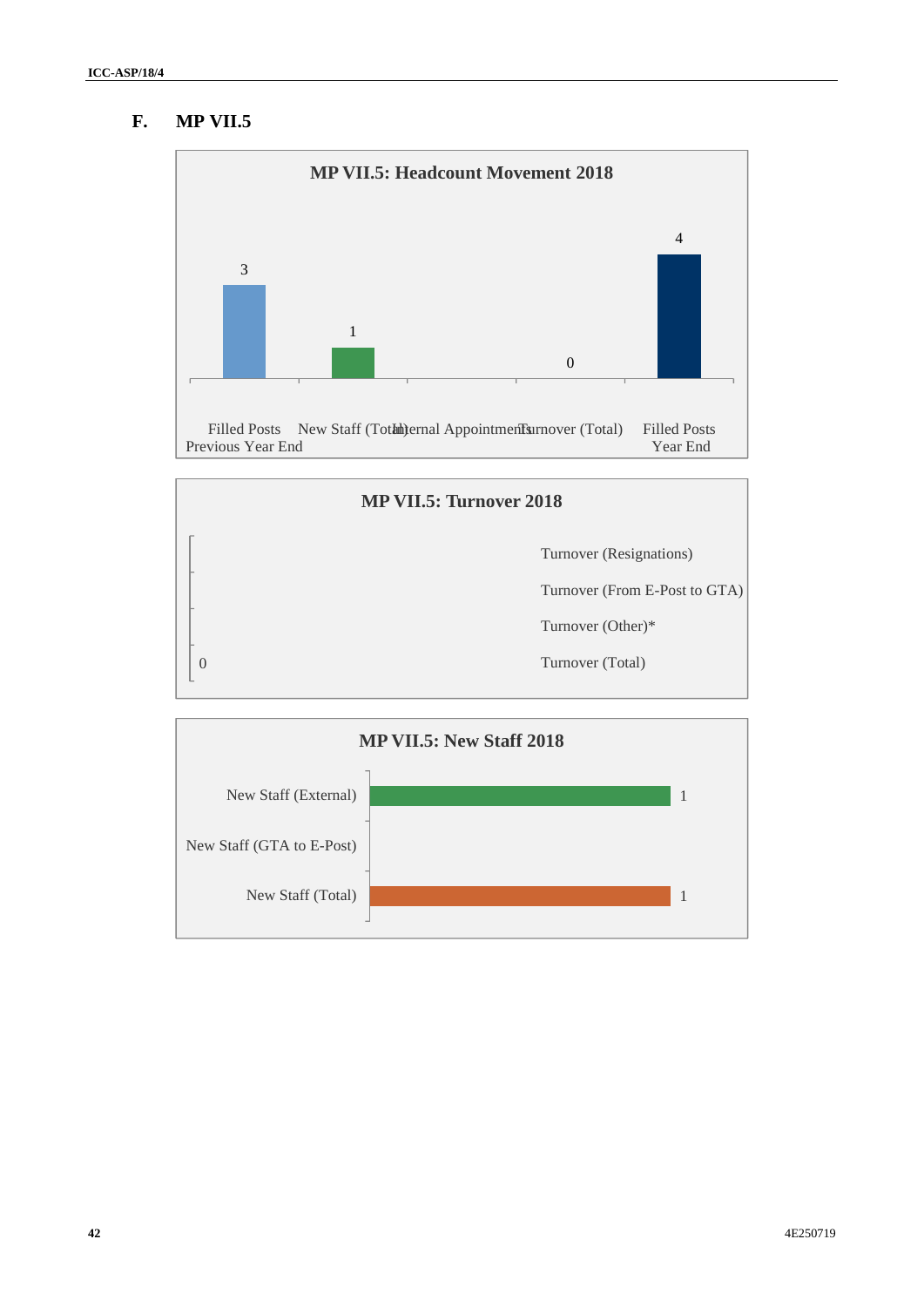## F. MP VII.5

**MP VII.5: Headcount Movement 2018**

| Category | Value |
|---|---|
| Filled Posts Previous Year End | 3 |
| New Staff (Total) | 1 |
| Internal Appointments | |
| Turnover (Total) | 0 |
| Filled Posts Year End | 4 |

**MP VII.5: Turnover 2018**

| Category | Value |
|---|---|
| Turnover (Resignations) | |
| Turnover (From E-Post to GTA) | |
| Turnover (Other)* | |
| Turnover (Total) | 0 |

**MP VII.5: New Staff 2018**

| Category | Value |
|---|---|
| New Staff (External) | 1 |
| New Staff (GTA to E-Post) | |
| New Staff (Total) | 1 |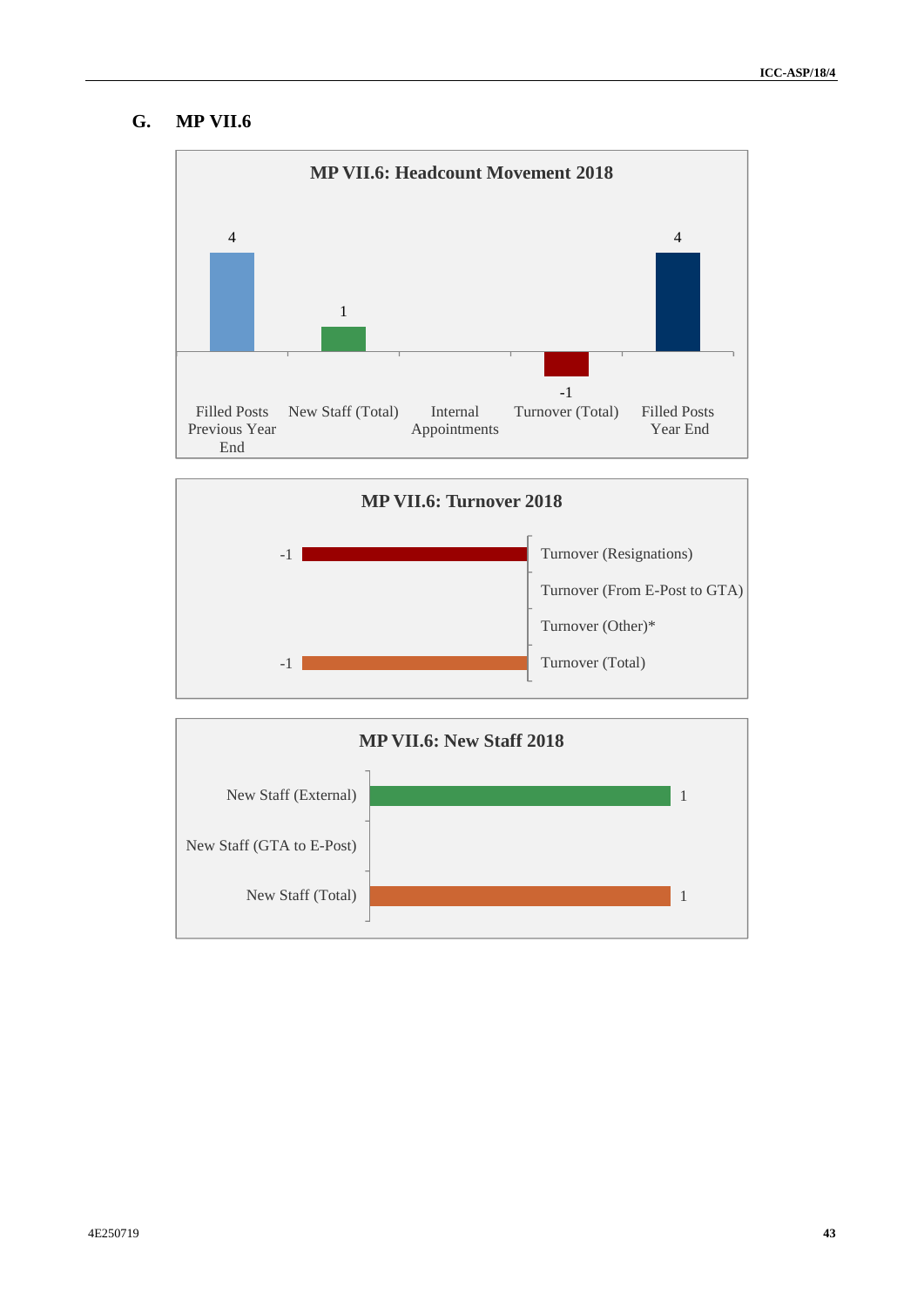## G. MP VII.6

**MP VII.6: Headcount Movement 2018**

| Filled Posts Previous Year End | New Staff (Total) | Internal Appointments | Turnover (Total) | Filled Posts Year End |
|---|---|---|---|---|
| 4 | 1 | | -1 | 4 |

**MP VII.6: Turnover 2018**

| Category | Value |
|---|---|
| Turnover (Resignations) | -1 |
| Turnover (From E-Post to GTA) | |
| Turnover (Other)* | |
| Turnover (Total) | -1 |

**MP VII.6: New Staff 2018**

| Category | Value |
|---|---|
| New Staff (External) | 1 |
| New Staff (GTA to E-Post) | |
| New Staff (Total) | 1 |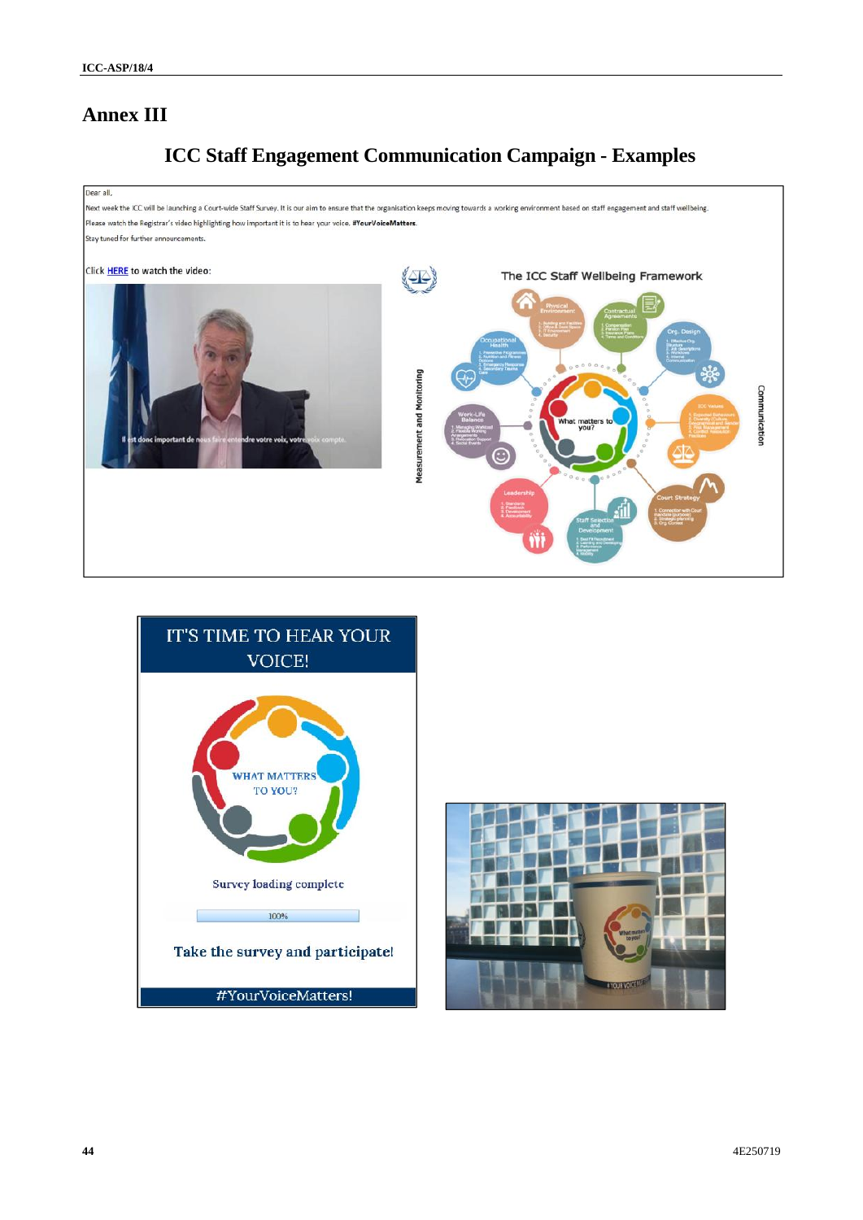# Annex III

## ICC Staff Engagement Communication Campaign - Examples

Dear all,

Next week the ICC will be launching a Court-wide Staff Survey. It is our aim to ensure that the organisation keeps moving towards a working environment based on staff engagement and staff wellbeing.

Please watch the Registrar's video highlighting how important it is to hear your voice. **#YourVoiceMatters**.

Stay tuned for further announcements.

Click HERE to watch the video:

The ICC Staff Wellbeing Framework

IT'S TIME TO HEAR YOUR VOICE!

WHAT MATTERS TO YOU?

Survey loading complete

100%

Take the survey and participate!

#YourVoiceMatters!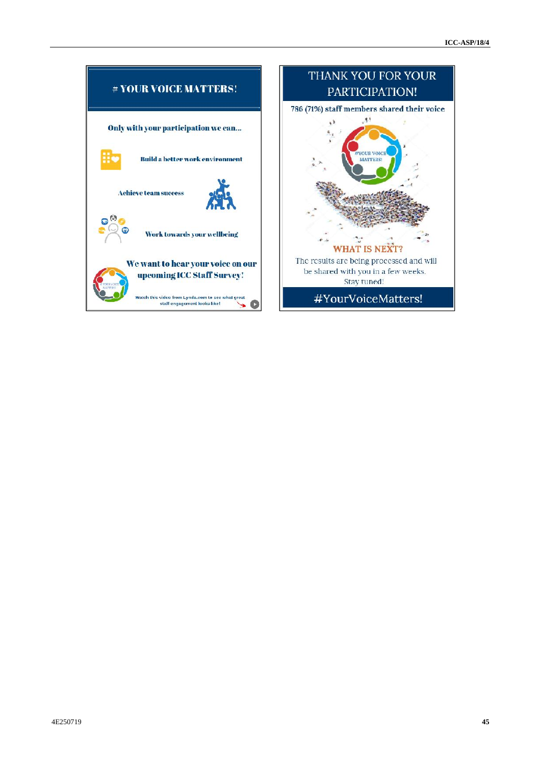# YOUR VOICE MATTERS!

**Only with your participation we can...**

**Build a better work environment**

**Achieve team success**

**Work towards your wellbeing**

**We want to hear your voice on our upcoming ICC Staff Survey!**

Watch this video from Lynda.com to see what great staff engagement looks like!

# THANK YOU FOR YOUR PARTICIPATION!

786 (71%) staff members shared their voice

#YOUR VOICE MATTERS!

**WHAT IS NEXT?**

The results are being processed and will be shared with you in a few weeks. Stay tuned!

#YourVoiceMatters!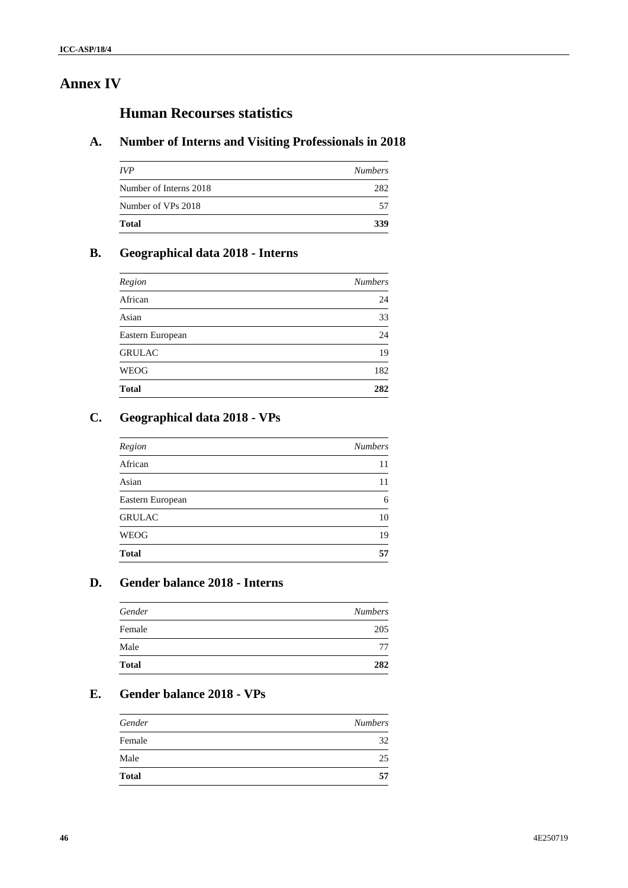# Annex IV

## Human Recourses statistics

### A. Number of Interns and Visiting Professionals in 2018

| *IVP* | *Numbers* |
|---|---|
| Number of Interns 2018 | 282 |
| Number of VPs 2018 | 57 |
| **Total** | **339** |

### B. Geographical data 2018 - Interns

| *Region* | *Numbers* |
|---|---|
| African | 24 |
| Asian | 33 |
| Eastern European | 24 |
| GRULAC | 19 |
| WEOG | 182 |
| **Total** | **282** |

### C. Geographical data 2018 - VPs

| *Region* | *Numbers* |
|---|---|
| African | 11 |
| Asian | 11 |
| Eastern European | 6 |
| GRULAC | 10 |
| WEOG | 19 |
| **Total** | **57** |

### D. Gender balance 2018 - Interns

| *Gender* | *Numbers* |
|---|---|
| Female | 205 |
| Male | 77 |
| **Total** | **282** |

### E. Gender balance 2018 - VPs

| *Gender* | *Numbers* |
|---|---|
| Female | 32 |
| Male | 25 |
| **Total** | **57** |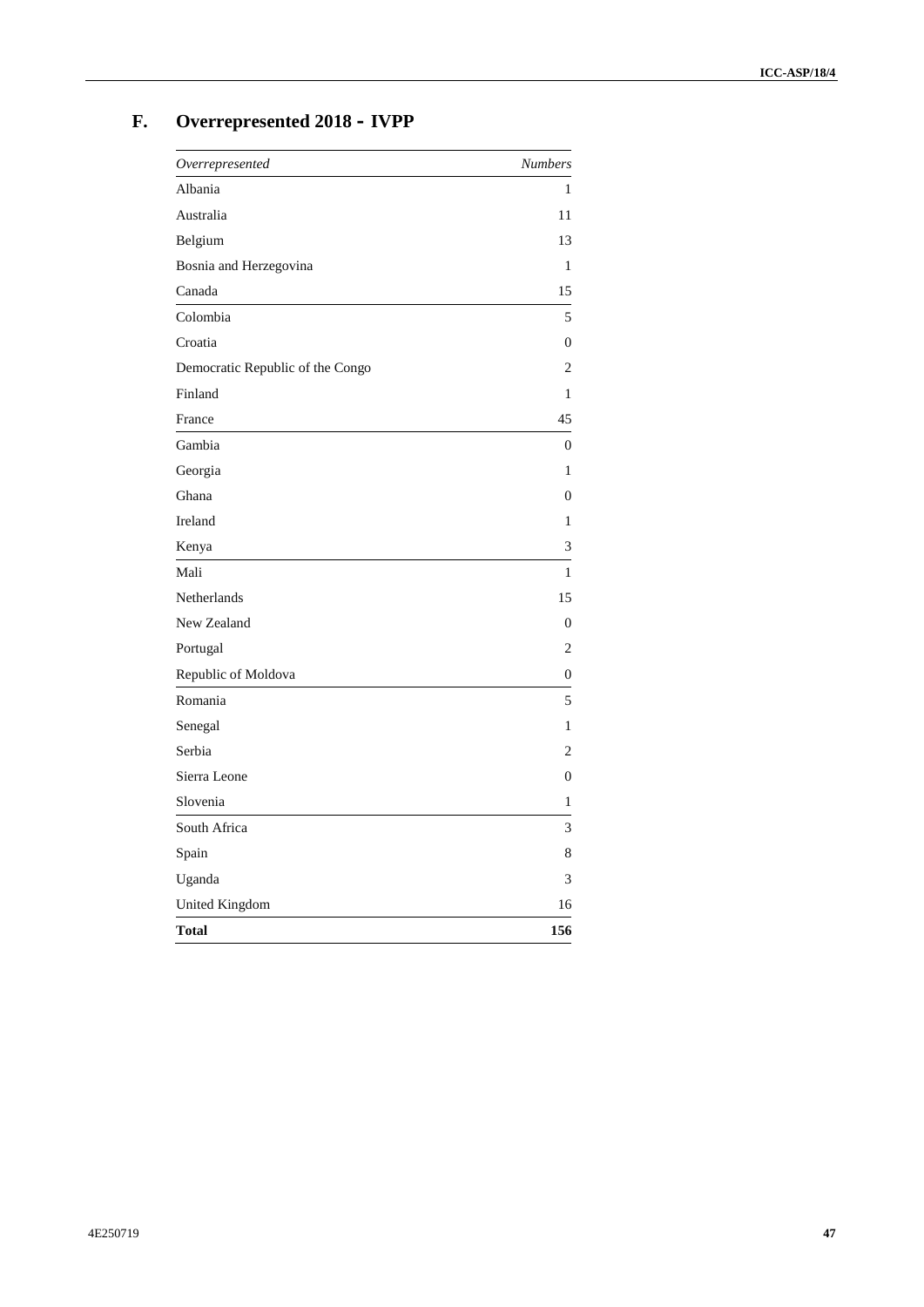## F. Overrepresented 2018 - IVPP

| *Overrepresented* | *Numbers* |
|---|---|
| Albania | 1 |
| Australia | 11 |
| Belgium | 13 |
| Bosnia and Herzegovina | 1 |
| Canada | 15 |
| Colombia | 5 |
| Croatia | 0 |
| Democratic Republic of the Congo | 2 |
| Finland | 1 |
| France | 45 |
| Gambia | 0 |
| Georgia | 1 |
| Ghana | 0 |
| Ireland | 1 |
| Kenya | 3 |
| Mali | 1 |
| Netherlands | 15 |
| New Zealand | 0 |
| Portugal | 2 |
| Republic of Moldova | 0 |
| Romania | 5 |
| Senegal | 1 |
| Serbia | 2 |
| Sierra Leone | 0 |
| Slovenia | 1 |
| South Africa | 3 |
| Spain | 8 |
| Uganda | 3 |
| United Kingdom | 16 |
| **Total** | **156** |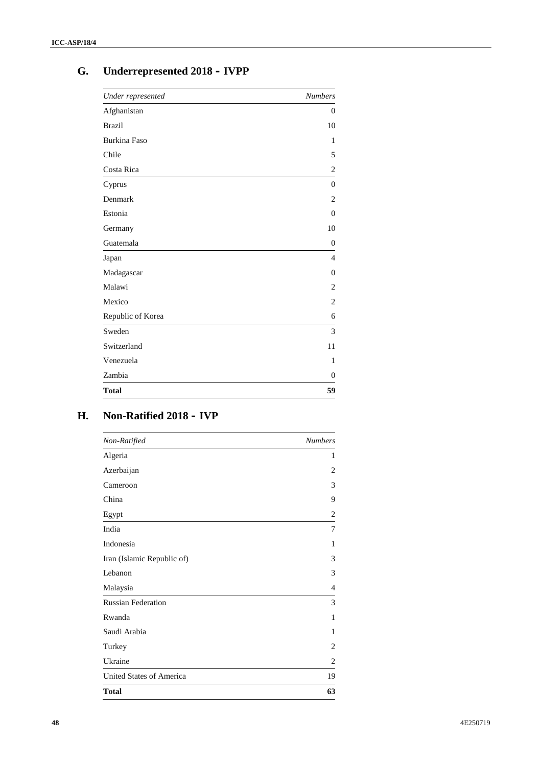## G. Underrepresented 2018 - IVPP

| *Under represented* | *Numbers* |
|---|---|
| Afghanistan | 0 |
| Brazil | 10 |
| Burkina Faso | 1 |
| Chile | 5 |
| Costa Rica | 2 |
| Cyprus | 0 |
| Denmark | 2 |
| Estonia | 0 |
| Germany | 10 |
| Guatemala | 0 |
| Japan | 4 |
| Madagascar | 0 |
| Malawi | 2 |
| Mexico | 2 |
| Republic of Korea | 6 |
| Sweden | 3 |
| Switzerland | 11 |
| Venezuela | 1 |
| Zambia | 0 |
| **Total** | **59** |

## H. Non-Ratified 2018 - IVP

| *Non-Ratified* | *Numbers* |
|---|---|
| Algeria | 1 |
| Azerbaijan | 2 |
| Cameroon | 3 |
| China | 9 |
| Egypt | 2 |
| India | 7 |
| Indonesia | 1 |
| Iran (Islamic Republic of) | 3 |
| Lebanon | 3 |
| Malaysia | 4 |
| Russian Federation | 3 |
| Rwanda | 1 |
| Saudi Arabia | 1 |
| Turkey | 2 |
| Ukraine | 2 |
| United States of America | 19 |
| **Total** | **63** |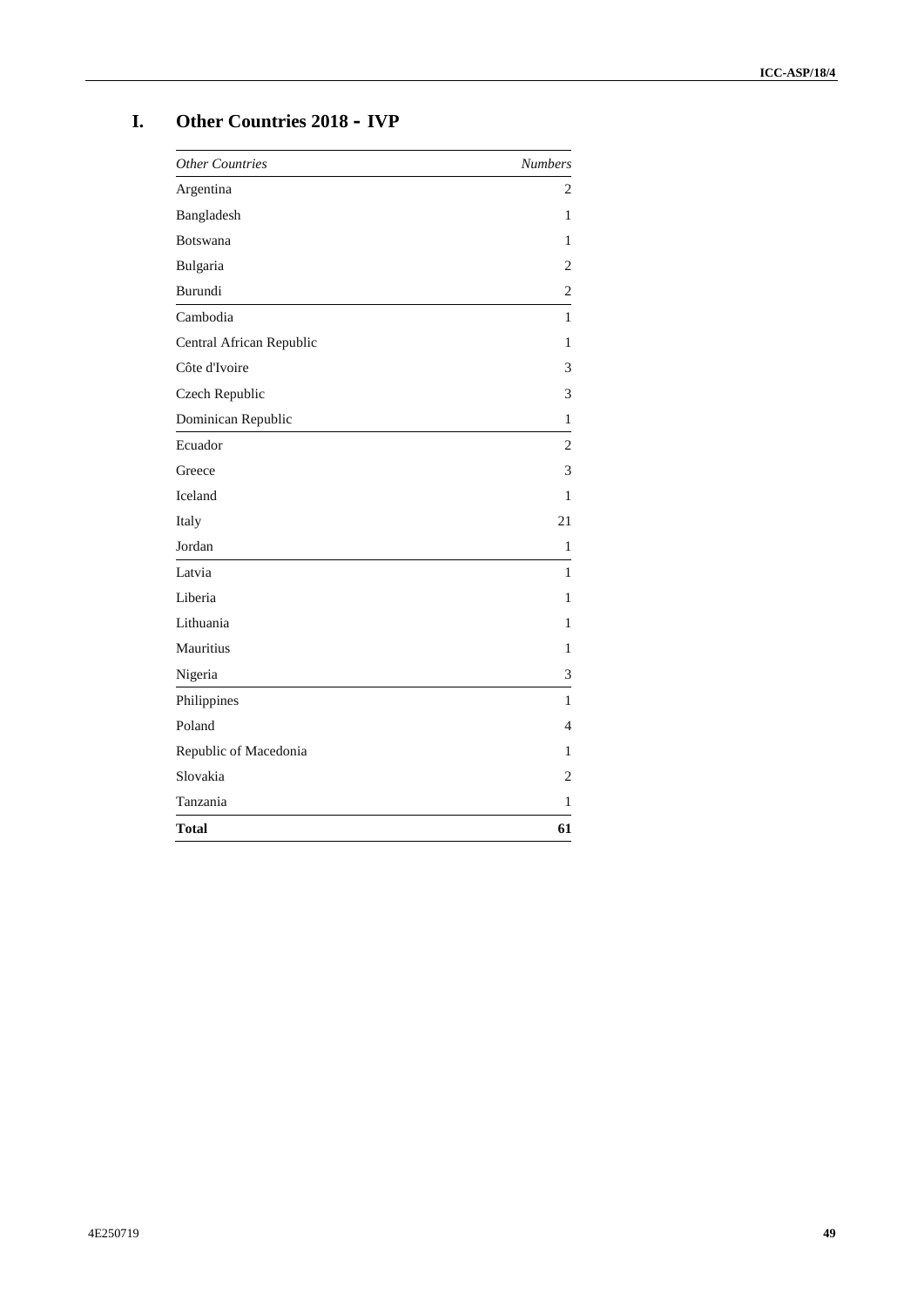## I. Other Countries 2018 - IVP

| *Other Countries* | *Numbers* |
|---|---|
| Argentina | 2 |
| Bangladesh | 1 |
| Botswana | 1 |
| Bulgaria | 2 |
| Burundi | 2 |
| Cambodia | 1 |
| Central African Republic | 1 |
| Côte d'Ivoire | 3 |
| Czech Republic | 3 |
| Dominican Republic | 1 |
| Ecuador | 2 |
| Greece | 3 |
| Iceland | 1 |
| Italy | 21 |
| Jordan | 1 |
| Latvia | 1 |
| Liberia | 1 |
| Lithuania | 1 |
| Mauritius | 1 |
| Nigeria | 3 |
| Philippines | 1 |
| Poland | 4 |
| Republic of Macedonia | 1 |
| Slovakia | 2 |
| Tanzania | 1 |
| **Total** | **61** |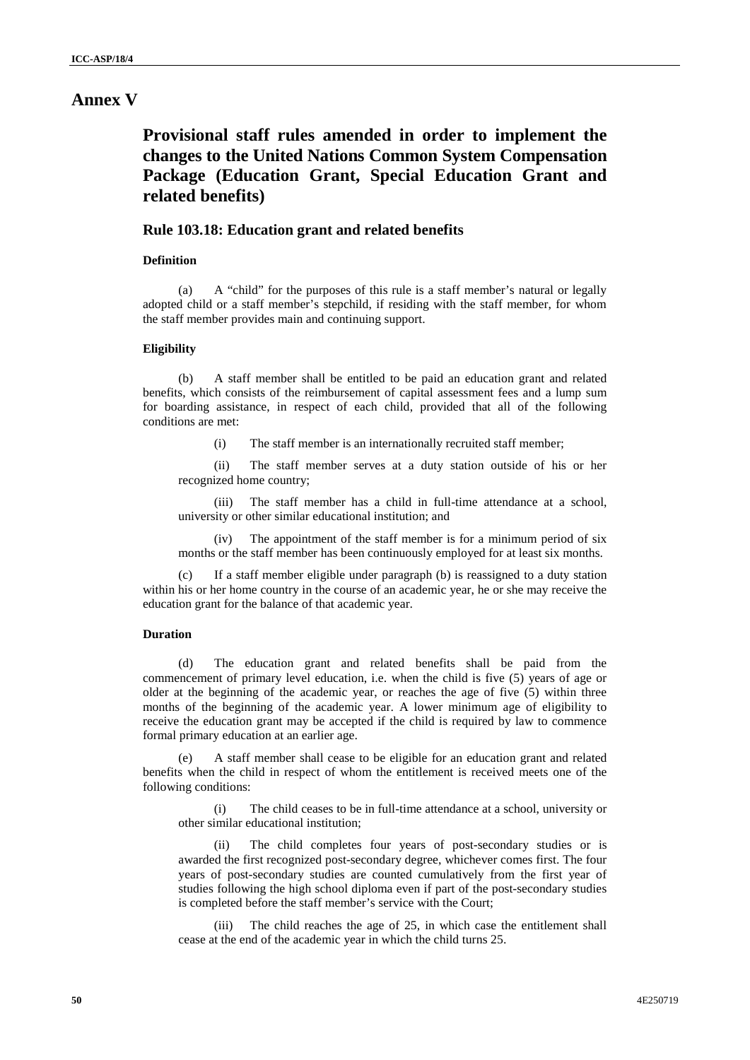# Annex V

## Provisional staff rules amended in order to implement the changes to the United Nations Common System Compensation Package (Education Grant, Special Education Grant and related benefits)

### Rule 103.18: Education grant and related benefits

#### Definition

(a) A "child" for the purposes of this rule is a staff member's natural or legally adopted child or a staff member's stepchild, if residing with the staff member, for whom the staff member provides main and continuing support.

#### Eligibility

(b) A staff member shall be entitled to be paid an education grant and related benefits, which consists of the reimbursement of capital assessment fees and a lump sum for boarding assistance, in respect of each child, provided that all of the following conditions are met:

(i) The staff member is an internationally recruited staff member;

(ii) The staff member serves at a duty station outside of his or her recognized home country;

(iii) The staff member has a child in full-time attendance at a school, university or other similar educational institution; and

(iv) The appointment of the staff member is for a minimum period of six months or the staff member has been continuously employed for at least six months.

(c) If a staff member eligible under paragraph (b) is reassigned to a duty station within his or her home country in the course of an academic year, he or she may receive the education grant for the balance of that academic year.

#### Duration

(d) The education grant and related benefits shall be paid from the commencement of primary level education, i.e. when the child is five (5) years of age or older at the beginning of the academic year, or reaches the age of five (5) within three months of the beginning of the academic year. A lower minimum age of eligibility to receive the education grant may be accepted if the child is required by law to commence formal primary education at an earlier age.

(e) A staff member shall cease to be eligible for an education grant and related benefits when the child in respect of whom the entitlement is received meets one of the following conditions:

(i) The child ceases to be in full-time attendance at a school, university or other similar educational institution;

(ii) The child completes four years of post-secondary studies or is awarded the first recognized post-secondary degree, whichever comes first. The four years of post-secondary studies are counted cumulatively from the first year of studies following the high school diploma even if part of the post-secondary studies is completed before the staff member's service with the Court;

(iii) The child reaches the age of 25, in which case the entitlement shall cease at the end of the academic year in which the child turns 25.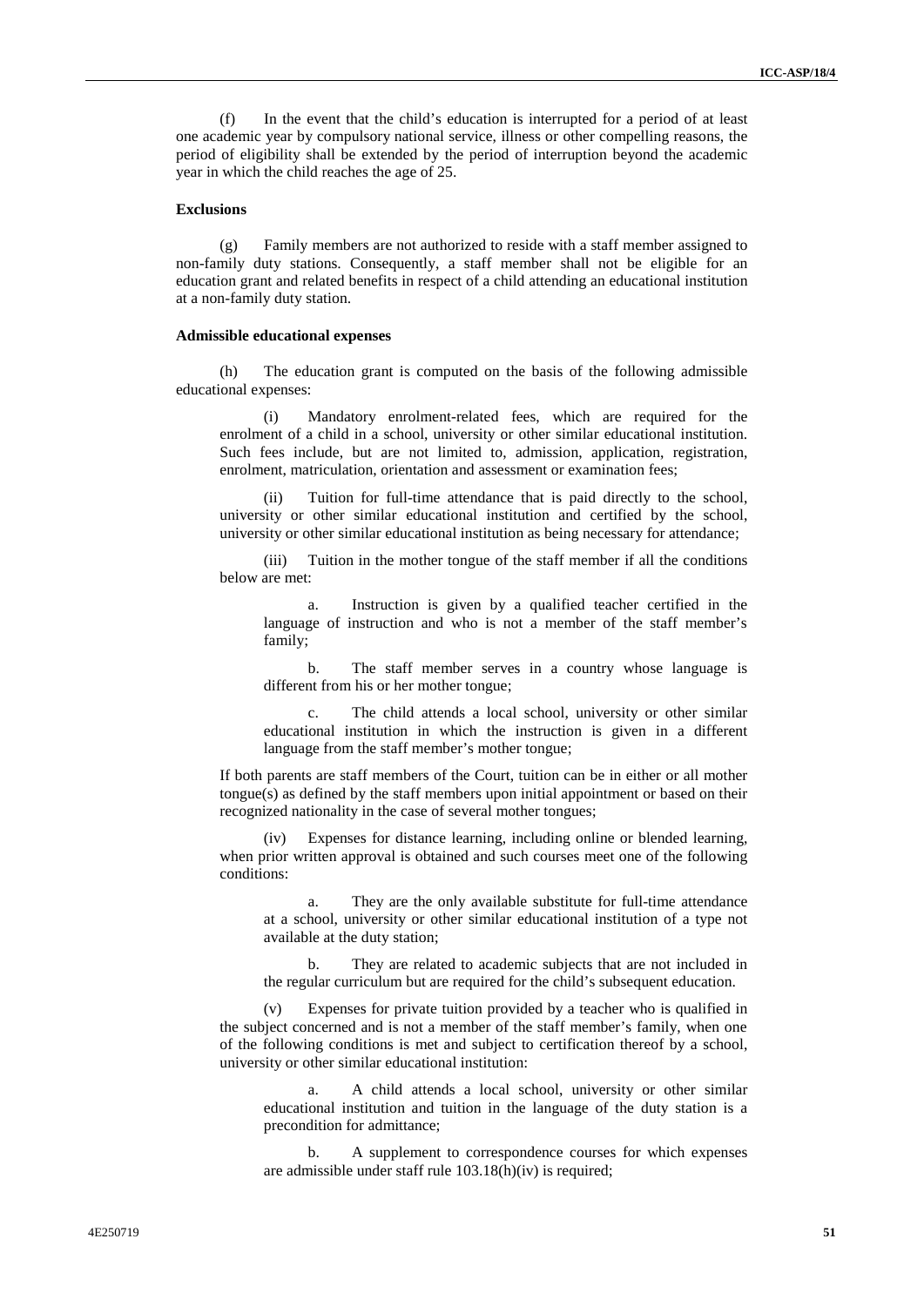(f) In the event that the child's education is interrupted for a period of at least one academic year by compulsory national service, illness or other compelling reasons, the period of eligibility shall be extended by the period of interruption beyond the academic year in which the child reaches the age of 25.

**Exclusions**

(g) Family members are not authorized to reside with a staff member assigned to non-family duty stations. Consequently, a staff member shall not be eligible for an education grant and related benefits in respect of a child attending an educational institution at a non-family duty station.

**Admissible educational expenses**

(h) The education grant is computed on the basis of the following admissible educational expenses:

(i) Mandatory enrolment-related fees, which are required for the enrolment of a child in a school, university or other similar educational institution. Such fees include, but are not limited to, admission, application, registration, enrolment, matriculation, orientation and assessment or examination fees;

(ii) Tuition for full-time attendance that is paid directly to the school, university or other similar educational institution and certified by the school, university or other similar educational institution as being necessary for attendance;

(iii) Tuition in the mother tongue of the staff member if all the conditions below are met:

a. Instruction is given by a qualified teacher certified in the language of instruction and who is not a member of the staff member's family;

b. The staff member serves in a country whose language is different from his or her mother tongue;

c. The child attends a local school, university or other similar educational institution in which the instruction is given in a different language from the staff member's mother tongue;

If both parents are staff members of the Court, tuition can be in either or all mother tongue(s) as defined by the staff members upon initial appointment or based on their recognized nationality in the case of several mother tongues;

(iv) Expenses for distance learning, including online or blended learning, when prior written approval is obtained and such courses meet one of the following conditions:

a. They are the only available substitute for full-time attendance at a school, university or other similar educational institution of a type not available at the duty station;

b. They are related to academic subjects that are not included in the regular curriculum but are required for the child's subsequent education.

(v) Expenses for private tuition provided by a teacher who is qualified in the subject concerned and is not a member of the staff member's family, when one of the following conditions is met and subject to certification thereof by a school, university or other similar educational institution:

a. A child attends a local school, university or other similar educational institution and tuition in the language of the duty station is a precondition for admittance;

b. A supplement to correspondence courses for which expenses are admissible under staff rule 103.18(h)(iv) is required;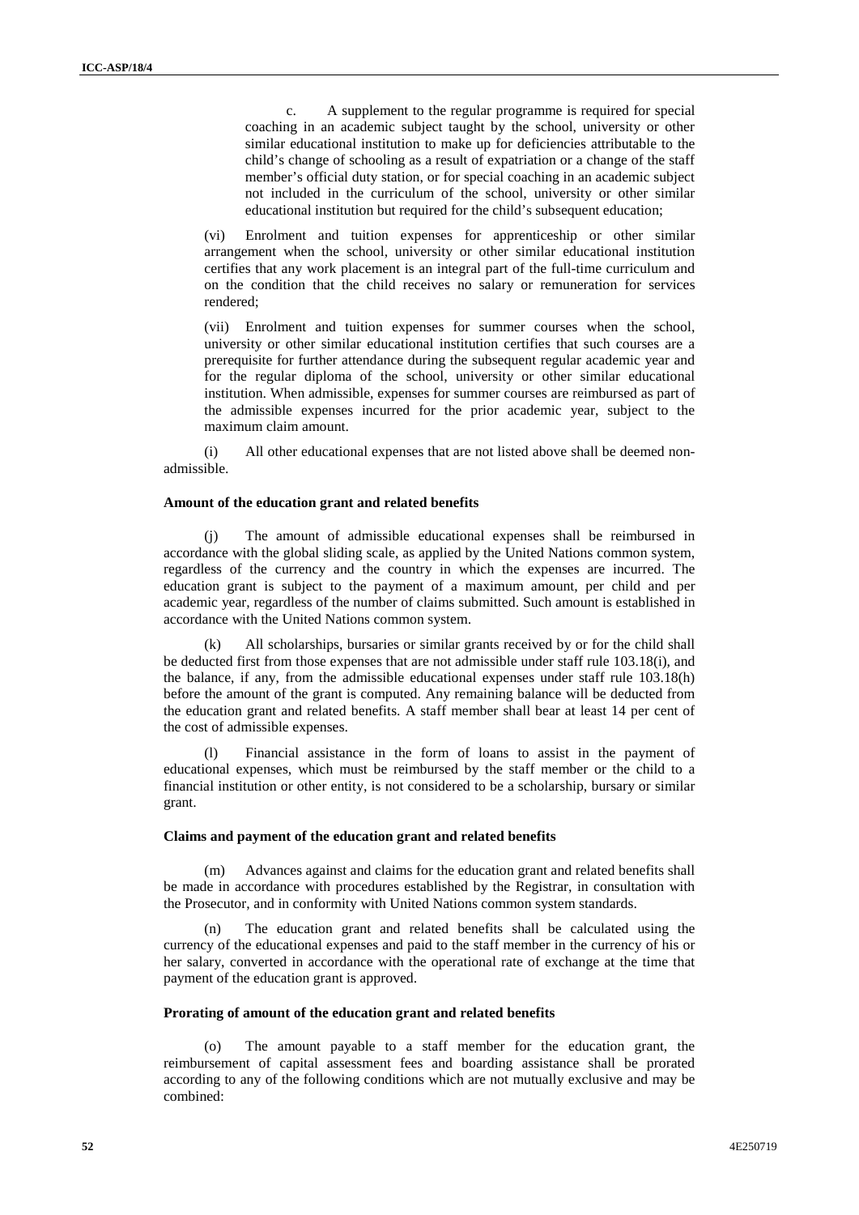c. A supplement to the regular programme is required for special coaching in an academic subject taught by the school, university or other similar educational institution to make up for deficiencies attributable to the child's change of schooling as a result of expatriation or a change of the staff member's official duty station, or for special coaching in an academic subject not included in the curriculum of the school, university or other similar educational institution but required for the child's subsequent education;

(vi) Enrolment and tuition expenses for apprenticeship or other similar arrangement when the school, university or other similar educational institution certifies that any work placement is an integral part of the full-time curriculum and on the condition that the child receives no salary or remuneration for services rendered;

(vii) Enrolment and tuition expenses for summer courses when the school, university or other similar educational institution certifies that such courses are a prerequisite for further attendance during the subsequent regular academic year and for the regular diploma of the school, university or other similar educational institution. When admissible, expenses for summer courses are reimbursed as part of the admissible expenses incurred for the prior academic year, subject to the maximum claim amount.

(i) All other educational expenses that are not listed above shall be deemed non-admissible.

**Amount of the education grant and related benefits**

(j) The amount of admissible educational expenses shall be reimbursed in accordance with the global sliding scale, as applied by the United Nations common system, regardless of the currency and the country in which the expenses are incurred. The education grant is subject to the payment of a maximum amount, per child and per academic year, regardless of the number of claims submitted. Such amount is established in accordance with the United Nations common system.

(k) All scholarships, bursaries or similar grants received by or for the child shall be deducted first from those expenses that are not admissible under staff rule 103.18(i), and the balance, if any, from the admissible educational expenses under staff rule 103.18(h) before the amount of the grant is computed. Any remaining balance will be deducted from the education grant and related benefits. A staff member shall bear at least 14 per cent of the cost of admissible expenses.

(l) Financial assistance in the form of loans to assist in the payment of educational expenses, which must be reimbursed by the staff member or the child to a financial institution or other entity, is not considered to be a scholarship, bursary or similar grant.

**Claims and payment of the education grant and related benefits**

(m) Advances against and claims for the education grant and related benefits shall be made in accordance with procedures established by the Registrar, in consultation with the Prosecutor, and in conformity with United Nations common system standards.

(n) The education grant and related benefits shall be calculated using the currency of the educational expenses and paid to the staff member in the currency of his or her salary, converted in accordance with the operational rate of exchange at the time that payment of the education grant is approved.

**Prorating of amount of the education grant and related benefits**

(o) The amount payable to a staff member for the education grant, the reimbursement of capital assessment fees and boarding assistance shall be prorated according to any of the following conditions which are not mutually exclusive and may be combined: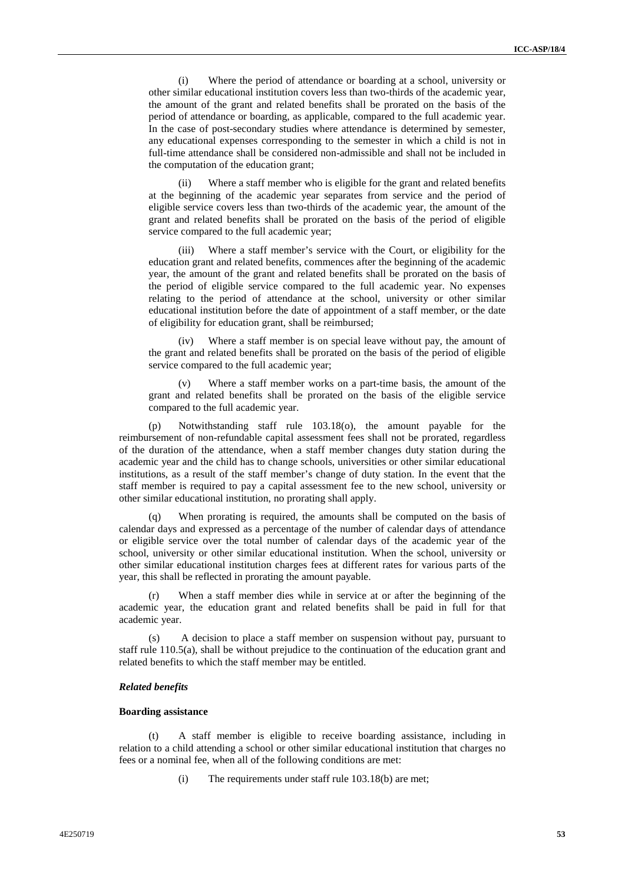(i) Where the period of attendance or boarding at a school, university or other similar educational institution covers less than two-thirds of the academic year, the amount of the grant and related benefits shall be prorated on the basis of the period of attendance or boarding, as applicable, compared to the full academic year. In the case of post-secondary studies where attendance is determined by semester, any educational expenses corresponding to the semester in which a child is not in full-time attendance shall be considered non-admissible and shall not be included in the computation of the education grant;

(ii) Where a staff member who is eligible for the grant and related benefits at the beginning of the academic year separates from service and the period of eligible service covers less than two-thirds of the academic year, the amount of the grant and related benefits shall be prorated on the basis of the period of eligible service compared to the full academic year;

(iii) Where a staff member's service with the Court, or eligibility for the education grant and related benefits, commences after the beginning of the academic year, the amount of the grant and related benefits shall be prorated on the basis of the period of eligible service compared to the full academic year. No expenses relating to the period of attendance at the school, university or other similar educational institution before the date of appointment of a staff member, or the date of eligibility for education grant, shall be reimbursed;

(iv) Where a staff member is on special leave without pay, the amount of the grant and related benefits shall be prorated on the basis of the period of eligible service compared to the full academic year;

(v) Where a staff member works on a part-time basis, the amount of the grant and related benefits shall be prorated on the basis of the eligible service compared to the full academic year.

(p) Notwithstanding staff rule 103.18(o), the amount payable for the reimbursement of non-refundable capital assessment fees shall not be prorated, regardless of the duration of the attendance, when a staff member changes duty station during the academic year and the child has to change schools, universities or other similar educational institutions, as a result of the staff member's change of duty station. In the event that the staff member is required to pay a capital assessment fee to the new school, university or other similar educational institution, no prorating shall apply.

(q) When prorating is required, the amounts shall be computed on the basis of calendar days and expressed as a percentage of the number of calendar days of attendance or eligible service over the total number of calendar days of the academic year of the school, university or other similar educational institution. When the school, university or other similar educational institution charges fees at different rates for various parts of the year, this shall be reflected in prorating the amount payable.

(r) When a staff member dies while in service at or after the beginning of the academic year, the education grant and related benefits shall be paid in full for that academic year.

(s) A decision to place a staff member on suspension without pay, pursuant to staff rule 110.5(a), shall be without prejudice to the continuation of the education grant and related benefits to which the staff member may be entitled.

***Related benefits***

**Boarding assistance**

(t) A staff member is eligible to receive boarding assistance, including in relation to a child attending a school or other similar educational institution that charges no fees or a nominal fee, when all of the following conditions are met:

(i) The requirements under staff rule 103.18(b) are met;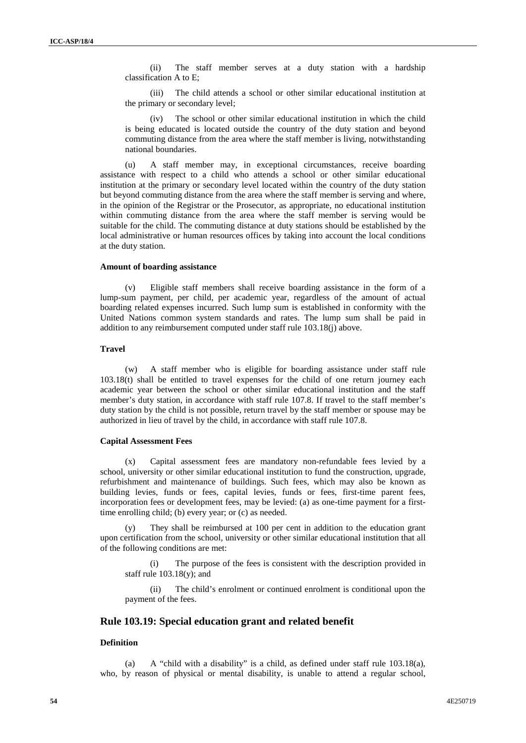(ii) The staff member serves at a duty station with a hardship classification A to E;

(iii) The child attends a school or other similar educational institution at the primary or secondary level;

(iv) The school or other similar educational institution in which the child is being educated is located outside the country of the duty station and beyond commuting distance from the area where the staff member is living, notwithstanding national boundaries.

(u) A staff member may, in exceptional circumstances, receive boarding assistance with respect to a child who attends a school or other similar educational institution at the primary or secondary level located within the country of the duty station but beyond commuting distance from the area where the staff member is serving and where, in the opinion of the Registrar or the Prosecutor, as appropriate, no educational institution within commuting distance from the area where the staff member is serving would be suitable for the child. The commuting distance at duty stations should be established by the local administrative or human resources offices by taking into account the local conditions at the duty station.

#### Amount of boarding assistance

(v) Eligible staff members shall receive boarding assistance in the form of a lump-sum payment, per child, per academic year, regardless of the amount of actual boarding related expenses incurred. Such lump sum is established in conformity with the United Nations common system standards and rates. The lump sum shall be paid in addition to any reimbursement computed under staff rule 103.18(j) above.

#### Travel

(w) A staff member who is eligible for boarding assistance under staff rule 103.18(t) shall be entitled to travel expenses for the child of one return journey each academic year between the school or other similar educational institution and the staff member's duty station, in accordance with staff rule 107.8. If travel to the staff member's duty station by the child is not possible, return travel by the staff member or spouse may be authorized in lieu of travel by the child, in accordance with staff rule 107.8.

#### Capital Assessment Fees

(x) Capital assessment fees are mandatory non-refundable fees levied by a school, university or other similar educational institution to fund the construction, upgrade, refurbishment and maintenance of buildings. Such fees, which may also be known as building levies, funds or fees, capital levies, funds or fees, first-time parent fees, incorporation fees or development fees, may be levied: (a) as one-time payment for a first-time enrolling child; (b) every year; or (c) as needed.

(y) They shall be reimbursed at 100 per cent in addition to the education grant upon certification from the school, university or other similar educational institution that all of the following conditions are met:

(i) The purpose of the fees is consistent with the description provided in staff rule 103.18(y); and

(ii) The child's enrolment or continued enrolment is conditional upon the payment of the fees.

### Rule 103.19: Special education grant and related benefit

#### Definition

(a) A "child with a disability" is a child, as defined under staff rule 103.18(a), who, by reason of physical or mental disability, is unable to attend a regular school,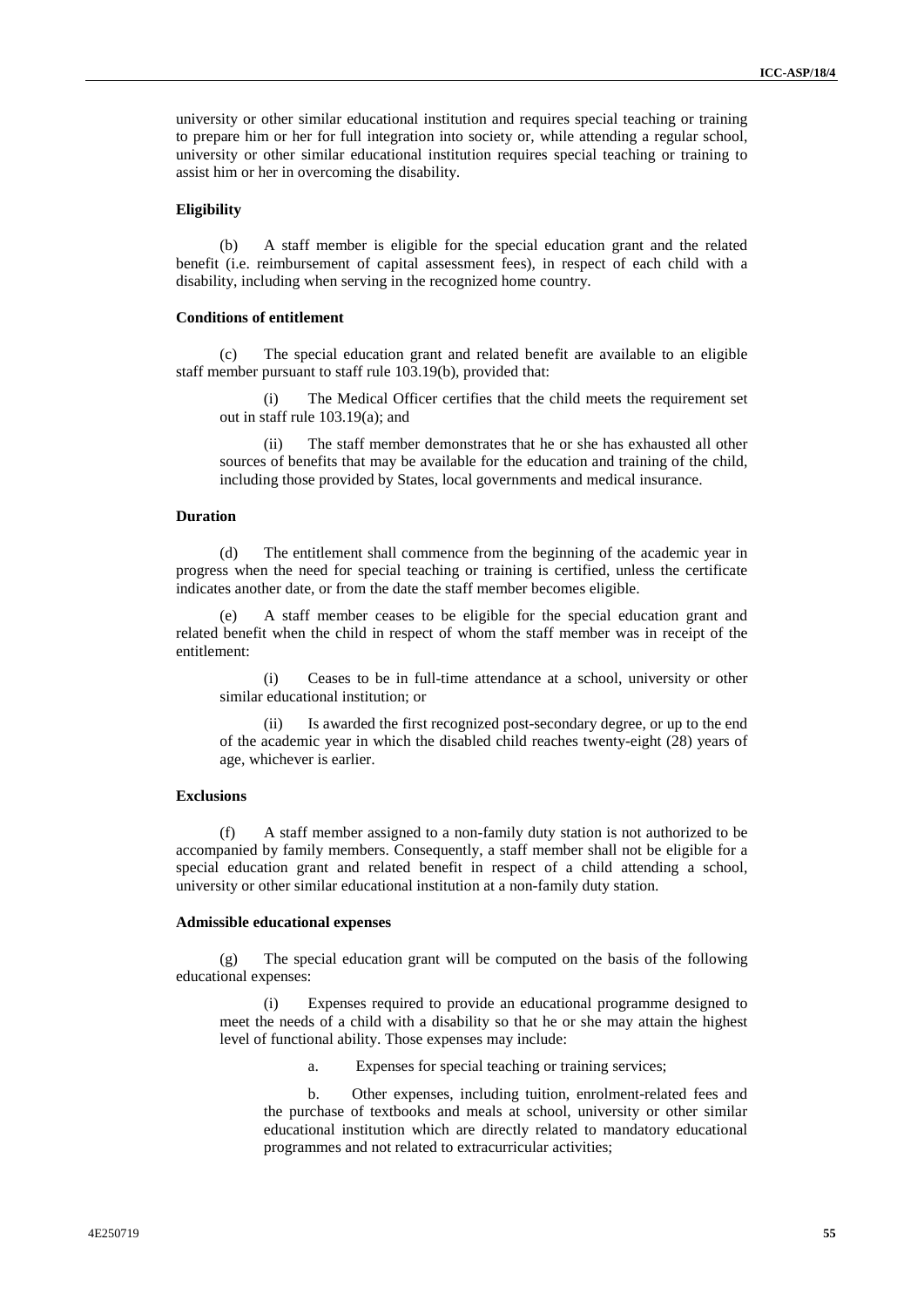university or other similar educational institution and requires special teaching or training to prepare him or her for full integration into society or, while attending a regular school, university or other similar educational institution requires special teaching or training to assist him or her in overcoming the disability.

**Eligibility**

(b) A staff member is eligible for the special education grant and the related benefit (i.e. reimbursement of capital assessment fees), in respect of each child with a disability, including when serving in the recognized home country.

**Conditions of entitlement**

(c) The special education grant and related benefit are available to an eligible staff member pursuant to staff rule 103.19(b), provided that:

(i) The Medical Officer certifies that the child meets the requirement set out in staff rule 103.19(a); and

(ii) The staff member demonstrates that he or she has exhausted all other sources of benefits that may be available for the education and training of the child, including those provided by States, local governments and medical insurance.

**Duration**

(d) The entitlement shall commence from the beginning of the academic year in progress when the need for special teaching or training is certified, unless the certificate indicates another date, or from the date the staff member becomes eligible.

(e) A staff member ceases to be eligible for the special education grant and related benefit when the child in respect of whom the staff member was in receipt of the entitlement:

(i) Ceases to be in full-time attendance at a school, university or other similar educational institution; or

(ii) Is awarded the first recognized post-secondary degree, or up to the end of the academic year in which the disabled child reaches twenty-eight (28) years of age, whichever is earlier.

**Exclusions**

(f) A staff member assigned to a non-family duty station is not authorized to be accompanied by family members. Consequently, a staff member shall not be eligible for a special education grant and related benefit in respect of a child attending a school, university or other similar educational institution at a non-family duty station.

**Admissible educational expenses**

(g) The special education grant will be computed on the basis of the following educational expenses:

(i) Expenses required to provide an educational programme designed to meet the needs of a child with a disability so that he or she may attain the highest level of functional ability. Those expenses may include:

a. Expenses for special teaching or training services;

b. Other expenses, including tuition, enrolment-related fees and the purchase of textbooks and meals at school, university or other similar educational institution which are directly related to mandatory educational programmes and not related to extracurricular activities;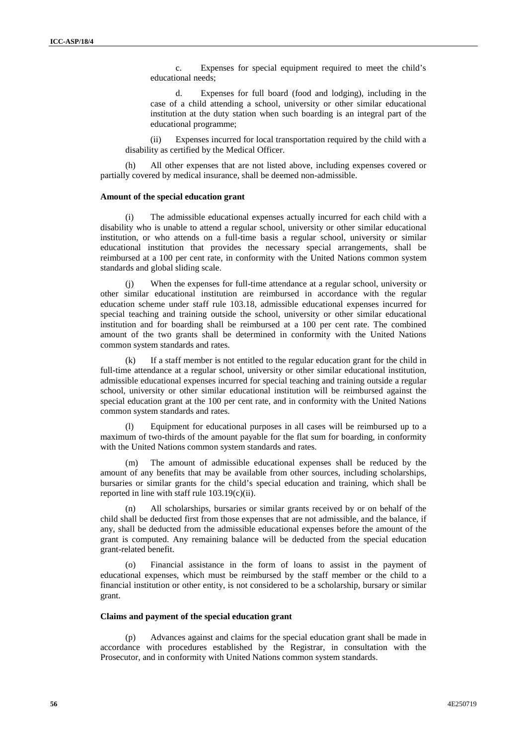c. Expenses for special equipment required to meet the child's educational needs;

d. Expenses for full board (food and lodging), including in the case of a child attending a school, university or other similar educational institution at the duty station when such boarding is an integral part of the educational programme;

(ii) Expenses incurred for local transportation required by the child with a disability as certified by the Medical Officer.

(h) All other expenses that are not listed above, including expenses covered or partially covered by medical insurance, shall be deemed non-admissible.

**Amount of the special education grant**

(i) The admissible educational expenses actually incurred for each child with a disability who is unable to attend a regular school, university or other similar educational institution, or who attends on a full-time basis a regular school, university or similar educational institution that provides the necessary special arrangements, shall be reimbursed at a 100 per cent rate, in conformity with the United Nations common system standards and global sliding scale.

(j) When the expenses for full-time attendance at a regular school, university or other similar educational institution are reimbursed in accordance with the regular education scheme under staff rule 103.18, admissible educational expenses incurred for special teaching and training outside the school, university or other similar educational institution and for boarding shall be reimbursed at a 100 per cent rate. The combined amount of the two grants shall be determined in conformity with the United Nations common system standards and rates.

(k) If a staff member is not entitled to the regular education grant for the child in full-time attendance at a regular school, university or other similar educational institution, admissible educational expenses incurred for special teaching and training outside a regular school, university or other similar educational institution will be reimbursed against the special education grant at the 100 per cent rate, and in conformity with the United Nations common system standards and rates.

(l) Equipment for educational purposes in all cases will be reimbursed up to a maximum of two-thirds of the amount payable for the flat sum for boarding, in conformity with the United Nations common system standards and rates.

(m) The amount of admissible educational expenses shall be reduced by the amount of any benefits that may be available from other sources, including scholarships, bursaries or similar grants for the child's special education and training, which shall be reported in line with staff rule 103.19(c)(ii).

(n) All scholarships, bursaries or similar grants received by or on behalf of the child shall be deducted first from those expenses that are not admissible, and the balance, if any, shall be deducted from the admissible educational expenses before the amount of the grant is computed. Any remaining balance will be deducted from the special education grant-related benefit.

(o) Financial assistance in the form of loans to assist in the payment of educational expenses, which must be reimbursed by the staff member or the child to a financial institution or other entity, is not considered to be a scholarship, bursary or similar grant.

**Claims and payment of the special education grant**

(p) Advances against and claims for the special education grant shall be made in accordance with procedures established by the Registrar, in consultation with the Prosecutor, and in conformity with United Nations common system standards.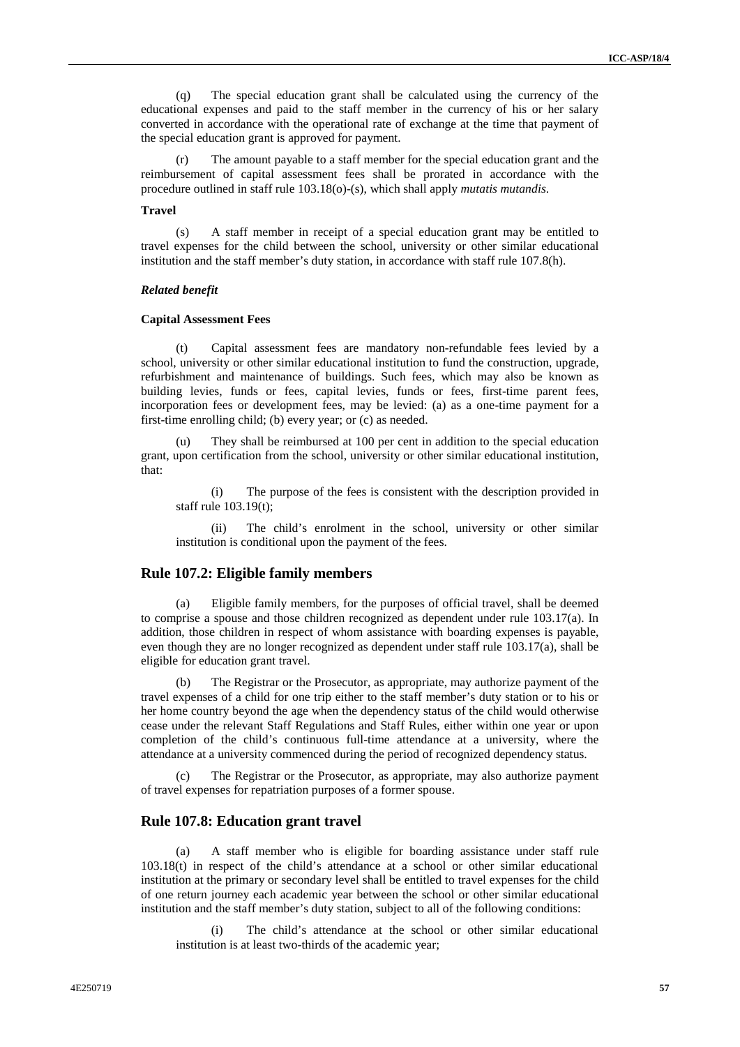(q) The special education grant shall be calculated using the currency of the educational expenses and paid to the staff member in the currency of his or her salary converted in accordance with the operational rate of exchange at the time that payment of the special education grant is approved for payment.

(r) The amount payable to a staff member for the special education grant and the reimbursement of capital assessment fees shall be prorated in accordance with the procedure outlined in staff rule 103.18(o)-(s), which shall apply *mutatis mutandis*.

**Travel**

(s) A staff member in receipt of a special education grant may be entitled to travel expenses for the child between the school, university or other similar educational institution and the staff member's duty station, in accordance with staff rule 107.8(h).

***Related benefit***

**Capital Assessment Fees**

(t) Capital assessment fees are mandatory non-refundable fees levied by a school, university or other similar educational institution to fund the construction, upgrade, refurbishment and maintenance of buildings. Such fees, which may also be known as building levies, funds or fees, capital levies, funds or fees, first-time parent fees, incorporation fees or development fees, may be levied: (a) as a one-time payment for a first-time enrolling child; (b) every year; or (c) as needed.

(u) They shall be reimbursed at 100 per cent in addition to the special education grant, upon certification from the school, university or other similar educational institution, that:

(i) The purpose of the fees is consistent with the description provided in staff rule 103.19(t);

(ii) The child's enrolment in the school, university or other similar institution is conditional upon the payment of the fees.

## Rule 107.2: Eligible family members

(a) Eligible family members, for the purposes of official travel, shall be deemed to comprise a spouse and those children recognized as dependent under rule 103.17(a). In addition, those children in respect of whom assistance with boarding expenses is payable, even though they are no longer recognized as dependent under staff rule 103.17(a), shall be eligible for education grant travel.

(b) The Registrar or the Prosecutor, as appropriate, may authorize payment of the travel expenses of a child for one trip either to the staff member's duty station or to his or her home country beyond the age when the dependency status of the child would otherwise cease under the relevant Staff Regulations and Staff Rules, either within one year or upon completion of the child's continuous full-time attendance at a university, where the attendance at a university commenced during the period of recognized dependency status.

(c) The Registrar or the Prosecutor, as appropriate, may also authorize payment of travel expenses for repatriation purposes of a former spouse.

## Rule 107.8: Education grant travel

(a) A staff member who is eligible for boarding assistance under staff rule 103.18(t) in respect of the child's attendance at a school or other similar educational institution at the primary or secondary level shall be entitled to travel expenses for the child of one return journey each academic year between the school or other similar educational institution and the staff member's duty station, subject to all of the following conditions:

(i) The child's attendance at the school or other similar educational institution is at least two-thirds of the academic year;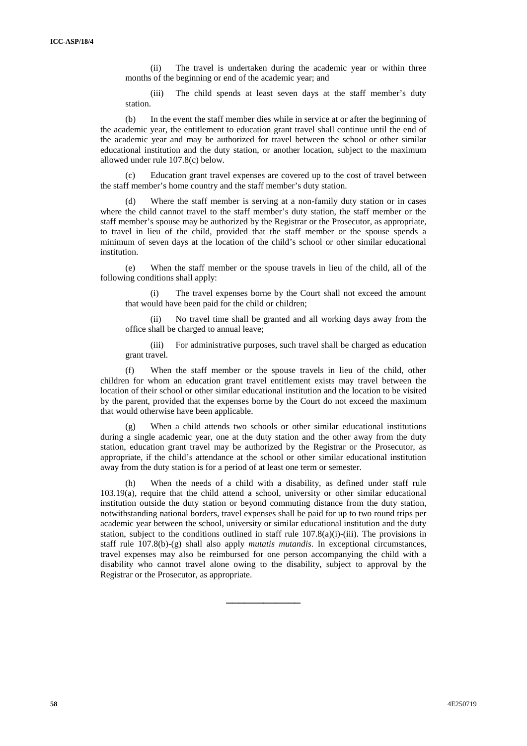(ii) The travel is undertaken during the academic year or within three months of the beginning or end of the academic year; and

(iii) The child spends at least seven days at the staff member's duty station.

(b) In the event the staff member dies while in service at or after the beginning of the academic year, the entitlement to education grant travel shall continue until the end of the academic year and may be authorized for travel between the school or other similar educational institution and the duty station, or another location, subject to the maximum allowed under rule 107.8(c) below.

(c) Education grant travel expenses are covered up to the cost of travel between the staff member's home country and the staff member's duty station.

(d) Where the staff member is serving at a non-family duty station or in cases where the child cannot travel to the staff member's duty station, the staff member or the staff member's spouse may be authorized by the Registrar or the Prosecutor, as appropriate, to travel in lieu of the child, provided that the staff member or the spouse spends a minimum of seven days at the location of the child's school or other similar educational institution.

(e) When the staff member or the spouse travels in lieu of the child, all of the following conditions shall apply:

(i) The travel expenses borne by the Court shall not exceed the amount that would have been paid for the child or children;

(ii) No travel time shall be granted and all working days away from the office shall be charged to annual leave;

(iii) For administrative purposes, such travel shall be charged as education grant travel.

(f) When the staff member or the spouse travels in lieu of the child, other children for whom an education grant travel entitlement exists may travel between the location of their school or other similar educational institution and the location to be visited by the parent, provided that the expenses borne by the Court do not exceed the maximum that would otherwise have been applicable.

(g) When a child attends two schools or other similar educational institutions during a single academic year, one at the duty station and the other away from the duty station, education grant travel may be authorized by the Registrar or the Prosecutor, as appropriate, if the child's attendance at the school or other similar educational institution away from the duty station is for a period of at least one term or semester.

(h) When the needs of a child with a disability, as defined under staff rule 103.19(a), require that the child attend a school, university or other similar educational institution outside the duty station or beyond commuting distance from the duty station, notwithstanding national borders, travel expenses shall be paid for up to two round trips per academic year between the school, university or similar educational institution and the duty station, subject to the conditions outlined in staff rule 107.8(a)(i)-(iii). The provisions in staff rule 107.8(b)-(g) shall also apply *mutatis mutandis*. In exceptional circumstances, travel expenses may also be reimbursed for one person accompanying the child with a disability who cannot travel alone owing to the disability, subject to approval by the Registrar or the Prosecutor, as appropriate.

---